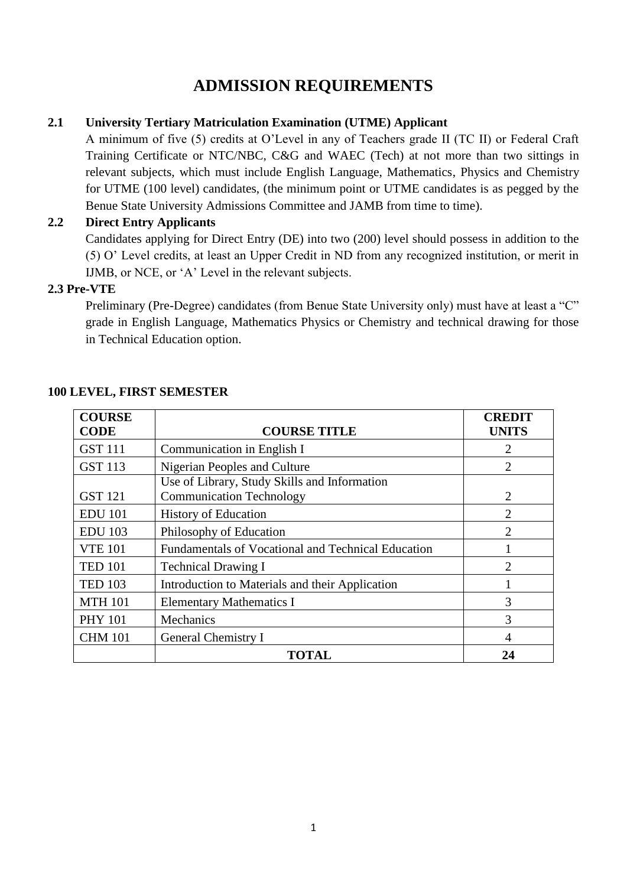# ADMISSION REQUIREMENTS

### 2.1 University Tertiary Matriculation Examination (UTME) Applicant

A minimum of five (5) credits at O'Level in any of Teachers grade II (TC II) or Federal Craft Training Certificate or NTC/NBC, C&G and WAEC (Tech) at not more than two sittings in relevant subjects, which must include English Language, Mathematics, Physics and Chemistry for UTME (100 level) candidates, (the minimum point or UTME candidates is as pegged by the Benue State University Admissions Committee and JAMB from time to time).

### 2.2 Direct Entry Applicants

Candidates applying for Direct Entry (DE) into two (200) level should possess in addition to the (5) O' Level credits, at least an Upper Credit in ND from any recognized institution, or merit in IJMB, or NCE, or 'A' Level in the relevant subjects.

### 2.3 Pre-VTE

Preliminary (Pre-Degree) candidates (from Benue State University only) must have at least a "C" grade in English Language, Mathematics Physics or Chemistry and technical drawing for those in Technical Education option.

**100 LEVEL, FIRST SEMESTER**

| COURSE CODE | COURSE TITLE | CREDIT UNITS |
|---|---|---|
| GST 111 | Communication in English I | 2 |
| GST 113 | Nigerian Peoples and Culture | 2 |
| GST 121 | Use of Library, Study Skills and Information Communication Technology | 2 |
| EDU 101 | History of Education | 2 |
| EDU 103 | Philosophy of Education | 2 |
| VTE 101 | Fundamentals of Vocational and Technical Education | 1 |
| TED 101 | Technical Drawing I | 2 |
| TED 103 | Introduction to Materials and their Application | 1 |
| MTH 101 | Elementary Mathematics I | 3 |
| PHY 101 | Mechanics | 3 |
| CHM 101 | General Chemistry I | 4 |
| | **TOTAL** | **24** |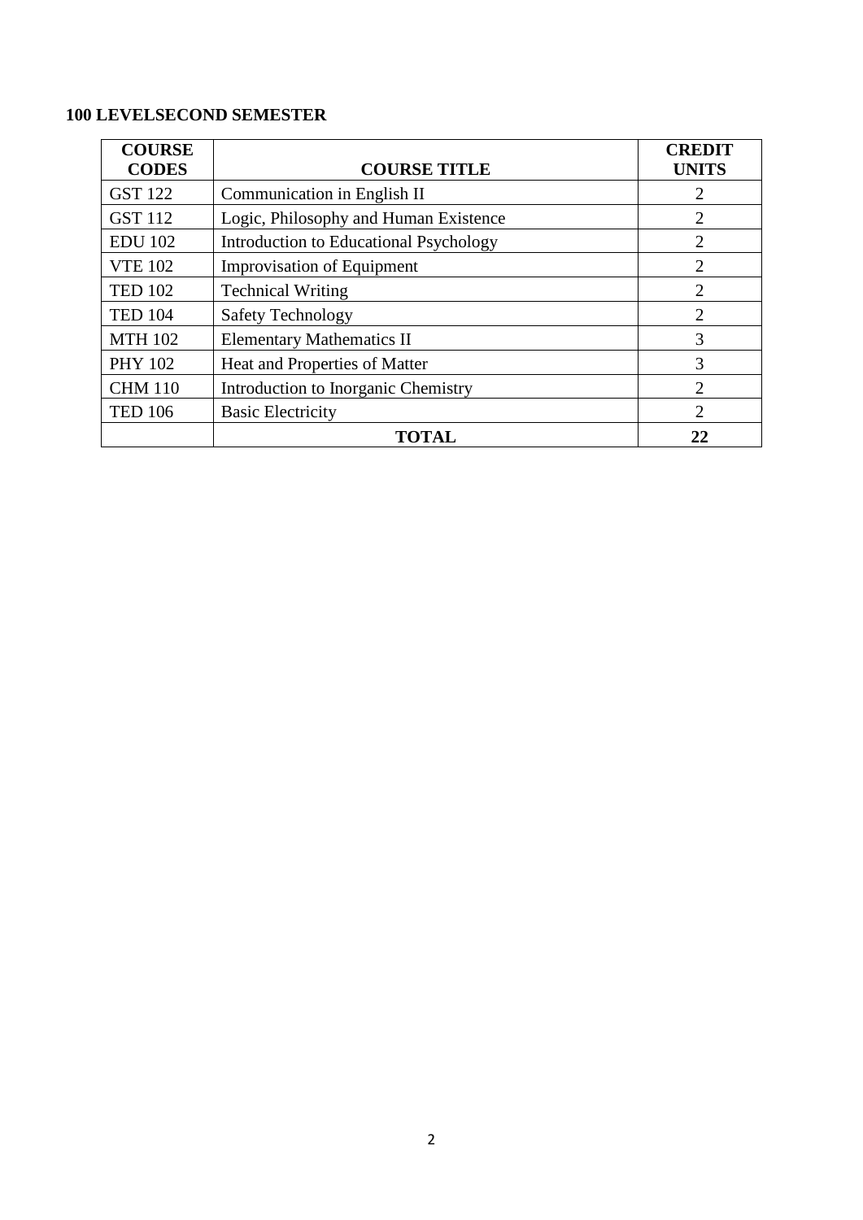**100 LEVELSECOND SEMESTER**

| COURSE CODES | COURSE TITLE | CREDIT UNITS |
|---|---|---|
| GST 122 | Communication in English II | 2 |
| GST 112 | Logic, Philosophy and Human Existence | 2 |
| EDU 102 | Introduction to Educational Psychology | 2 |
| VTE 102 | Improvisation of Equipment | 2 |
| TED 102 | Technical Writing | 2 |
| TED 104 | Safety Technology | 2 |
| MTH 102 | Elementary Mathematics II | 3 |
| PHY 102 | Heat and Properties of Matter | 3 |
| CHM 110 | Introduction to Inorganic Chemistry | 2 |
| TED 106 | Basic Electricity | 2 |
| | **TOTAL** | **22** |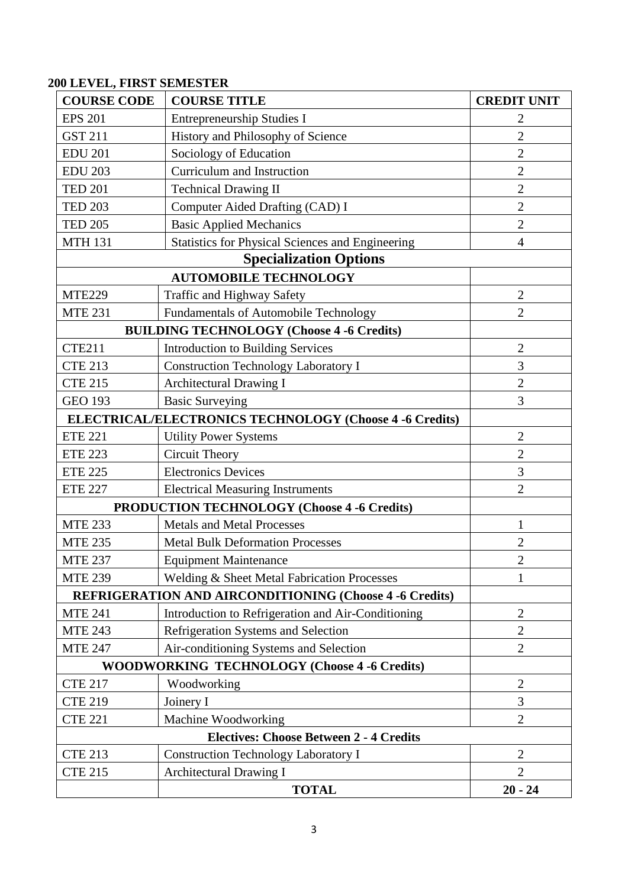**200 LEVEL, FIRST SEMESTER**

| COURSE CODE | COURSE TITLE | CREDIT UNIT |
|---|---|---|
| EPS 201 | Entrepreneurship Studies I | 2 |
| GST 211 | History and Philosophy of Science | 2 |
| EDU 201 | Sociology of Education | 2 |
| EDU 203 | Curriculum and Instruction | 2 |
| TED 201 | Technical Drawing II | 2 |
| TED 203 | Computer Aided Drafting (CAD) I | 2 |
| TED 205 | Basic Applied Mechanics | 2 |
| MTH 131 | Statistics for Physical Sciences and Engineering | 4 |
| **Specialization Options** | | |
| **AUTOMOBILE TECHNOLOGY** | | |
| MTE229 | Traffic and Highway Safety | 2 |
| MTE 231 | Fundamentals of Automobile Technology | 2 |
| **BUILDING TECHNOLOGY (Choose 4 -6 Credits)** | | |
| CTE211 | Introduction to Building Services | 2 |
| CTE 213 | Construction Technology Laboratory I | 3 |
| CTE 215 | Architectural Drawing I | 2 |
| GEO 193 | Basic Surveying | 3 |
| **ELECTRICAL/ELECTRONICS TECHNOLOGY (Choose 4 -6 Credits)** | | |
| ETE 221 | Utility Power Systems | 2 |
| ETE 223 | Circuit Theory | 2 |
| ETE 225 | Electronics Devices | 3 |
| ETE 227 | Electrical Measuring Instruments | 2 |
| **PRODUCTION TECHNOLOGY (Choose 4 -6 Credits)** | | |
| MTE 233 | Metals and Metal Processes | 1 |
| MTE 235 | Metal Bulk Deformation Processes | 2 |
| MTE 237 | Equipment Maintenance | 2 |
| MTE 239 | Welding & Sheet Metal Fabrication Processes | 1 |
| **REFRIGERATION AND AIRCONDITIONING (Choose 4 -6 Credits)** | | |
| MTE 241 | Introduction to Refrigeration and Air-Conditioning | 2 |
| MTE 243 | Refrigeration Systems and Selection | 2 |
| MTE 247 | Air-conditioning Systems and Selection | 2 |
| **WOODWORKING TECHNOLOGY (Choose 4 -6 Credits)** | | |
| CTE 217 | Woodworking | 2 |
| CTE 219 | Joinery I | 3 |
| CTE 221 | Machine Woodworking | 2 |
| **Electives: Choose Between 2 - 4 Credits** | | |
| CTE 213 | Construction Technology Laboratory I | 2 |
| CTE 215 | Architectural Drawing I | 2 |
| | **TOTAL** | **20 - 24** |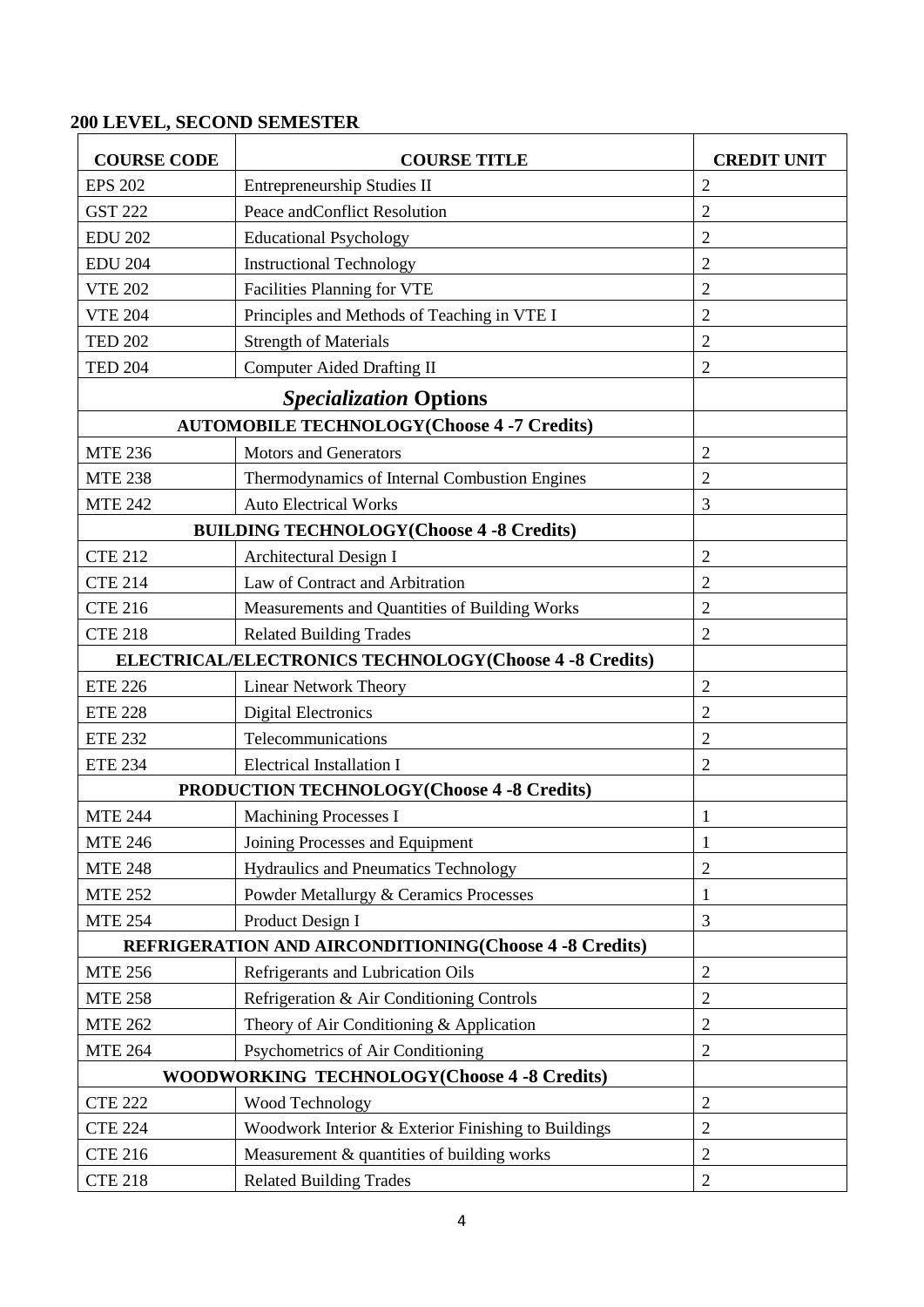**200 LEVEL, SECOND SEMESTER**

| COURSE CODE | COURSE TITLE | CREDIT UNIT |
|---|---|---|
| EPS 202 | Entrepreneurship Studies II | 2 |
| GST 222 | Peace andConflict Resolution | 2 |
| EDU 202 | Educational Psychology | 2 |
| EDU 204 | Instructional Technology | 2 |
| VTE 202 | Facilities Planning for VTE | 2 |
| VTE 204 | Principles and Methods of Teaching in VTE I | 2 |
| TED 202 | Strength of Materials | 2 |
| TED 204 | Computer Aided Drafting II | 2 |
| | ***Specialization* Options** | |
| | **AUTOMOBILE TECHNOLOGY(Choose 4 -7 Credits)** | |
| MTE 236 | Motors and Generators | 2 |
| MTE 238 | Thermodynamics of Internal Combustion Engines | 2 |
| MTE 242 | Auto Electrical Works | 3 |
| | **BUILDING TECHNOLOGY(Choose 4 -8 Credits)** | |
| CTE 212 | Architectural Design I | 2 |
| CTE 214 | Law of Contract and Arbitration | 2 |
| CTE 216 | Measurements and Quantities of Building Works | 2 |
| CTE 218 | Related Building Trades | 2 |
| | **ELECTRICAL/ELECTRONICS TECHNOLOGY(Choose 4 -8 Credits)** | |
| ETE 226 | Linear Network Theory | 2 |
| ETE 228 | Digital Electronics | 2 |
| ETE 232 | Telecommunications | 2 |
| ETE 234 | Electrical Installation I | 2 |
| | **PRODUCTION TECHNOLOGY(Choose 4 -8 Credits)** | |
| MTE 244 | Machining Processes I | 1 |
| MTE 246 | Joining Processes and Equipment | 1 |
| MTE 248 | Hydraulics and Pneumatics Technology | 2 |
| MTE 252 | Powder Metallurgy & Ceramics Processes | 1 |
| MTE 254 | Product Design I | 3 |
| | **REFRIGERATION AND AIRCONDITIONING(Choose 4 -8 Credits)** | |
| MTE 256 | Refrigerants and Lubrication Oils | 2 |
| MTE 258 | Refrigeration & Air Conditioning Controls | 2 |
| MTE 262 | Theory of Air Conditioning & Application | 2 |
| MTE 264 | Psychometrics of Air Conditioning | 2 |
| | **WOODWORKING TECHNOLOGY(Choose 4 -8 Credits)** | |
| CTE 222 | Wood Technology | 2 |
| CTE 224 | Woodwork Interior & Exterior Finishing to Buildings | 2 |
| CTE 216 | Measurement & quantities of building works | 2 |
| CTE 218 | Related Building Trades | 2 |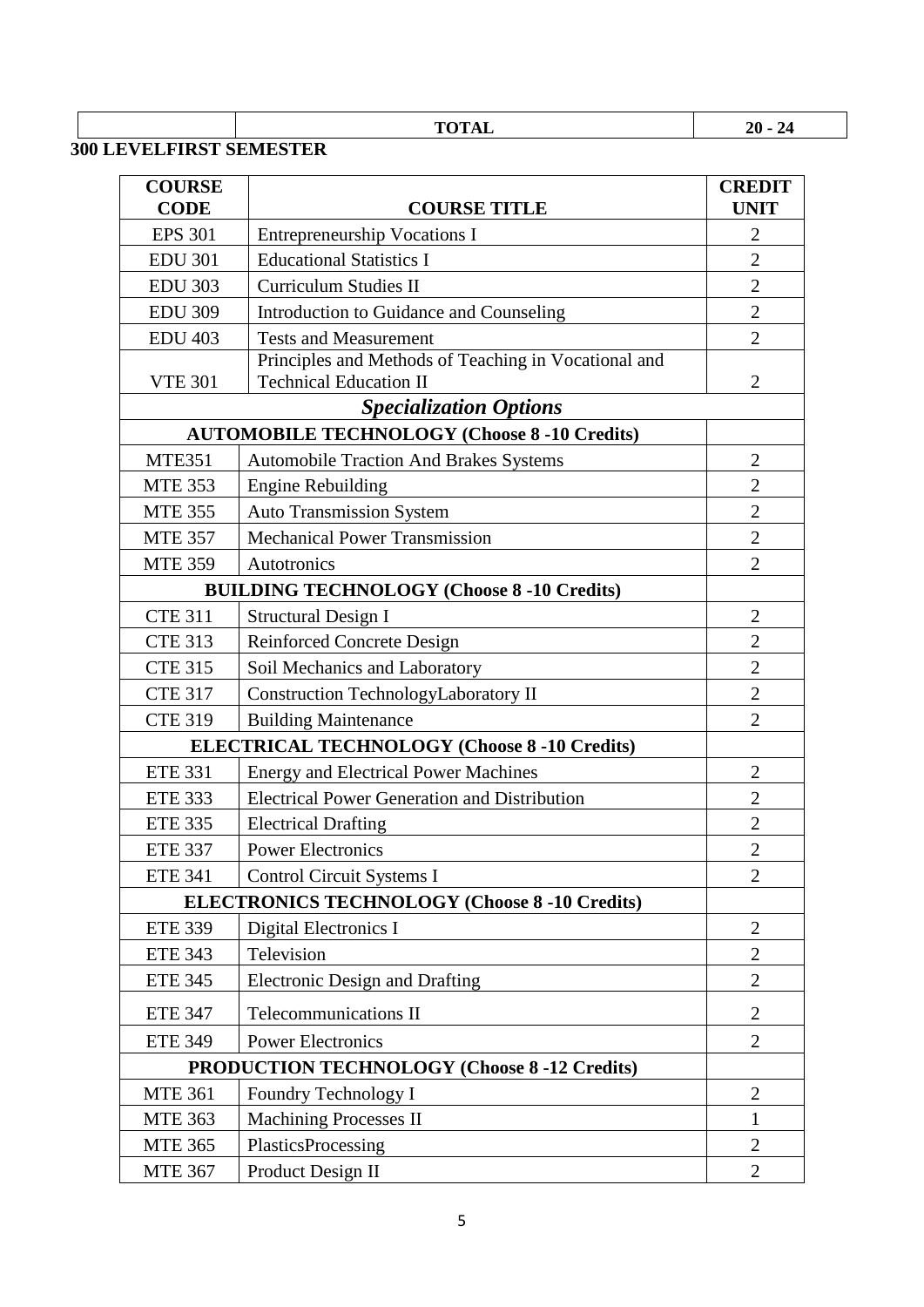| | TOTAL | 20 - 24 |
|---|---|---|

**300 LEVELFIRST SEMESTER**

| COURSE CODE | COURSE TITLE | CREDIT UNIT |
|---|---|---|
| EPS 301 | Entrepreneurship Vocations I | 2 |
| EDU 301 | Educational Statistics I | 2 |
| EDU 303 | Curriculum Studies II | 2 |
| EDU 309 | Introduction to Guidance and Counseling | 2 |
| EDU 403 | Tests and Measurement | 2 |
| VTE 301 | Principles and Methods of Teaching in Vocational and Technical Education II | 2 |
| ***Specialization Options*** | | |
| **AUTOMOBILE TECHNOLOGY (Choose 8 -10 Credits)** | | |
| MTE351 | Automobile Traction And Brakes Systems | 2 |
| MTE 353 | Engine Rebuilding | 2 |
| MTE 355 | Auto Transmission System | 2 |
| MTE 357 | Mechanical Power Transmission | 2 |
| MTE 359 | Autotronics | 2 |
| **BUILDING TECHNOLOGY (Choose 8 -10 Credits)** | | |
| CTE 311 | Structural Design I | 2 |
| CTE 313 | Reinforced Concrete Design | 2 |
| CTE 315 | Soil Mechanics and Laboratory | 2 |
| CTE 317 | Construction TechnologyLaboratory II | 2 |
| CTE 319 | Building Maintenance | 2 |
| **ELECTRICAL TECHNOLOGY (Choose 8 -10 Credits)** | | |
| ETE 331 | Energy and Electrical Power Machines | 2 |
| ETE 333 | Electrical Power Generation and Distribution | 2 |
| ETE 335 | Electrical Drafting | 2 |
| ETE 337 | Power Electronics | 2 |
| ETE 341 | Control Circuit Systems I | 2 |
| **ELECTRONICS TECHNOLOGY (Choose 8 -10 Credits)** | | |
| ETE 339 | Digital Electronics I | 2 |
| ETE 343 | Television | 2 |
| ETE 345 | Electronic Design and Drafting | 2 |
| ETE 347 | Telecommunications II | 2 |
| ETE 349 | Power Electronics | 2 |
| **PRODUCTION TECHNOLOGY (Choose 8 -12 Credits)** | | |
| MTE 361 | Foundry Technology I | 2 |
| MTE 363 | Machining Processes II | 1 |
| MTE 365 | PlasticsProcessing | 2 |
| MTE 367 | Product Design II | 2 |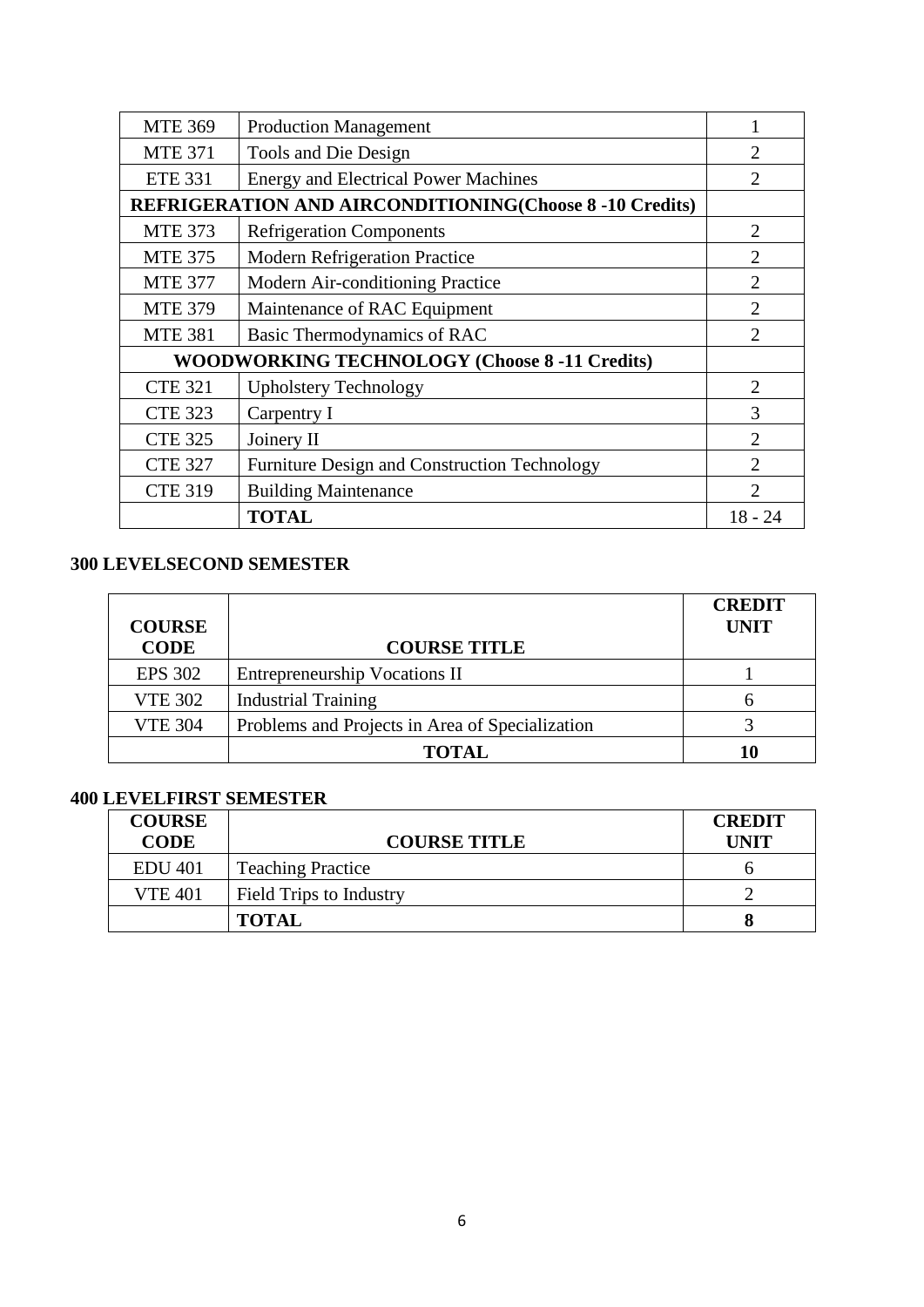| | | |
|---|---|---|
| MTE 369 | Production Management | 1 |
| MTE 371 | Tools and Die Design | 2 |
| ETE 331 | Energy and Electrical Power Machines | 2 |
| **REFRIGERATION AND AIRCONDITIONING(Choose 8 -10 Credits)** | | |
| MTE 373 | Refrigeration Components | 2 |
| MTE 375 | Modern Refrigeration Practice | 2 |
| MTE 377 | Modern Air-conditioning Practice | 2 |
| MTE 379 | Maintenance of RAC Equipment | 2 |
| MTE 381 | Basic Thermodynamics of RAC | 2 |
| **WOODWORKING TECHNOLOGY (Choose 8 -11 Credits)** | | |
| CTE 321 | Upholstery Technology | 2 |
| CTE 323 | Carpentry I | 3 |
| CTE 325 | Joinery II | 2 |
| CTE 327 | Furniture Design and Construction Technology | 2 |
| CTE 319 | Building Maintenance | 2 |
| | **TOTAL** | 18 - 24 |

**300 LEVELSECOND SEMESTER**

| COURSE CODE | COURSE TITLE | CREDIT UNIT |
|---|---|---|
| EPS 302 | Entrepreneurship Vocations II | 1 |
| VTE 302 | Industrial Training | 6 |
| VTE 304 | Problems and Projects in Area of Specialization | 3 |
| | **TOTAL** | **10** |

**400 LEVELFIRST SEMESTER**

| COURSE CODE | COURSE TITLE | CREDIT UNIT |
|---|---|---|
| EDU 401 | Teaching Practice | 6 |
| VTE 401 | Field Trips to Industry | 2 |
| | **TOTAL** | **8** |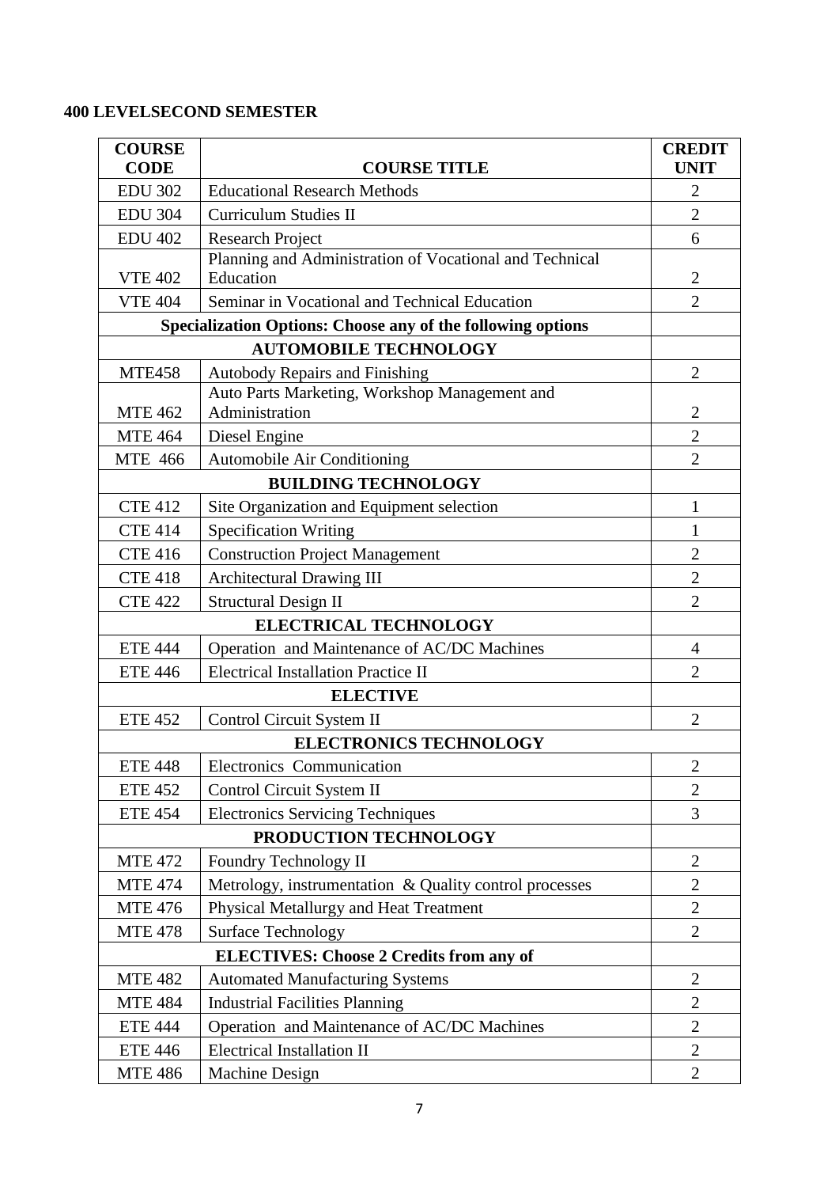**400 LEVELSECOND SEMESTER**

| COURSE CODE | COURSE TITLE | CREDIT UNIT |
|---|---|---|
| EDU 302 | Educational Research Methods | 2 |
| EDU 304 | Curriculum Studies II | 2 |
| EDU 402 | Research Project | 6 |
| VTE 402 | Planning and Administration of Vocational and Technical Education | 2 |
| VTE 404 | Seminar in Vocational and Technical Education | 2 |
| **Specialization Options: Choose any of the following options** | | |
| **AUTOMOBILE TECHNOLOGY** | | |
| MTE458 | Autobody Repairs and Finishing | 2 |
| MTE 462 | Auto Parts Marketing, Workshop Management and Administration | 2 |
| MTE 464 | Diesel Engine | 2 |
| MTE 466 | Automobile Air Conditioning | 2 |
| **BUILDING TECHNOLOGY** | | |
| CTE 412 | Site Organization and Equipment selection | 1 |
| CTE 414 | Specification Writing | 1 |
| CTE 416 | Construction Project Management | 2 |
| CTE 418 | Architectural Drawing III | 2 |
| CTE 422 | Structural Design II | 2 |
| **ELECTRICAL TECHNOLOGY** | | |
| ETE 444 | Operation and Maintenance of AC/DC Machines | 4 |
| ETE 446 | Electrical Installation Practice II | 2 |
| **ELECTIVE** | | |
| ETE 452 | Control Circuit System II | 2 |
| **ELECTRONICS TECHNOLOGY** | | |
| ETE 448 | Electronics Communication | 2 |
| ETE 452 | Control Circuit System II | 2 |
| ETE 454 | Electronics Servicing Techniques | 3 |
| **PRODUCTION TECHNOLOGY** | | |
| MTE 472 | Foundry Technology II | 2 |
| MTE 474 | Metrology, instrumentation & Quality control processes | 2 |
| MTE 476 | Physical Metallurgy and Heat Treatment | 2 |
| MTE 478 | Surface Technology | 2 |
| **ELECTIVES: Choose 2 Credits from any of** | | |
| MTE 482 | Automated Manufacturing Systems | 2 |
| MTE 484 | Industrial Facilities Planning | 2 |
| ETE 444 | Operation and Maintenance of AC/DC Machines | 2 |
| ETE 446 | Electrical Installation II | 2 |
| MTE 486 | Machine Design | 2 |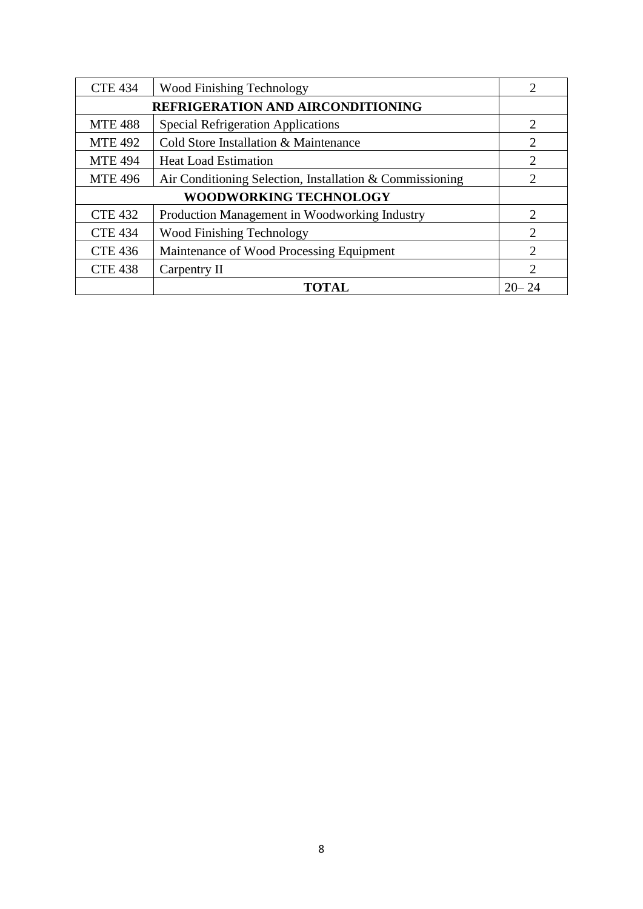| | | |
|---|---|---|
| CTE 434 | Wood Finishing Technology | 2 |
| **REFRIGERATION AND AIRCONDITIONING** | | |
| MTE 488 | Special Refrigeration Applications | 2 |
| MTE 492 | Cold Store Installation & Maintenance | 2 |
| MTE 494 | Heat Load Estimation | 2 |
| MTE 496 | Air Conditioning Selection, Installation & Commissioning | 2 |
| **WOODWORKING TECHNOLOGY** | | |
| CTE 432 | Production Management in Woodworking Industry | 2 |
| CTE 434 | Wood Finishing Technology | 2 |
| CTE 436 | Maintenance of Wood Processing Equipment | 2 |
| CTE 438 | Carpentry II | 2 |
| | **TOTAL** | 20– 24 |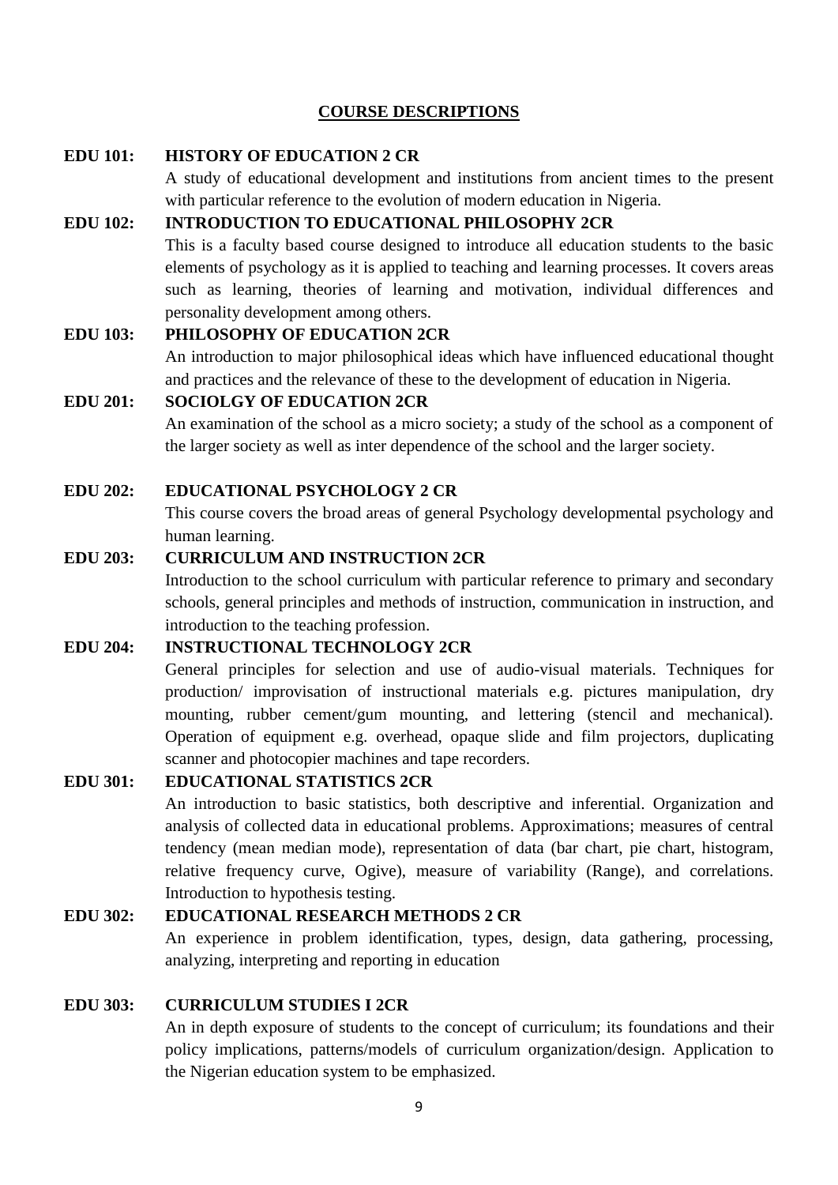## COURSE DESCRIPTIONS

**EDU 101: HISTORY OF EDUCATION 2 CR**

A study of educational development and institutions from ancient times to the present with particular reference to the evolution of modern education in Nigeria.

**EDU 102: INTRODUCTION TO EDUCATIONAL PHILOSOPHY 2CR**

This is a faculty based course designed to introduce all education students to the basic elements of psychology as it is applied to teaching and learning processes. It covers areas such as learning, theories of learning and motivation, individual differences and personality development among others.

**EDU 103: PHILOSOPHY OF EDUCATION 2CR**

An introduction to major philosophical ideas which have influenced educational thought and practices and the relevance of these to the development of education in Nigeria.

**EDU 201: SOCIOLGY OF EDUCATION 2CR**

An examination of the school as a micro society; a study of the school as a component of the larger society as well as inter dependence of the school and the larger society.

**EDU 202: EDUCATIONAL PSYCHOLOGY 2 CR**

This course covers the broad areas of general Psychology developmental psychology and human learning.

**EDU 203: CURRICULUM AND INSTRUCTION 2CR**

Introduction to the school curriculum with particular reference to primary and secondary schools, general principles and methods of instruction, communication in instruction, and introduction to the teaching profession.

**EDU 204: INSTRUCTIONAL TECHNOLOGY 2CR**

General principles for selection and use of audio-visual materials. Techniques for production/ improvisation of instructional materials e.g. pictures manipulation, dry mounting, rubber cement/gum mounting, and lettering (stencil and mechanical). Operation of equipment e.g. overhead, opaque slide and film projectors, duplicating scanner and photocopier machines and tape recorders.

**EDU 301: EDUCATIONAL STATISTICS 2CR**

An introduction to basic statistics, both descriptive and inferential. Organization and analysis of collected data in educational problems. Approximations; measures of central tendency (mean median mode), representation of data (bar chart, pie chart, histogram, relative frequency curve, Ogive), measure of variability (Range), and correlations. Introduction to hypothesis testing.

**EDU 302: EDUCATIONAL RESEARCH METHODS 2 CR**

An experience in problem identification, types, design, data gathering, processing, analyzing, interpreting and reporting in education

**EDU 303: CURRICULUM STUDIES I 2CR**

An in depth exposure of students to the concept of curriculum; its foundations and their policy implications, patterns/models of curriculum organization/design. Application to the Nigerian education system to be emphasized.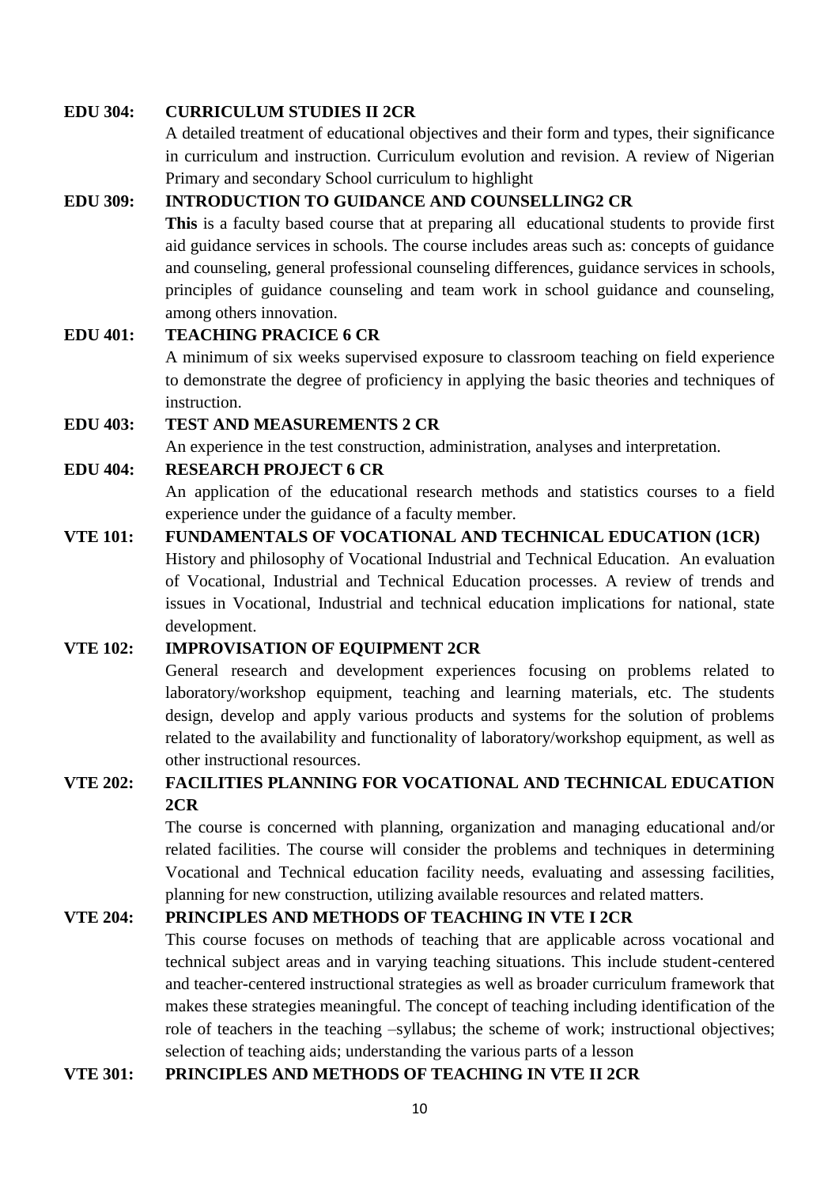**EDU 304: CURRICULUM STUDIES II 2CR**

A detailed treatment of educational objectives and their form and types, their significance in curriculum and instruction. Curriculum evolution and revision. A review of Nigerian Primary and secondary School curriculum to highlight

**EDU 309: INTRODUCTION TO GUIDANCE AND COUNSELLING2 CR**

**This** is a faculty based course that at preparing all educational students to provide first aid guidance services in schools. The course includes areas such as: concepts of guidance and counseling, general professional counseling differences, guidance services in schools, principles of guidance counseling and team work in school guidance and counseling, among others innovation.

**EDU 401: TEACHING PRACICE 6 CR**

A minimum of six weeks supervised exposure to classroom teaching on field experience to demonstrate the degree of proficiency in applying the basic theories and techniques of instruction.

**EDU 403: TEST AND MEASUREMENTS 2 CR**

An experience in the test construction, administration, analyses and interpretation.

**EDU 404: RESEARCH PROJECT 6 CR**

An application of the educational research methods and statistics courses to a field experience under the guidance of a faculty member.

**VTE 101: FUNDAMENTALS OF VOCATIONAL AND TECHNICAL EDUCATION (1CR)**

History and philosophy of Vocational Industrial and Technical Education. An evaluation of Vocational, Industrial and Technical Education processes. A review of trends and issues in Vocational, Industrial and technical education implications for national, state development.

**VTE 102: IMPROVISATION OF EQUIPMENT 2CR**

General research and development experiences focusing on problems related to laboratory/workshop equipment, teaching and learning materials, etc. The students design, develop and apply various products and systems for the solution of problems related to the availability and functionality of laboratory/workshop equipment, as well as other instructional resources.

**VTE 202: FACILITIES PLANNING FOR VOCATIONAL AND TECHNICAL EDUCATION 2CR**

The course is concerned with planning, organization and managing educational and/or related facilities. The course will consider the problems and techniques in determining Vocational and Technical education facility needs, evaluating and assessing facilities, planning for new construction, utilizing available resources and related matters.

**VTE 204: PRINCIPLES AND METHODS OF TEACHING IN VTE I 2CR**

This course focuses on methods of teaching that are applicable across vocational and technical subject areas and in varying teaching situations. This include student-centered and teacher-centered instructional strategies as well as broader curriculum framework that makes these strategies meaningful. The concept of teaching including identification of the role of teachers in the teaching –syllabus; the scheme of work; instructional objectives; selection of teaching aids; understanding the various parts of a lesson

**VTE 301: PRINCIPLES AND METHODS OF TEACHING IN VTE II 2CR**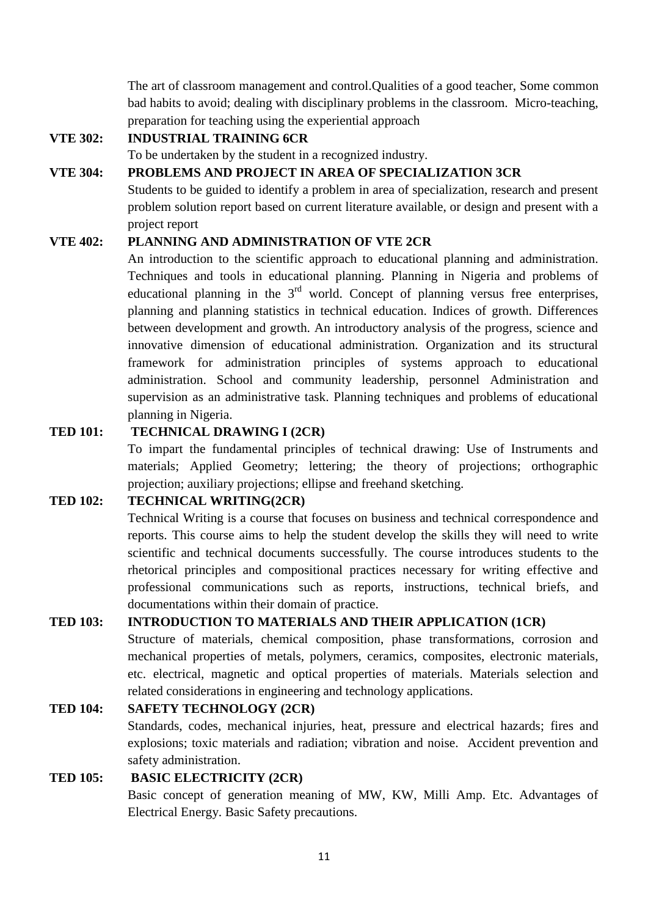The art of classroom management and control.Qualities of a good teacher, Some common bad habits to avoid; dealing with disciplinary problems in the classroom. Micro-teaching, preparation for teaching using the experiential approach

**VTE 302: INDUSTRIAL TRAINING 6CR**

To be undertaken by the student in a recognized industry.

**VTE 304: PROBLEMS AND PROJECT IN AREA OF SPECIALIZATION 3CR**

Students to be guided to identify a problem in area of specialization, research and present problem solution report based on current literature available, or design and present with a project report

**VTE 402: PLANNING AND ADMINISTRATION OF VTE 2CR**

An introduction to the scientific approach to educational planning and administration. Techniques and tools in educational planning. Planning in Nigeria and problems of educational planning in the 3rd world. Concept of planning versus free enterprises, planning and planning statistics in technical education. Indices of growth. Differences between development and growth. An introductory analysis of the progress, science and innovative dimension of educational administration. Organization and its structural framework for administration principles of systems approach to educational administration. School and community leadership, personnel Administration and supervision as an administrative task. Planning techniques and problems of educational planning in Nigeria.

**TED 101: TECHNICAL DRAWING I (2CR)**

To impart the fundamental principles of technical drawing: Use of Instruments and materials; Applied Geometry; lettering; the theory of projections; orthographic projection; auxiliary projections; ellipse and freehand sketching.

**TED 102: TECHNICAL WRITING(2CR)**

Technical Writing is a course that focuses on business and technical correspondence and reports. This course aims to help the student develop the skills they will need to write scientific and technical documents successfully. The course introduces students to the rhetorical principles and compositional practices necessary for writing effective and professional communications such as reports, instructions, technical briefs, and documentations within their domain of practice.

**TED 103: INTRODUCTION TO MATERIALS AND THEIR APPLICATION (1CR)**

Structure of materials, chemical composition, phase transformations, corrosion and mechanical properties of metals, polymers, ceramics, composites, electronic materials, etc. electrical, magnetic and optical properties of materials. Materials selection and related considerations in engineering and technology applications.

**TED 104: SAFETY TECHNOLOGY (2CR)**

Standards, codes, mechanical injuries, heat, pressure and electrical hazards; fires and explosions; toxic materials and radiation; vibration and noise. Accident prevention and safety administration.

**TED 105: BASIC ELECTRICITY (2CR)**

Basic concept of generation meaning of MW, KW, Milli Amp. Etc. Advantages of Electrical Energy. Basic Safety precautions.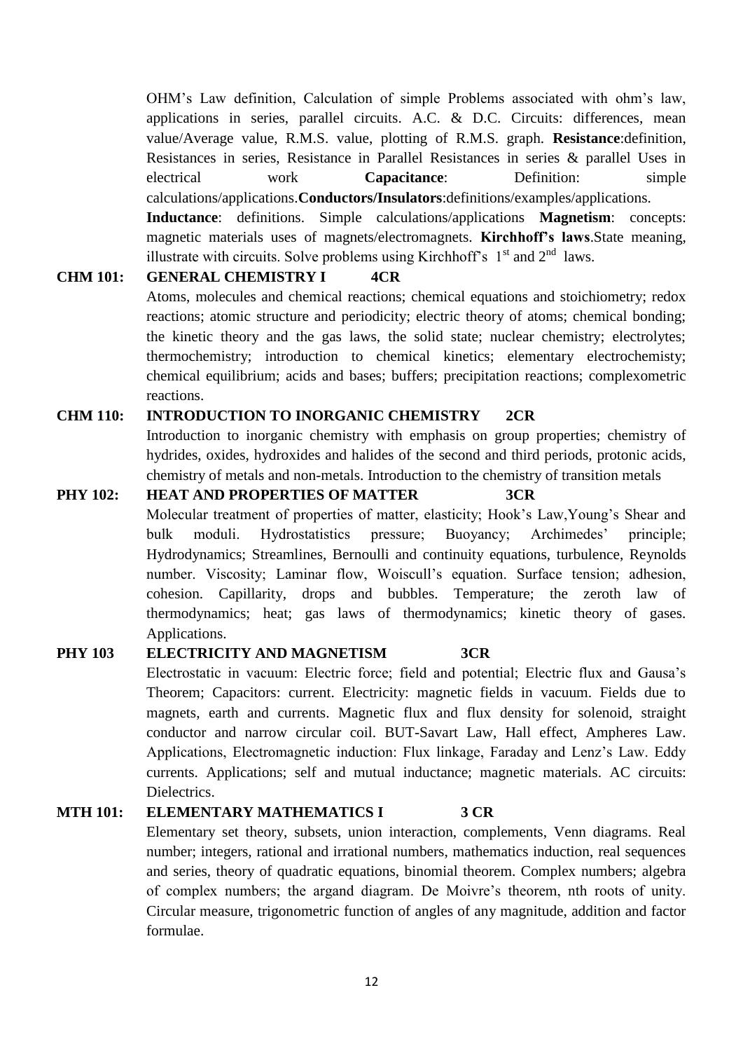OHM's Law definition, Calculation of simple Problems associated with ohm's law, applications in series, parallel circuits. A.C. & D.C. Circuits: differences, mean value/Average value, R.M.S. value, plotting of R.M.S. graph. **Resistance**:definition, Resistances in series, Resistance in Parallel Resistances in series & parallel Uses in electrical work **Capacitance**: Definition: simple calculations/applications.**Conductors/Insulators**:definitions/examples/applications. **Inductance**: definitions. Simple calculations/applications **Magnetism**: concepts: magnetic materials uses of magnets/electromagnets. **Kirchhoff's laws**.State meaning, illustrate with circuits. Solve problems using Kirchhoff's 1st and 2nd laws.

**CHM 101: GENERAL CHEMISTRY I 4CR**

Atoms, molecules and chemical reactions; chemical equations and stoichiometry; redox reactions; atomic structure and periodicity; electric theory of atoms; chemical bonding; the kinetic theory and the gas laws, the solid state; nuclear chemistry; electrolytes; thermochemistry; introduction to chemical kinetics; elementary electrochemisty; chemical equilibrium; acids and bases; buffers; precipitation reactions; complexometric reactions.

**CHM 110: INTRODUCTION TO INORGANIC CHEMISTRY 2CR**

Introduction to inorganic chemistry with emphasis on group properties; chemistry of hydrides, oxides, hydroxides and halides of the second and third periods, protonic acids, chemistry of metals and non-metals. Introduction to the chemistry of transition metals

**PHY 102: HEAT AND PROPERTIES OF MATTER 3CR**

Molecular treatment of properties of matter, elasticity; Hook's Law,Young's Shear and bulk moduli. Hydrostatistics pressure; Buoyancy; Archimedes' principle; Hydrodynamics; Streamlines, Bernoulli and continuity equations, turbulence, Reynolds number. Viscosity; Laminar flow, Woiscull's equation. Surface tension; adhesion, cohesion. Capillarity, drops and bubbles. Temperature; the zeroth law of thermodynamics; heat; gas laws of thermodynamics; kinetic theory of gases. Applications.

**PHY 103 ELECTRICITY AND MAGNETISM 3CR**

Electrostatic in vacuum: Electric force; field and potential; Electric flux and Gausa's Theorem; Capacitors: current. Electricity: magnetic fields in vacuum. Fields due to magnets, earth and currents. Magnetic flux and flux density for solenoid, straight conductor and narrow circular coil. BUT-Savart Law, Hall effect, Ampheres Law. Applications, Electromagnetic induction: Flux linkage, Faraday and Lenz's Law. Eddy currents. Applications; self and mutual inductance; magnetic materials. AC circuits: Dielectrics.

**MTH 101: ELEMENTARY MATHEMATICS I 3 CR**

Elementary set theory, subsets, union interaction, complements, Venn diagrams. Real number; integers, rational and irrational numbers, mathematics induction, real sequences and series, theory of quadratic equations, binomial theorem. Complex numbers; algebra of complex numbers; the argand diagram. De Moivre's theorem, nth roots of unity. Circular measure, trigonometric function of angles of any magnitude, addition and factor formulae.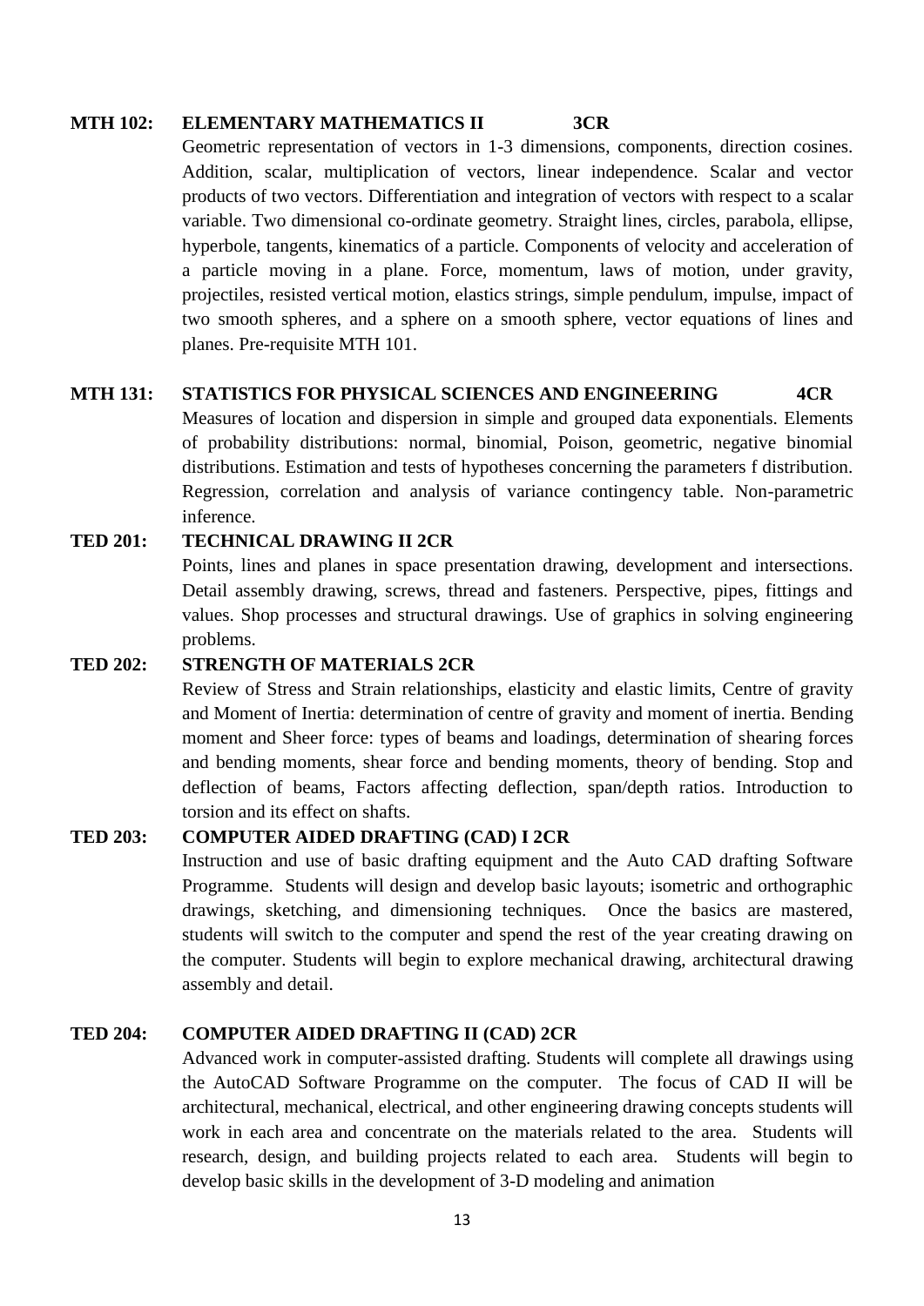**MTH 102: ELEMENTARY MATHEMATICS II 3CR**

Geometric representation of vectors in 1-3 dimensions, components, direction cosines. Addition, scalar, multiplication of vectors, linear independence. Scalar and vector products of two vectors. Differentiation and integration of vectors with respect to a scalar variable. Two dimensional co-ordinate geometry. Straight lines, circles, parabola, ellipse, hyperbole, tangents, kinematics of a particle. Components of velocity and acceleration of a particle moving in a plane. Force, momentum, laws of motion, under gravity, projectiles, resisted vertical motion, elastics strings, simple pendulum, impulse, impact of two smooth spheres, and a sphere on a smooth sphere, vector equations of lines and planes. Pre-requisite MTH 101.

**MTH 131: STATISTICS FOR PHYSICAL SCIENCES AND ENGINEERING 4CR**

Measures of location and dispersion in simple and grouped data exponentials. Elements of probability distributions: normal, binomial, Poison, geometric, negative binomial distributions. Estimation and tests of hypotheses concerning the parameters f distribution. Regression, correlation and analysis of variance contingency table. Non-parametric inference.

**TED 201: TECHNICAL DRAWING II 2CR**

Points, lines and planes in space presentation drawing, development and intersections. Detail assembly drawing, screws, thread and fasteners. Perspective, pipes, fittings and values. Shop processes and structural drawings. Use of graphics in solving engineering problems.

**TED 202: STRENGTH OF MATERIALS 2CR**

Review of Stress and Strain relationships, elasticity and elastic limits, Centre of gravity and Moment of Inertia: determination of centre of gravity and moment of inertia. Bending moment and Sheer force: types of beams and loadings, determination of shearing forces and bending moments, shear force and bending moments, theory of bending. Stop and deflection of beams, Factors affecting deflection, span/depth ratios. Introduction to torsion and its effect on shafts.

**TED 203: COMPUTER AIDED DRAFTING (CAD) I 2CR**

Instruction and use of basic drafting equipment and the Auto CAD drafting Software Programme. Students will design and develop basic layouts; isometric and orthographic drawings, sketching, and dimensioning techniques. Once the basics are mastered, students will switch to the computer and spend the rest of the year creating drawing on the computer. Students will begin to explore mechanical drawing, architectural drawing assembly and detail.

**TED 204: COMPUTER AIDED DRAFTING II (CAD) 2CR**

Advanced work in computer-assisted drafting. Students will complete all drawings using the AutoCAD Software Programme on the computer. The focus of CAD II will be architectural, mechanical, electrical, and other engineering drawing concepts students will work in each area and concentrate on the materials related to the area. Students will research, design, and building projects related to each area. Students will begin to develop basic skills in the development of 3-D modeling and animation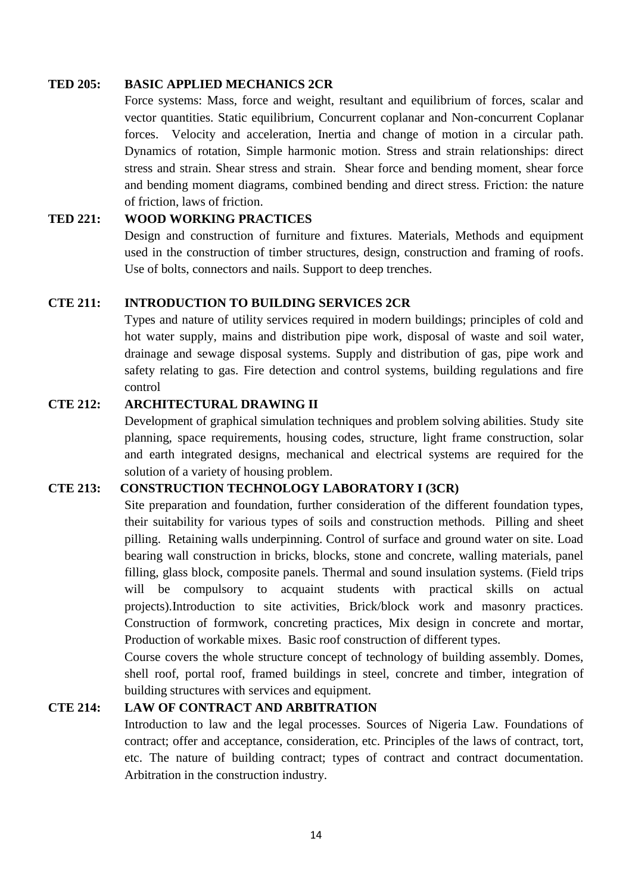**TED 205: BASIC APPLIED MECHANICS 2CR**

Force systems: Mass, force and weight, resultant and equilibrium of forces, scalar and vector quantities. Static equilibrium, Concurrent coplanar and Non-concurrent Coplanar forces. Velocity and acceleration, Inertia and change of motion in a circular path. Dynamics of rotation, Simple harmonic motion. Stress and strain relationships: direct stress and strain. Shear stress and strain. Shear force and bending moment, shear force and bending moment diagrams, combined bending and direct stress. Friction: the nature of friction, laws of friction.

**TED 221: WOOD WORKING PRACTICES**

Design and construction of furniture and fixtures. Materials, Methods and equipment used in the construction of timber structures, design, construction and framing of roofs. Use of bolts, connectors and nails. Support to deep trenches.

**CTE 211: INTRODUCTION TO BUILDING SERVICES 2CR**

Types and nature of utility services required in modern buildings; principles of cold and hot water supply, mains and distribution pipe work, disposal of waste and soil water, drainage and sewage disposal systems. Supply and distribution of gas, pipe work and safety relating to gas. Fire detection and control systems, building regulations and fire control

**CTE 212: ARCHITECTURAL DRAWING II**

Development of graphical simulation techniques and problem solving abilities. Study site planning, space requirements, housing codes, structure, light frame construction, solar and earth integrated designs, mechanical and electrical systems are required for the solution of a variety of housing problem.

**CTE 213: CONSTRUCTION TECHNOLOGY LABORATORY I (3CR)**

Site preparation and foundation, further consideration of the different foundation types, their suitability for various types of soils and construction methods. Pilling and sheet pilling. Retaining walls underpinning. Control of surface and ground water on site. Load bearing wall construction in bricks, blocks, stone and concrete, walling materials, panel filling, glass block, composite panels. Thermal and sound insulation systems. (Field trips will be compulsory to acquaint students with practical skills on actual projects).Introduction to site activities, Brick/block work and masonry practices. Construction of formwork, concreting practices, Mix design in concrete and mortar, Production of workable mixes. Basic roof construction of different types.

Course covers the whole structure concept of technology of building assembly. Domes, shell roof, portal roof, framed buildings in steel, concrete and timber, integration of building structures with services and equipment.

**CTE 214: LAW OF CONTRACT AND ARBITRATION**

Introduction to law and the legal processes. Sources of Nigeria Law. Foundations of contract; offer and acceptance, consideration, etc. Principles of the laws of contract, tort, etc. The nature of building contract; types of contract and contract documentation. Arbitration in the construction industry.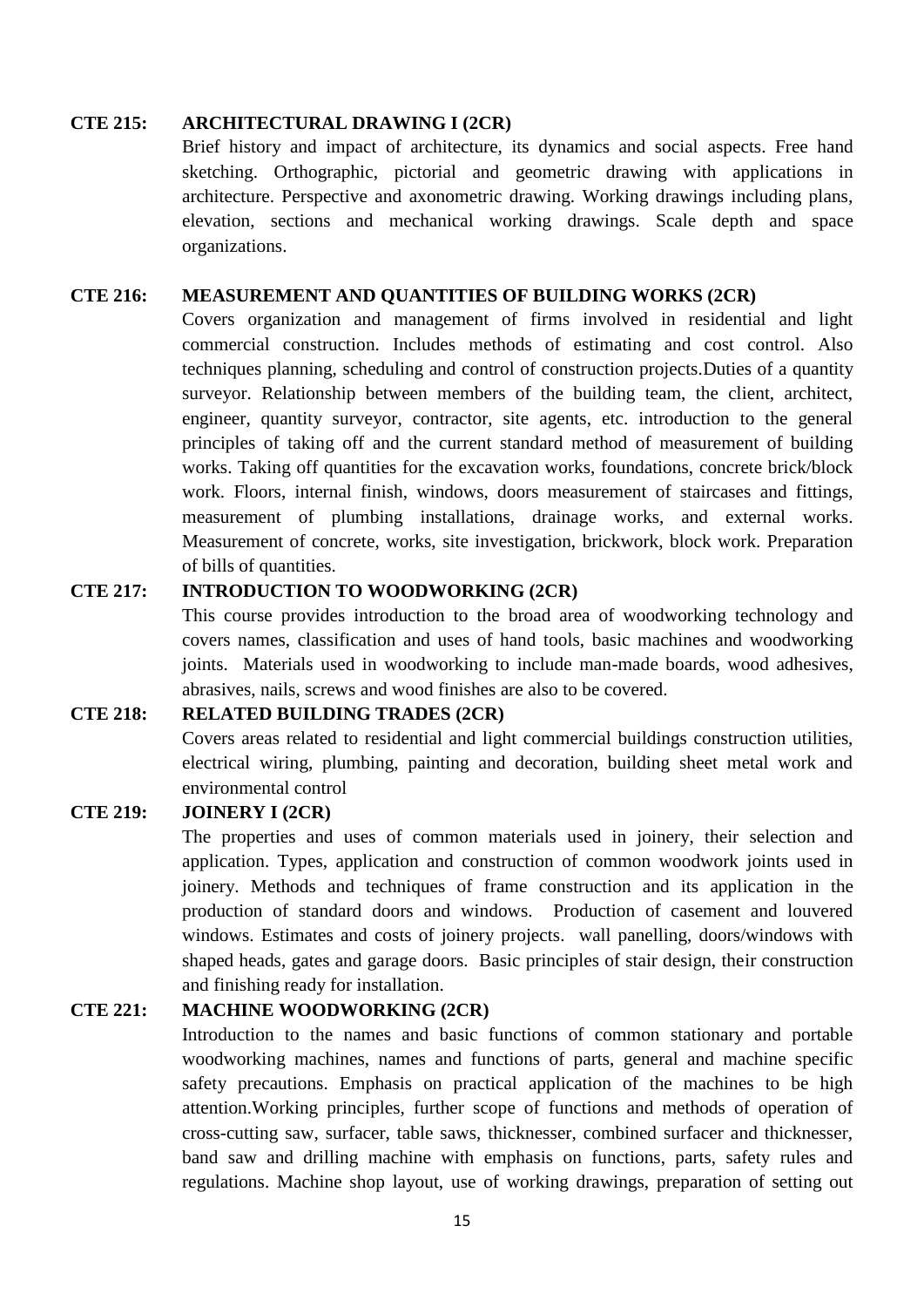**CTE 215: ARCHITECTURAL DRAWING I (2CR)**

Brief history and impact of architecture, its dynamics and social aspects. Free hand sketching. Orthographic, pictorial and geometric drawing with applications in architecture. Perspective and axonometric drawing. Working drawings including plans, elevation, sections and mechanical working drawings. Scale depth and space organizations.

**CTE 216: MEASUREMENT AND QUANTITIES OF BUILDING WORKS (2CR)**

Covers organization and management of firms involved in residential and light commercial construction. Includes methods of estimating and cost control. Also techniques planning, scheduling and control of construction projects.Duties of a quantity surveyor. Relationship between members of the building team, the client, architect, engineer, quantity surveyor, contractor, site agents, etc. introduction to the general principles of taking off and the current standard method of measurement of building works. Taking off quantities for the excavation works, foundations, concrete brick/block work. Floors, internal finish, windows, doors measurement of staircases and fittings, measurement of plumbing installations, drainage works, and external works. Measurement of concrete, works, site investigation, brickwork, block work. Preparation of bills of quantities.

**CTE 217: INTRODUCTION TO WOODWORKING (2CR)**

This course provides introduction to the broad area of woodworking technology and covers names, classification and uses of hand tools, basic machines and woodworking joints. Materials used in woodworking to include man-made boards, wood adhesives, abrasives, nails, screws and wood finishes are also to be covered.

**CTE 218: RELATED BUILDING TRADES (2CR)**

Covers areas related to residential and light commercial buildings construction utilities, electrical wiring, plumbing, painting and decoration, building sheet metal work and environmental control

**CTE 219: JOINERY I (2CR)**

The properties and uses of common materials used in joinery, their selection and application. Types, application and construction of common woodwork joints used in joinery. Methods and techniques of frame construction and its application in the production of standard doors and windows. Production of casement and louvered windows. Estimates and costs of joinery projects. wall panelling, doors/windows with shaped heads, gates and garage doors. Basic principles of stair design, their construction and finishing ready for installation.

**CTE 221: MACHINE WOODWORKING (2CR)**

Introduction to the names and basic functions of common stationary and portable woodworking machines, names and functions of parts, general and machine specific safety precautions. Emphasis on practical application of the machines to be high attention.Working principles, further scope of functions and methods of operation of cross-cutting saw, surfacer, table saws, thicknesser, combined surfacer and thicknesser, band saw and drilling machine with emphasis on functions, parts, safety rules and regulations. Machine shop layout, use of working drawings, preparation of setting out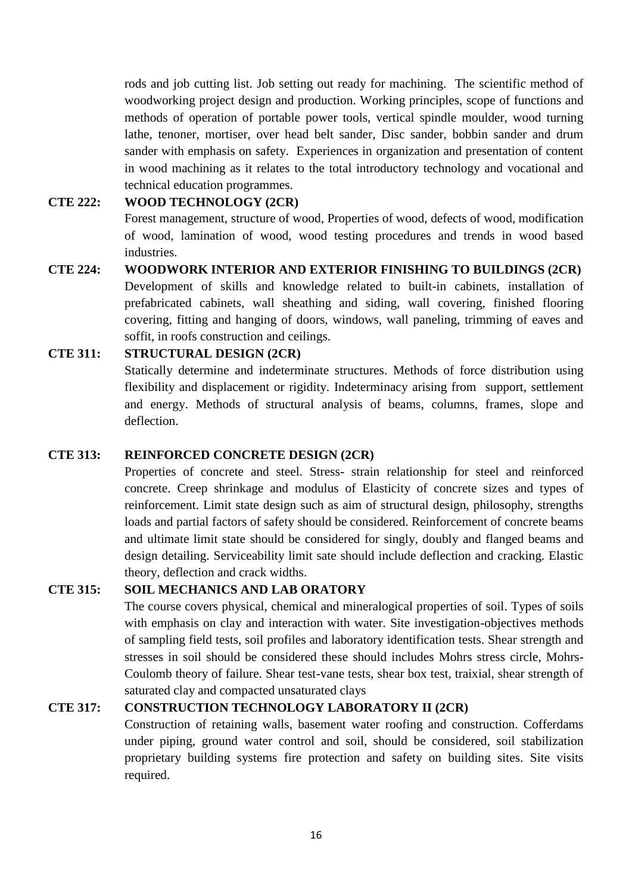rods and job cutting list. Job setting out ready for machining. The scientific method of woodworking project design and production. Working principles, scope of functions and methods of operation of portable power tools, vertical spindle moulder, wood turning lathe, tenoner, mortiser, over head belt sander, Disc sander, bobbin sander and drum sander with emphasis on safety. Experiences in organization and presentation of content in wood machining as it relates to the total introductory technology and vocational and technical education programmes.

**CTE 222: WOOD TECHNOLOGY (2CR)**

Forest management, structure of wood, Properties of wood, defects of wood, modification of wood, lamination of wood, wood testing procedures and trends in wood based industries.

**CTE 224: WOODWORK INTERIOR AND EXTERIOR FINISHING TO BUILDINGS (2CR)**

Development of skills and knowledge related to built-in cabinets, installation of prefabricated cabinets, wall sheathing and siding, wall covering, finished flooring covering, fitting and hanging of doors, windows, wall paneling, trimming of eaves and soffit, in roofs construction and ceilings.

**CTE 311: STRUCTURAL DESIGN (2CR)**

Statically determine and indeterminate structures. Methods of force distribution using flexibility and displacement or rigidity. Indeterminacy arising from support, settlement and energy. Methods of structural analysis of beams, columns, frames, slope and deflection.

**CTE 313: REINFORCED CONCRETE DESIGN (2CR)**

Properties of concrete and steel. Stress- strain relationship for steel and reinforced concrete. Creep shrinkage and modulus of Elasticity of concrete sizes and types of reinforcement. Limit state design such as aim of structural design, philosophy, strengths loads and partial factors of safety should be considered. Reinforcement of concrete beams and ultimate limit state should be considered for singly, doubly and flanged beams and design detailing. Serviceability limit sate should include deflection and cracking. Elastic theory, deflection and crack widths.

**CTE 315: SOIL MECHANICS AND LAB ORATORY**

The course covers physical, chemical and mineralogical properties of soil. Types of soils with emphasis on clay and interaction with water. Site investigation-objectives methods of sampling field tests, soil profiles and laboratory identification tests. Shear strength and stresses in soil should be considered these should includes Mohrs stress circle, Mohrs-Coulomb theory of failure. Shear test-vane tests, shear box test, traixial, shear strength of saturated clay and compacted unsaturated clays

**CTE 317: CONSTRUCTION TECHNOLOGY LABORATORY II (2CR)**

Construction of retaining walls, basement water roofing and construction. Cofferdams under piping, ground water control and soil, should be considered, soil stabilization proprietary building systems fire protection and safety on building sites. Site visits required.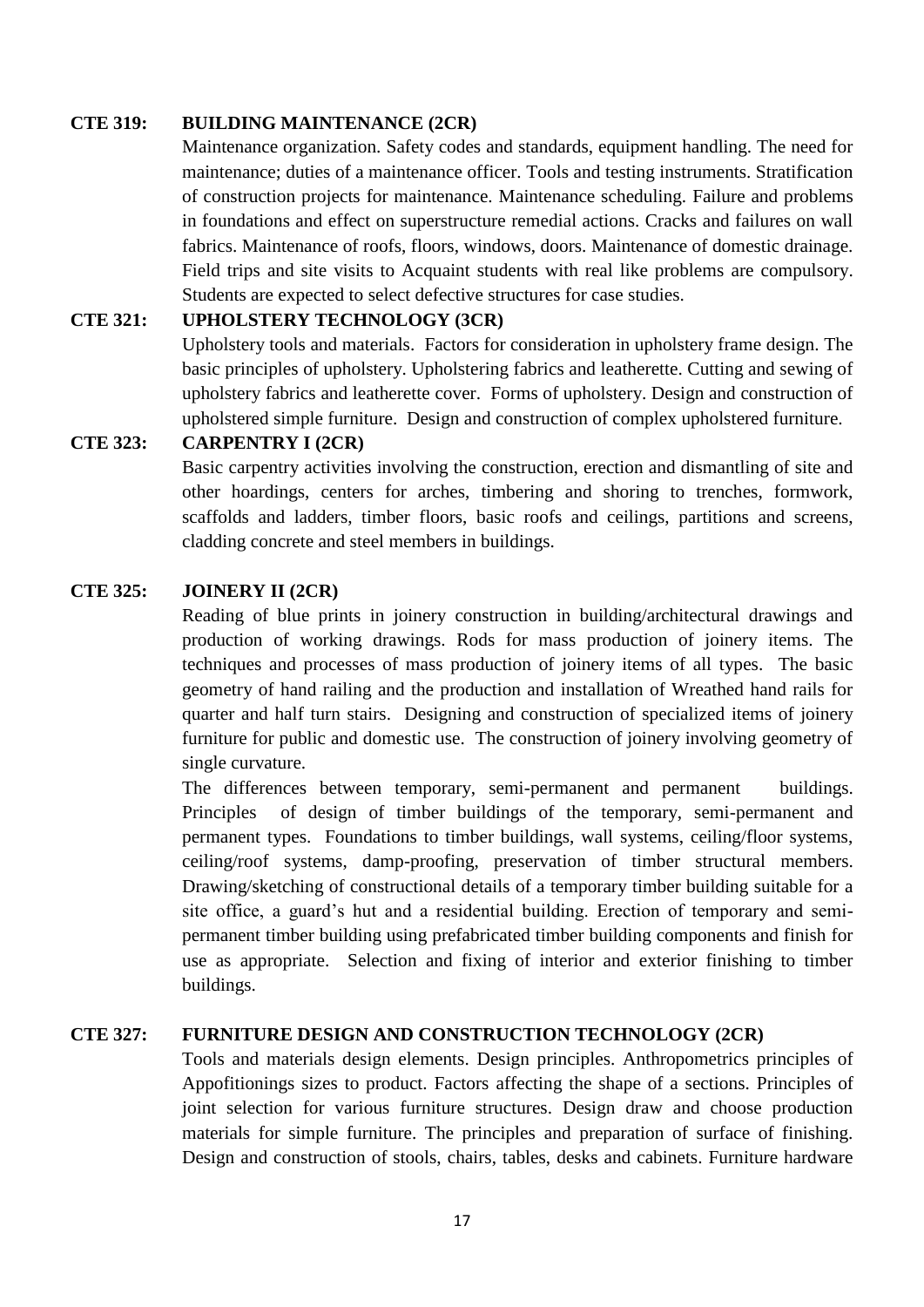**CTE 319: BUILDING MAINTENANCE (2CR)**

Maintenance organization. Safety codes and standards, equipment handling. The need for maintenance; duties of a maintenance officer. Tools and testing instruments. Stratification of construction projects for maintenance. Maintenance scheduling. Failure and problems in foundations and effect on superstructure remedial actions. Cracks and failures on wall fabrics. Maintenance of roofs, floors, windows, doors. Maintenance of domestic drainage. Field trips and site visits to Acquaint students with real like problems are compulsory. Students are expected to select defective structures for case studies.

**CTE 321: UPHOLSTERY TECHNOLOGY (3CR)**

Upholstery tools and materials. Factors for consideration in upholstery frame design. The basic principles of upholstery. Upholstering fabrics and leatherette. Cutting and sewing of upholstery fabrics and leatherette cover. Forms of upholstery. Design and construction of upholstered simple furniture. Design and construction of complex upholstered furniture.

**CTE 323: CARPENTRY I (2CR)**

Basic carpentry activities involving the construction, erection and dismantling of site and other hoardings, centers for arches, timbering and shoring to trenches, formwork, scaffolds and ladders, timber floors, basic roofs and ceilings, partitions and screens, cladding concrete and steel members in buildings.

**CTE 325: JOINERY II (2CR)**

Reading of blue prints in joinery construction in building/architectural drawings and production of working drawings. Rods for mass production of joinery items. The techniques and processes of mass production of joinery items of all types. The basic geometry of hand railing and the production and installation of Wreathed hand rails for quarter and half turn stairs. Designing and construction of specialized items of joinery furniture for public and domestic use. The construction of joinery involving geometry of single curvature.

The differences between temporary, semi-permanent and permanent buildings. Principles of design of timber buildings of the temporary, semi-permanent and permanent types. Foundations to timber buildings, wall systems, ceiling/floor systems, ceiling/roof systems, damp-proofing, preservation of timber structural members. Drawing/sketching of constructional details of a temporary timber building suitable for a site office, a guard's hut and a residential building. Erection of temporary and semi-permanent timber building using prefabricated timber building components and finish for use as appropriate. Selection and fixing of interior and exterior finishing to timber buildings.

**CTE 327: FURNITURE DESIGN AND CONSTRUCTION TECHNOLOGY (2CR)**

Tools and materials design elements. Design principles. Anthropometrics principles of Appofitionings sizes to product. Factors affecting the shape of a sections. Principles of joint selection for various furniture structures. Design draw and choose production materials for simple furniture. The principles and preparation of surface of finishing. Design and construction of stools, chairs, tables, desks and cabinets. Furniture hardware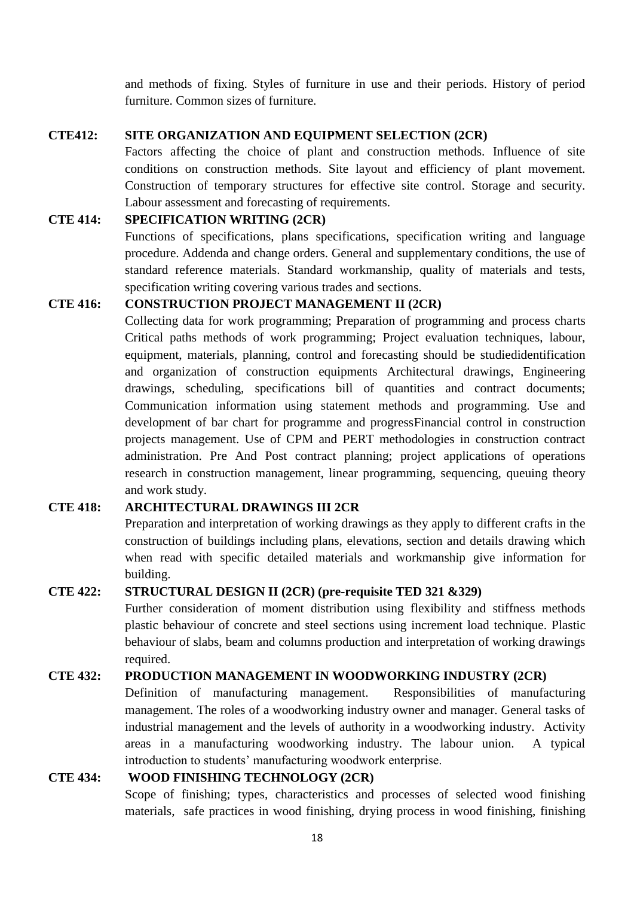and methods of fixing. Styles of furniture in use and their periods. History of period furniture. Common sizes of furniture.

**CTE412: SITE ORGANIZATION AND EQUIPMENT SELECTION (2CR)**

Factors affecting the choice of plant and construction methods. Influence of site conditions on construction methods. Site layout and efficiency of plant movement. Construction of temporary structures for effective site control. Storage and security. Labour assessment and forecasting of requirements.

**CTE 414: SPECIFICATION WRITING (2CR)**

Functions of specifications, plans specifications, specification writing and language procedure. Addenda and change orders. General and supplementary conditions, the use of standard reference materials. Standard workmanship, quality of materials and tests, specification writing covering various trades and sections.

**CTE 416: CONSTRUCTION PROJECT MANAGEMENT II (2CR)**

Collecting data for work programming; Preparation of programming and process charts Critical paths methods of work programming; Project evaluation techniques, labour, equipment, materials, planning, control and forecasting should be studiedidentification and organization of construction equipments Architectural drawings, Engineering drawings, scheduling, specifications bill of quantities and contract documents; Communication information using statement methods and programming. Use and development of bar chart for programme and progressFinancial control in construction projects management. Use of CPM and PERT methodologies in construction contract administration. Pre And Post contract planning; project applications of operations research in construction management, linear programming, sequencing, queuing theory and work study.

**CTE 418: ARCHITECTURAL DRAWINGS III 2CR**

Preparation and interpretation of working drawings as they apply to different crafts in the construction of buildings including plans, elevations, section and details drawing which when read with specific detailed materials and workmanship give information for building.

**CTE 422: STRUCTURAL DESIGN II (2CR) (pre-requisite TED 321 &329)**

Further consideration of moment distribution using flexibility and stiffness methods plastic behaviour of concrete and steel sections using increment load technique. Plastic behaviour of slabs, beam and columns production and interpretation of working drawings required.

**CTE 432: PRODUCTION MANAGEMENT IN WOODWORKING INDUSTRY (2CR)**

Definition of manufacturing management. Responsibilities of manufacturing management. The roles of a woodworking industry owner and manager. General tasks of industrial management and the levels of authority in a woodworking industry. Activity areas in a manufacturing woodworking industry. The labour union. A typical introduction to students' manufacturing woodwork enterprise.

**CTE 434: WOOD FINISHING TECHNOLOGY (2CR)**

Scope of finishing; types, characteristics and processes of selected wood finishing materials, safe practices in wood finishing, drying process in wood finishing, finishing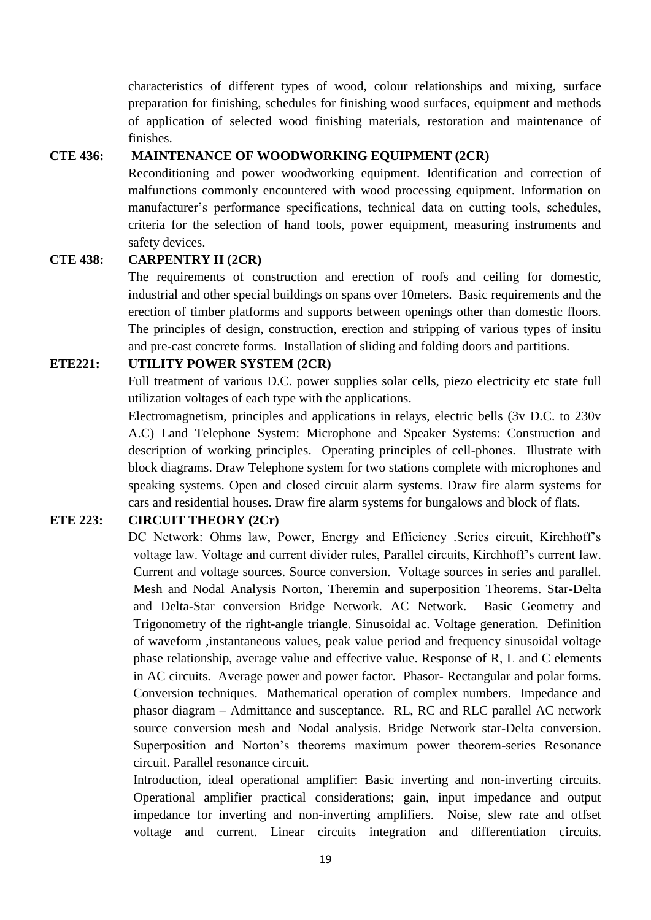characteristics of different types of wood, colour relationships and mixing, surface preparation for finishing, schedules for finishing wood surfaces, equipment and methods of application of selected wood finishing materials, restoration and maintenance of finishes.

**CTE 436: MAINTENANCE OF WOODWORKING EQUIPMENT (2CR)**

Reconditioning and power woodworking equipment. Identification and correction of malfunctions commonly encountered with wood processing equipment. Information on manufacturer's performance specifications, technical data on cutting tools, schedules, criteria for the selection of hand tools, power equipment, measuring instruments and safety devices.

**CTE 438: CARPENTRY II (2CR)**

The requirements of construction and erection of roofs and ceiling for domestic, industrial and other special buildings on spans over 10meters. Basic requirements and the erection of timber platforms and supports between openings other than domestic floors. The principles of design, construction, erection and stripping of various types of insitu and pre-cast concrete forms. Installation of sliding and folding doors and partitions.

**ETE221: UTILITY POWER SYSTEM (2CR)**

Full treatment of various D.C. power supplies solar cells, piezo electricity etc state full utilization voltages of each type with the applications.

Electromagnetism, principles and applications in relays, electric bells (3v D.C. to 230v A.C) Land Telephone System: Microphone and Speaker Systems: Construction and description of working principles. Operating principles of cell-phones. Illustrate with block diagrams. Draw Telephone system for two stations complete with microphones and speaking systems. Open and closed circuit alarm systems. Draw fire alarm systems for cars and residential houses. Draw fire alarm systems for bungalows and block of flats.

**ETE 223: CIRCUIT THEORY (2Cr)**

DC Network: Ohms law, Power, Energy and Efficiency .Series circuit, Kirchhoff's voltage law. Voltage and current divider rules, Parallel circuits, Kirchhoff's current law. Current and voltage sources. Source conversion. Voltage sources in series and parallel. Mesh and Nodal Analysis Norton, Theremin and superposition Theorems. Star-Delta and Delta-Star conversion Bridge Network. AC Network. Basic Geometry and Trigonometry of the right-angle triangle. Sinusoidal ac. Voltage generation. Definition of waveform ,instantaneous values, peak value period and frequency sinusoidal voltage phase relationship, average value and effective value. Response of R, L and C elements in AC circuits. Average power and power factor. Phasor- Rectangular and polar forms. Conversion techniques. Mathematical operation of complex numbers. Impedance and phasor diagram – Admittance and susceptance. RL, RC and RLC parallel AC network source conversion mesh and Nodal analysis. Bridge Network star-Delta conversion. Superposition and Norton's theorems maximum power theorem-series Resonance circuit. Parallel resonance circuit.

Introduction, ideal operational amplifier: Basic inverting and non-inverting circuits. Operational amplifier practical considerations; gain, input impedance and output impedance for inverting and non-inverting amplifiers. Noise, slew rate and offset voltage and current. Linear circuits integration and differentiation circuits.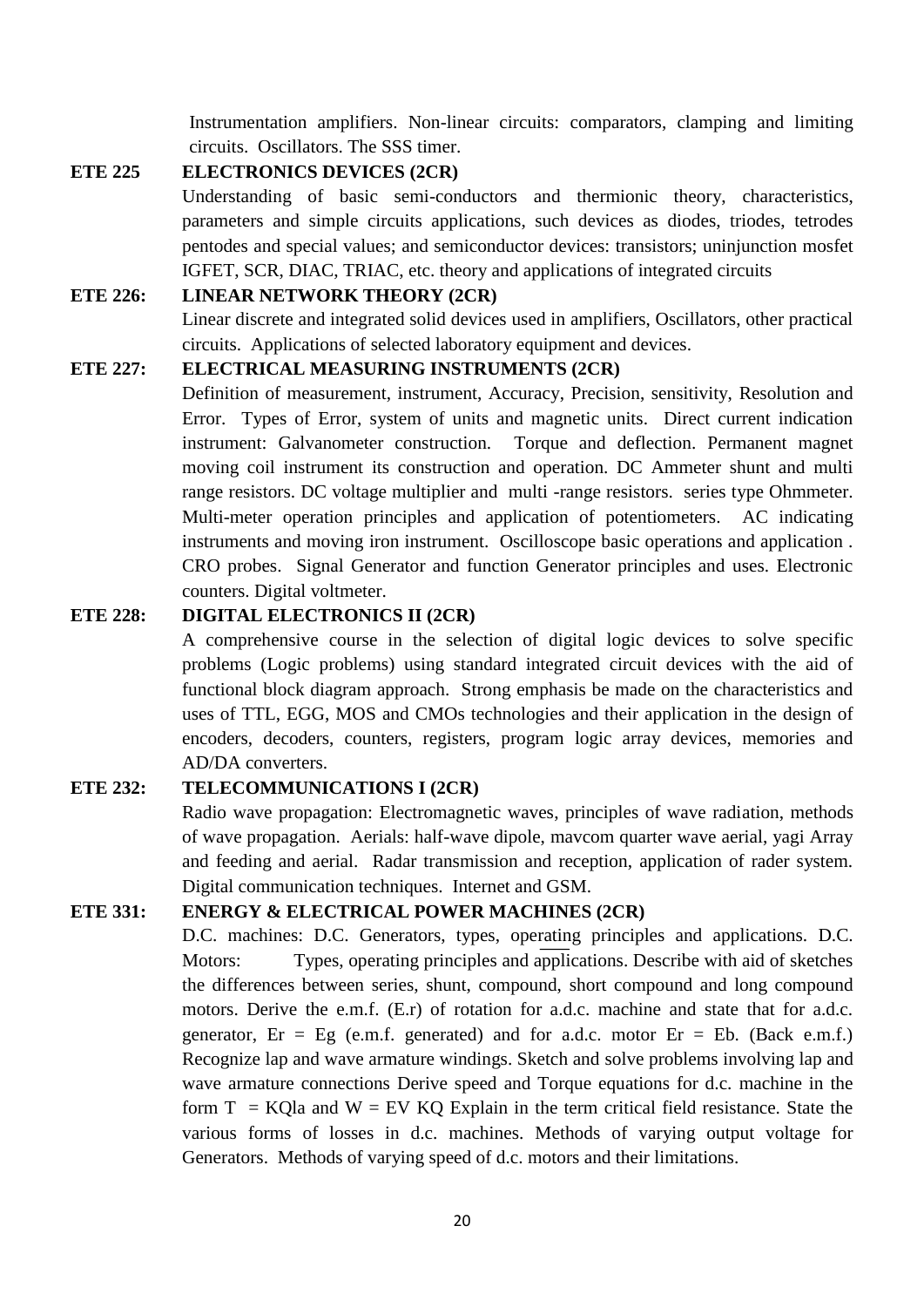Instrumentation amplifiers. Non-linear circuits: comparators, clamping and limiting circuits. Oscillators. The SSS timer.

**ETE 225 ELECTRONICS DEVICES (2CR)**

Understanding of basic semi-conductors and thermionic theory, characteristics, parameters and simple circuits applications, such devices as diodes, triodes, tetrodes pentodes and special values; and semiconductor devices: transistors; uninjunction mosfet IGFET, SCR, DIAC, TRIAC, etc. theory and applications of integrated circuits

**ETE 226: LINEAR NETWORK THEORY (2CR)**

Linear discrete and integrated solid devices used in amplifiers, Oscillators, other practical circuits. Applications of selected laboratory equipment and devices.

**ETE 227: ELECTRICAL MEASURING INSTRUMENTS (2CR)**

Definition of measurement, instrument, Accuracy, Precision, sensitivity, Resolution and Error. Types of Error, system of units and magnetic units. Direct current indication instrument: Galvanometer construction. Torque and deflection. Permanent magnet moving coil instrument its construction and operation. DC Ammeter shunt and multi range resistors. DC voltage multiplier and multi -range resistors. series type Ohmmeter. Multi-meter operation principles and application of potentiometers. AC indicating instruments and moving iron instrument. Oscilloscope basic operations and application . CRO probes. Signal Generator and function Generator principles and uses. Electronic counters. Digital voltmeter.

**ETE 228: DIGITAL ELECTRONICS II (2CR)**

A comprehensive course in the selection of digital logic devices to solve specific problems (Logic problems) using standard integrated circuit devices with the aid of functional block diagram approach. Strong emphasis be made on the characteristics and uses of TTL, EGG, MOS and CMOs technologies and their application in the design of encoders, decoders, counters, registers, program logic array devices, memories and AD/DA converters.

**ETE 232: TELECOMMUNICATIONS I (2CR)**

Radio wave propagation: Electromagnetic waves, principles of wave radiation, methods of wave propagation. Aerials: half-wave dipole, mavcom quarter wave aerial, yagi Array and feeding and aerial. Radar transmission and reception, application of rader system. Digital communication techniques. Internet and GSM.

**ETE 331: ENERGY & ELECTRICAL POWER MACHINES (2CR)**

D.C. machines: D.C. Generators, types, operating principles and applications. D.C. Motors: Types, operating principles and applications. Describe with aid of sketches the differences between series, shunt, compound, short compound and long compound motors. Derive the e.m.f. (E.r) of rotation for a.d.c. machine and state that for a.d.c. generator, Er = Eg (e.m.f. generated) and for a.d.c. motor Er = Eb. (Back e.m.f.) Recognize lap and wave armature windings. Sketch and solve problems involving lap and wave armature connections Derive speed and Torque equations for d.c. machine in the form T = KQla and W = EV KQ Explain in the term critical field resistance. State the various forms of losses in d.c. machines. Methods of varying output voltage for Generators. Methods of varying speed of d.c. motors and their limitations.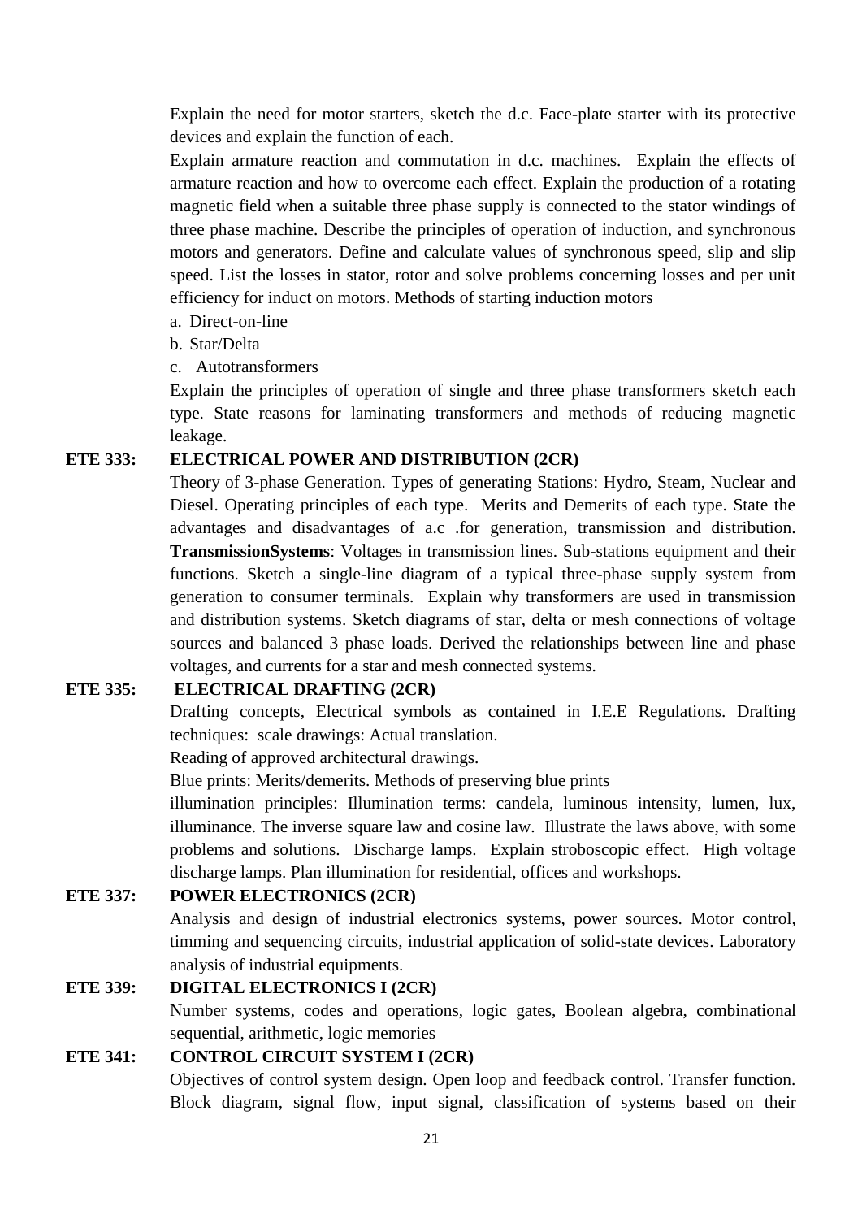Explain the need for motor starters, sketch the d.c. Face-plate starter with its protective devices and explain the function of each.

Explain armature reaction and commutation in d.c. machines. Explain the effects of armature reaction and how to overcome each effect. Explain the production of a rotating magnetic field when a suitable three phase supply is connected to the stator windings of three phase machine. Describe the principles of operation of induction, and synchronous motors and generators. Define and calculate values of synchronous speed, slip and slip speed. List the losses in stator, rotor and solve problems concerning losses and per unit efficiency for induct on motors. Methods of starting induction motors

a. Direct-on-line
b. Star/Delta
c. Autotransformers

Explain the principles of operation of single and three phase transformers sketch each type. State reasons for laminating transformers and methods of reducing magnetic leakage.

**ETE 333: ELECTRICAL POWER AND DISTRIBUTION (2CR)**

Theory of 3-phase Generation. Types of generating Stations: Hydro, Steam, Nuclear and Diesel. Operating principles of each type. Merits and Demerits of each type. State the advantages and disadvantages of a.c .for generation, transmission and distribution. **TransmissionSystems**: Voltages in transmission lines. Sub-stations equipment and their functions. Sketch a single-line diagram of a typical three-phase supply system from generation to consumer terminals. Explain why transformers are used in transmission and distribution systems. Sketch diagrams of star, delta or mesh connections of voltage sources and balanced 3 phase loads. Derived the relationships between line and phase voltages, and currents for a star and mesh connected systems.

**ETE 335: ELECTRICAL DRAFTING (2CR)**

Drafting concepts, Electrical symbols as contained in I.E.E Regulations. Drafting techniques: scale drawings: Actual translation.

Reading of approved architectural drawings.

Blue prints: Merits/demerits. Methods of preserving blue prints

illumination principles: Illumination terms: candela, luminous intensity, lumen, lux, illuminance. The inverse square law and cosine law. Illustrate the laws above, with some problems and solutions. Discharge lamps. Explain stroboscopic effect. High voltage discharge lamps. Plan illumination for residential, offices and workshops.

**ETE 337: POWER ELECTRONICS (2CR)**

Analysis and design of industrial electronics systems, power sources. Motor control, timming and sequencing circuits, industrial application of solid-state devices. Laboratory analysis of industrial equipments.

**ETE 339: DIGITAL ELECTRONICS I (2CR)**

Number systems, codes and operations, logic gates, Boolean algebra, combinational sequential, arithmetic, logic memories

**ETE 341: CONTROL CIRCUIT SYSTEM I (2CR)**

Objectives of control system design. Open loop and feedback control. Transfer function. Block diagram, signal flow, input signal, classification of systems based on their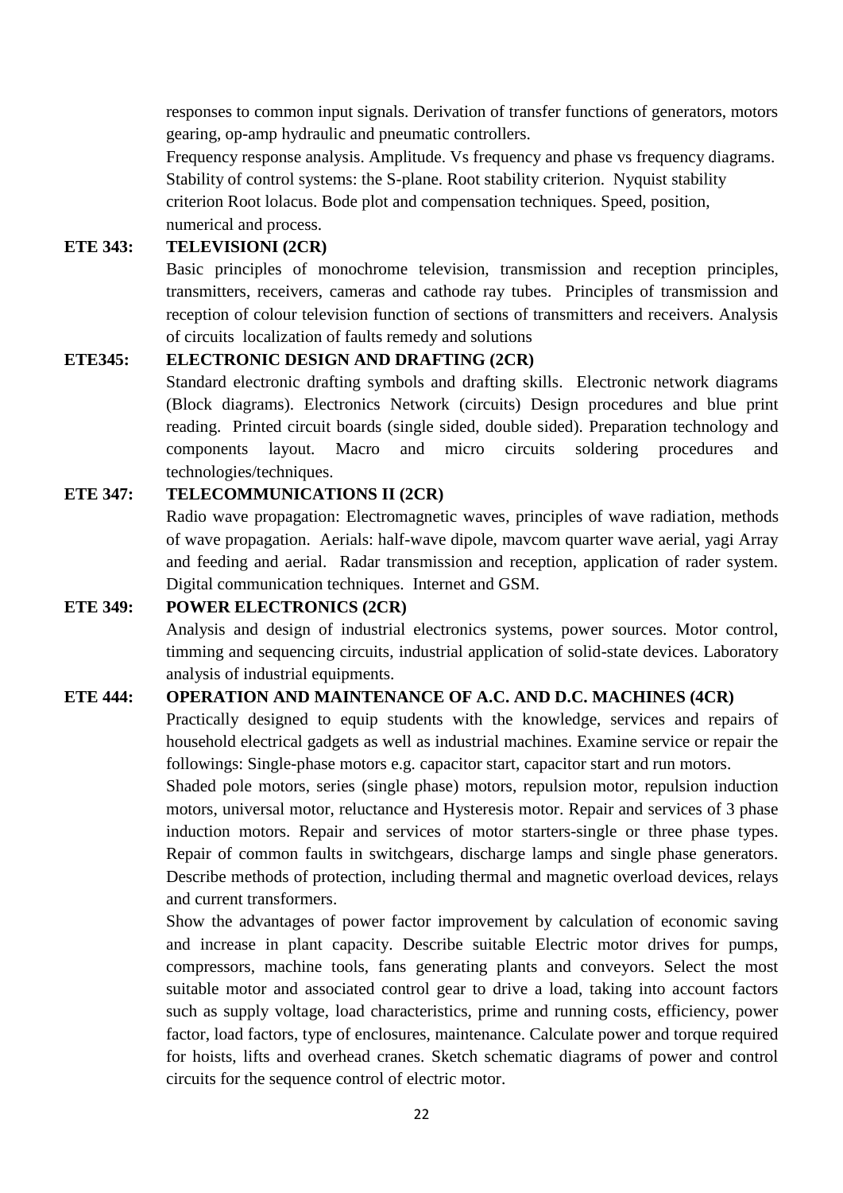responses to common input signals. Derivation of transfer functions of generators, motors gearing, op-amp hydraulic and pneumatic controllers.

Frequency response analysis. Amplitude. Vs frequency and phase vs frequency diagrams. Stability of control systems: the S-plane. Root stability criterion. Nyquist stability criterion Root lolacus. Bode plot and compensation techniques. Speed, position, numerical and process.

**ETE 343: TELEVISIONI (2CR)**

Basic principles of monochrome television, transmission and reception principles, transmitters, receivers, cameras and cathode ray tubes. Principles of transmission and reception of colour television function of sections of transmitters and receivers. Analysis of circuits localization of faults remedy and solutions

**ETE345: ELECTRONIC DESIGN AND DRAFTING (2CR)**

Standard electronic drafting symbols and drafting skills. Electronic network diagrams (Block diagrams). Electronics Network (circuits) Design procedures and blue print reading. Printed circuit boards (single sided, double sided). Preparation technology and components layout. Macro and micro circuits soldering procedures and technologies/techniques.

**ETE 347: TELECOMMUNICATIONS II (2CR)**

Radio wave propagation: Electromagnetic waves, principles of wave radiation, methods of wave propagation. Aerials: half-wave dipole, mavcom quarter wave aerial, yagi Array and feeding and aerial. Radar transmission and reception, application of rader system. Digital communication techniques. Internet and GSM.

**ETE 349: POWER ELECTRONICS (2CR)**

Analysis and design of industrial electronics systems, power sources. Motor control, timming and sequencing circuits, industrial application of solid-state devices. Laboratory analysis of industrial equipments.

**ETE 444: OPERATION AND MAINTENANCE OF A.C. AND D.C. MACHINES (4CR)**

Practically designed to equip students with the knowledge, services and repairs of household electrical gadgets as well as industrial machines. Examine service or repair the followings: Single-phase motors e.g. capacitor start, capacitor start and run motors.

Shaded pole motors, series (single phase) motors, repulsion motor, repulsion induction motors, universal motor, reluctance and Hysteresis motor. Repair and services of 3 phase induction motors. Repair and services of motor starters-single or three phase types. Repair of common faults in switchgears, discharge lamps and single phase generators. Describe methods of protection, including thermal and magnetic overload devices, relays and current transformers.

Show the advantages of power factor improvement by calculation of economic saving and increase in plant capacity. Describe suitable Electric motor drives for pumps, compressors, machine tools, fans generating plants and conveyors. Select the most suitable motor and associated control gear to drive a load, taking into account factors such as supply voltage, load characteristics, prime and running costs, efficiency, power factor, load factors, type of enclosures, maintenance. Calculate power and torque required for hoists, lifts and overhead cranes. Sketch schematic diagrams of power and control circuits for the sequence control of electric motor.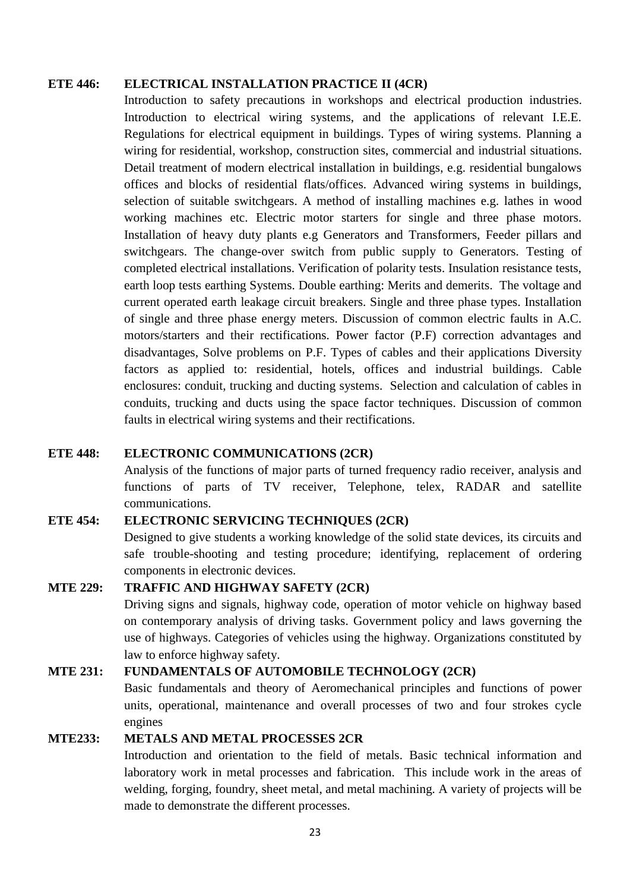**ETE 446: ELECTRICAL INSTALLATION PRACTICE II (4CR)**

Introduction to safety precautions in workshops and electrical production industries. Introduction to electrical wiring systems, and the applications of relevant I.E.E. Regulations for electrical equipment in buildings. Types of wiring systems. Planning a wiring for residential, workshop, construction sites, commercial and industrial situations. Detail treatment of modern electrical installation in buildings, e.g. residential bungalows offices and blocks of residential flats/offices. Advanced wiring systems in buildings, selection of suitable switchgears. A method of installing machines e.g. lathes in wood working machines etc. Electric motor starters for single and three phase motors. Installation of heavy duty plants e.g Generators and Transformers, Feeder pillars and switchgears. The change-over switch from public supply to Generators. Testing of completed electrical installations. Verification of polarity tests. Insulation resistance tests, earth loop tests earthing Systems. Double earthing: Merits and demerits. The voltage and current operated earth leakage circuit breakers. Single and three phase types. Installation of single and three phase energy meters. Discussion of common electric faults in A.C. motors/starters and their rectifications. Power factor (P.F) correction advantages and disadvantages, Solve problems on P.F. Types of cables and their applications Diversity factors as applied to: residential, hotels, offices and industrial buildings. Cable enclosures: conduit, trucking and ducting systems. Selection and calculation of cables in conduits, trucking and ducts using the space factor techniques. Discussion of common faults in electrical wiring systems and their rectifications.

**ETE 448: ELECTRONIC COMMUNICATIONS (2CR)**

Analysis of the functions of major parts of turned frequency radio receiver, analysis and functions of parts of TV receiver, Telephone, telex, RADAR and satellite communications.

**ETE 454: ELECTRONIC SERVICING TECHNIQUES (2CR)**

Designed to give students a working knowledge of the solid state devices, its circuits and safe trouble-shooting and testing procedure; identifying, replacement of ordering components in electronic devices.

**MTE 229: TRAFFIC AND HIGHWAY SAFETY (2CR)**

Driving signs and signals, highway code, operation of motor vehicle on highway based on contemporary analysis of driving tasks. Government policy and laws governing the use of highways. Categories of vehicles using the highway. Organizations constituted by law to enforce highway safety.

**MTE 231: FUNDAMENTALS OF AUTOMOBILE TECHNOLOGY (2CR)**

Basic fundamentals and theory of Aeromechanical principles and functions of power units, operational, maintenance and overall processes of two and four strokes cycle engines

**MTE233: METALS AND METAL PROCESSES 2CR**

Introduction and orientation to the field of metals. Basic technical information and laboratory work in metal processes and fabrication. This include work in the areas of welding, forging, foundry, sheet metal, and metal machining. A variety of projects will be made to demonstrate the different processes.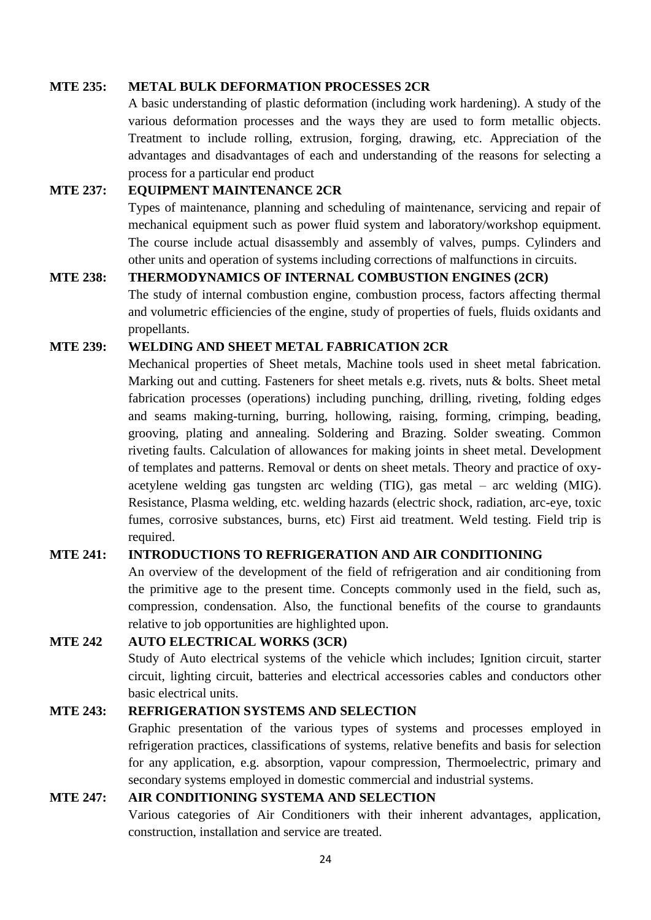**MTE 235: METAL BULK DEFORMATION PROCESSES 2CR**

A basic understanding of plastic deformation (including work hardening). A study of the various deformation processes and the ways they are used to form metallic objects. Treatment to include rolling, extrusion, forging, drawing, etc. Appreciation of the advantages and disadvantages of each and understanding of the reasons for selecting a process for a particular end product

**MTE 237: EQUIPMENT MAINTENANCE 2CR**

Types of maintenance, planning and scheduling of maintenance, servicing and repair of mechanical equipment such as power fluid system and laboratory/workshop equipment. The course include actual disassembly and assembly of valves, pumps. Cylinders and other units and operation of systems including corrections of malfunctions in circuits.

**MTE 238: THERMODYNAMICS OF INTERNAL COMBUSTION ENGINES (2CR)**

The study of internal combustion engine, combustion process, factors affecting thermal and volumetric efficiencies of the engine, study of properties of fuels, fluids oxidants and propellants.

**MTE 239: WELDING AND SHEET METAL FABRICATION 2CR**

Mechanical properties of Sheet metals, Machine tools used in sheet metal fabrication. Marking out and cutting. Fasteners for sheet metals e.g. rivets, nuts & bolts. Sheet metal fabrication processes (operations) including punching, drilling, riveting, folding edges and seams making-turning, burring, hollowing, raising, forming, crimping, beading, grooving, plating and annealing. Soldering and Brazing. Solder sweating. Common riveting faults. Calculation of allowances for making joints in sheet metal. Development of templates and patterns. Removal or dents on sheet metals. Theory and practice of oxy-acetylene welding gas tungsten arc welding (TIG), gas metal – arc welding (MIG). Resistance, Plasma welding, etc. welding hazards (electric shock, radiation, arc-eye, toxic fumes, corrosive substances, burns, etc) First aid treatment. Weld testing. Field trip is required.

**MTE 241: INTRODUCTIONS TO REFRIGERATION AND AIR CONDITIONING**

An overview of the development of the field of refrigeration and air conditioning from the primitive age to the present time. Concepts commonly used in the field, such as, compression, condensation. Also, the functional benefits of the course to grandaunts relative to job opportunities are highlighted upon.

**MTE 242 AUTO ELECTRICAL WORKS (3CR)**

Study of Auto electrical systems of the vehicle which includes; Ignition circuit, starter circuit, lighting circuit, batteries and electrical accessories cables and conductors other basic electrical units.

**MTE 243: REFRIGERATION SYSTEMS AND SELECTION**

Graphic presentation of the various types of systems and processes employed in refrigeration practices, classifications of systems, relative benefits and basis for selection for any application, e.g. absorption, vapour compression, Thermoelectric, primary and secondary systems employed in domestic commercial and industrial systems.

**MTE 247: AIR CONDITIONING SYSTEMA AND SELECTION**

Various categories of Air Conditioners with their inherent advantages, application, construction, installation and service are treated.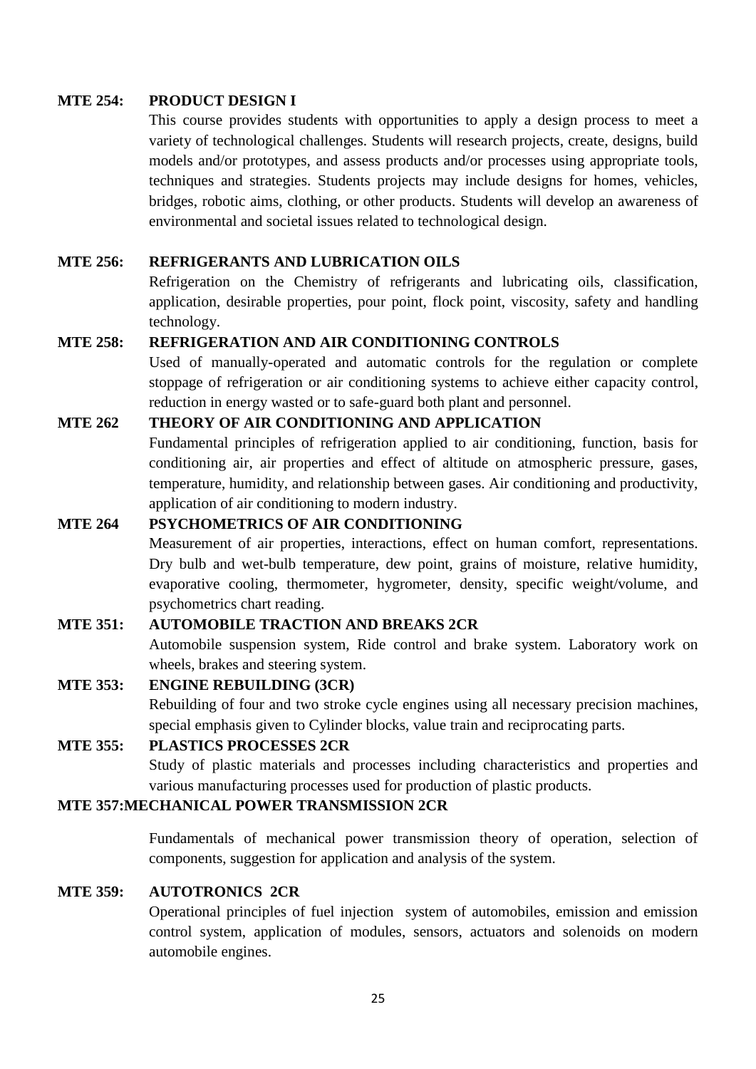**MTE 254: PRODUCT DESIGN I**

This course provides students with opportunities to apply a design process to meet a variety of technological challenges. Students will research projects, create, designs, build models and/or prototypes, and assess products and/or processes using appropriate tools, techniques and strategies. Students projects may include designs for homes, vehicles, bridges, robotic aims, clothing, or other products. Students will develop an awareness of environmental and societal issues related to technological design.

**MTE 256: REFRIGERANTS AND LUBRICATION OILS**

Refrigeration on the Chemistry of refrigerants and lubricating oils, classification, application, desirable properties, pour point, flock point, viscosity, safety and handling technology.

**MTE 258: REFRIGERATION AND AIR CONDITIONING CONTROLS**

Used of manually-operated and automatic controls for the regulation or complete stoppage of refrigeration or air conditioning systems to achieve either capacity control, reduction in energy wasted or to safe-guard both plant and personnel.

**MTE 262 THEORY OF AIR CONDITIONING AND APPLICATION**

Fundamental principles of refrigeration applied to air conditioning, function, basis for conditioning air, air properties and effect of altitude on atmospheric pressure, gases, temperature, humidity, and relationship between gases. Air conditioning and productivity, application of air conditioning to modern industry.

**MTE 264 PSYCHOMETRICS OF AIR CONDITIONING**

Measurement of air properties, interactions, effect on human comfort, representations. Dry bulb and wet-bulb temperature, dew point, grains of moisture, relative humidity, evaporative cooling, thermometer, hygrometer, density, specific weight/volume, and psychometrics chart reading.

**MTE 351: AUTOMOBILE TRACTION AND BREAKS 2CR**

Automobile suspension system, Ride control and brake system. Laboratory work on wheels, brakes and steering system.

**MTE 353: ENGINE REBUILDING (3CR)**

Rebuilding of four and two stroke cycle engines using all necessary precision machines, special emphasis given to Cylinder blocks, value train and reciprocating parts.

**MTE 355: PLASTICS PROCESSES 2CR**

Study of plastic materials and processes including characteristics and properties and various manufacturing processes used for production of plastic products.

**MTE 357:MECHANICAL POWER TRANSMISSION 2CR**

Fundamentals of mechanical power transmission theory of operation, selection of components, suggestion for application and analysis of the system.

**MTE 359: AUTOTRONICS 2CR**

Operational principles of fuel injection system of automobiles, emission and emission control system, application of modules, sensors, actuators and solenoids on modern automobile engines.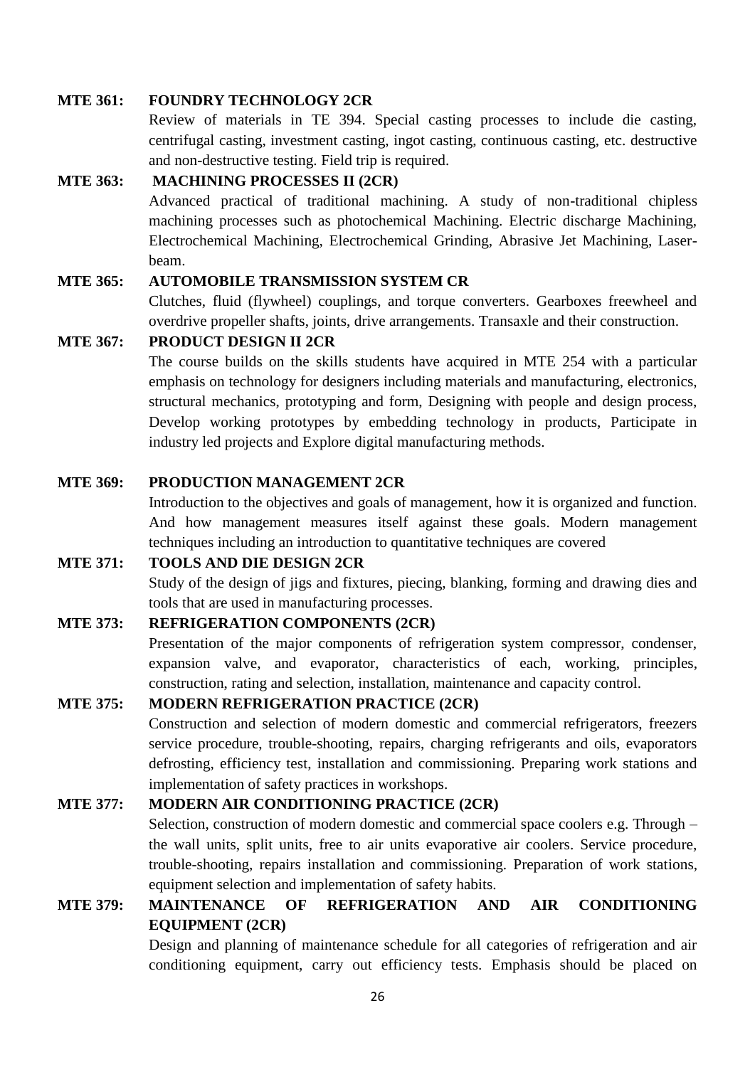**MTE 361: FOUNDRY TECHNOLOGY 2CR**

Review of materials in TE 394. Special casting processes to include die casting, centrifugal casting, investment casting, ingot casting, continuous casting, etc. destructive and non-destructive testing. Field trip is required.

**MTE 363: MACHINING PROCESSES II (2CR)**

Advanced practical of traditional machining. A study of non-traditional chipless machining processes such as photochemical Machining. Electric discharge Machining, Electrochemical Machining, Electrochemical Grinding, Abrasive Jet Machining, Laser-beam.

**MTE 365: AUTOMOBILE TRANSMISSION SYSTEM CR**

Clutches, fluid (flywheel) couplings, and torque converters. Gearboxes freewheel and overdrive propeller shafts, joints, drive arrangements. Transaxle and their construction.

**MTE 367: PRODUCT DESIGN II 2CR**

The course builds on the skills students have acquired in MTE 254 with a particular emphasis on technology for designers including materials and manufacturing, electronics, structural mechanics, prototyping and form, Designing with people and design process, Develop working prototypes by embedding technology in products, Participate in industry led projects and Explore digital manufacturing methods.

**MTE 369: PRODUCTION MANAGEMENT 2CR**

Introduction to the objectives and goals of management, how it is organized and function. And how management measures itself against these goals. Modern management techniques including an introduction to quantitative techniques are covered

**MTE 371: TOOLS AND DIE DESIGN 2CR**

Study of the design of jigs and fixtures, piecing, blanking, forming and drawing dies and tools that are used in manufacturing processes.

**MTE 373: REFRIGERATION COMPONENTS (2CR)**

Presentation of the major components of refrigeration system compressor, condenser, expansion valve, and evaporator, characteristics of each, working, principles, construction, rating and selection, installation, maintenance and capacity control.

**MTE 375: MODERN REFRIGERATION PRACTICE (2CR)**

Construction and selection of modern domestic and commercial refrigerators, freezers service procedure, trouble-shooting, repairs, charging refrigerants and oils, evaporators defrosting, efficiency test, installation and commissioning. Preparing work stations and implementation of safety practices in workshops.

**MTE 377: MODERN AIR CONDITIONING PRACTICE (2CR)**

Selection, construction of modern domestic and commercial space coolers e.g. Through – the wall units, split units, free to air units evaporative air coolers. Service procedure, trouble-shooting, repairs installation and commissioning. Preparation of work stations, equipment selection and implementation of safety habits.

**MTE 379: MAINTENANCE OF REFRIGERATION AND AIR CONDITIONING EQUIPMENT (2CR)**

Design and planning of maintenance schedule for all categories of refrigeration and air conditioning equipment, carry out efficiency tests. Emphasis should be placed on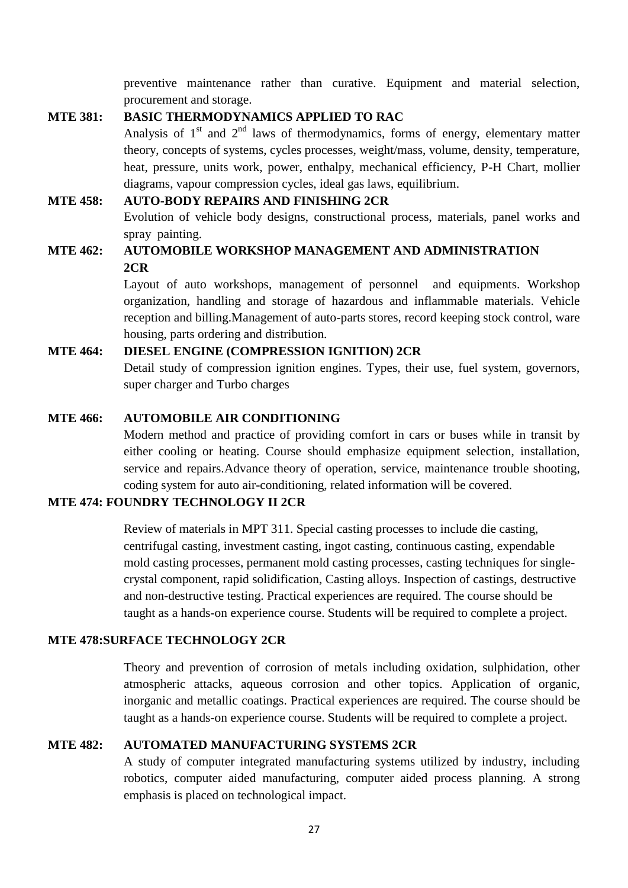preventive maintenance rather than curative. Equipment and material selection, procurement and storage.

**MTE 381: BASIC THERMODYNAMICS APPLIED TO RAC**

Analysis of 1st and 2nd laws of thermodynamics, forms of energy, elementary matter theory, concepts of systems, cycles processes, weight/mass, volume, density, temperature, heat, pressure, units work, power, enthalpy, mechanical efficiency, P-H Chart, mollier diagrams, vapour compression cycles, ideal gas laws, equilibrium.

**MTE 458: AUTO-BODY REPAIRS AND FINISHING 2CR**

Evolution of vehicle body designs, constructional process, materials, panel works and spray painting.

**MTE 462: AUTOMOBILE WORKSHOP MANAGEMENT AND ADMINISTRATION 2CR**

Layout of auto workshops, management of personnel and equipments. Workshop organization, handling and storage of hazardous and inflammable materials. Vehicle reception and billing.Management of auto-parts stores, record keeping stock control, ware housing, parts ordering and distribution.

**MTE 464: DIESEL ENGINE (COMPRESSION IGNITION) 2CR**

Detail study of compression ignition engines. Types, their use, fuel system, governors, super charger and Turbo charges

**MTE 466: AUTOMOBILE AIR CONDITIONING**

Modern method and practice of providing comfort in cars or buses while in transit by either cooling or heating. Course should emphasize equipment selection, installation, service and repairs.Advance theory of operation, service, maintenance trouble shooting, coding system for auto air-conditioning, related information will be covered.

**MTE 474: FOUNDRY TECHNOLOGY II 2CR**

Review of materials in MPT 311. Special casting processes to include die casting, centrifugal casting, investment casting, ingot casting, continuous casting, expendable mold casting processes, permanent mold casting processes, casting techniques for single-crystal component, rapid solidification, Casting alloys. Inspection of castings, destructive and non-destructive testing. Practical experiences are required. The course should be taught as a hands-on experience course. Students will be required to complete a project.

**MTE 478:SURFACE TECHNOLOGY 2CR**

Theory and prevention of corrosion of metals including oxidation, sulphidation, other atmospheric attacks, aqueous corrosion and other topics. Application of organic, inorganic and metallic coatings. Practical experiences are required. The course should be taught as a hands-on experience course. Students will be required to complete a project.

**MTE 482: AUTOMATED MANUFACTURING SYSTEMS 2CR**

A study of computer integrated manufacturing systems utilized by industry, including robotics, computer aided manufacturing, computer aided process planning. A strong emphasis is placed on technological impact.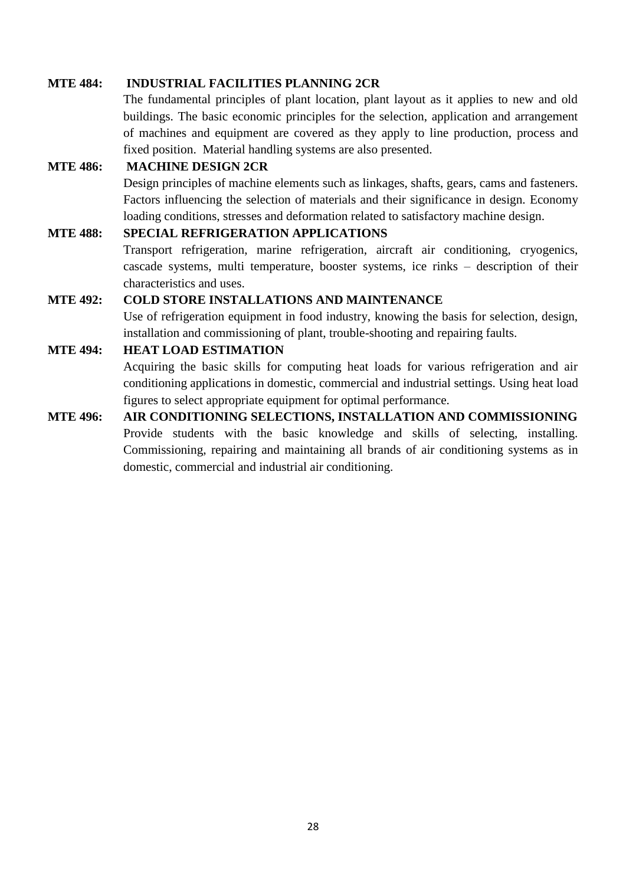**MTE 484: INDUSTRIAL FACILITIES PLANNING 2CR**

The fundamental principles of plant location, plant layout as it applies to new and old buildings. The basic economic principles for the selection, application and arrangement of machines and equipment are covered as they apply to line production, process and fixed position. Material handling systems are also presented.

**MTE 486: MACHINE DESIGN 2CR**

Design principles of machine elements such as linkages, shafts, gears, cams and fasteners. Factors influencing the selection of materials and their significance in design. Economy loading conditions, stresses and deformation related to satisfactory machine design.

**MTE 488: SPECIAL REFRIGERATION APPLICATIONS**

Transport refrigeration, marine refrigeration, aircraft air conditioning, cryogenics, cascade systems, multi temperature, booster systems, ice rinks – description of their characteristics and uses.

**MTE 492: COLD STORE INSTALLATIONS AND MAINTENANCE**

Use of refrigeration equipment in food industry, knowing the basis for selection, design, installation and commissioning of plant, trouble-shooting and repairing faults.

**MTE 494: HEAT LOAD ESTIMATION**

Acquiring the basic skills for computing heat loads for various refrigeration and air conditioning applications in domestic, commercial and industrial settings. Using heat load figures to select appropriate equipment for optimal performance.

**MTE 496: AIR CONDITIONING SELECTIONS, INSTALLATION AND COMMISSIONING**

Provide students with the basic knowledge and skills of selecting, installing. Commissioning, repairing and maintaining all brands of air conditioning systems as in domestic, commercial and industrial air conditioning.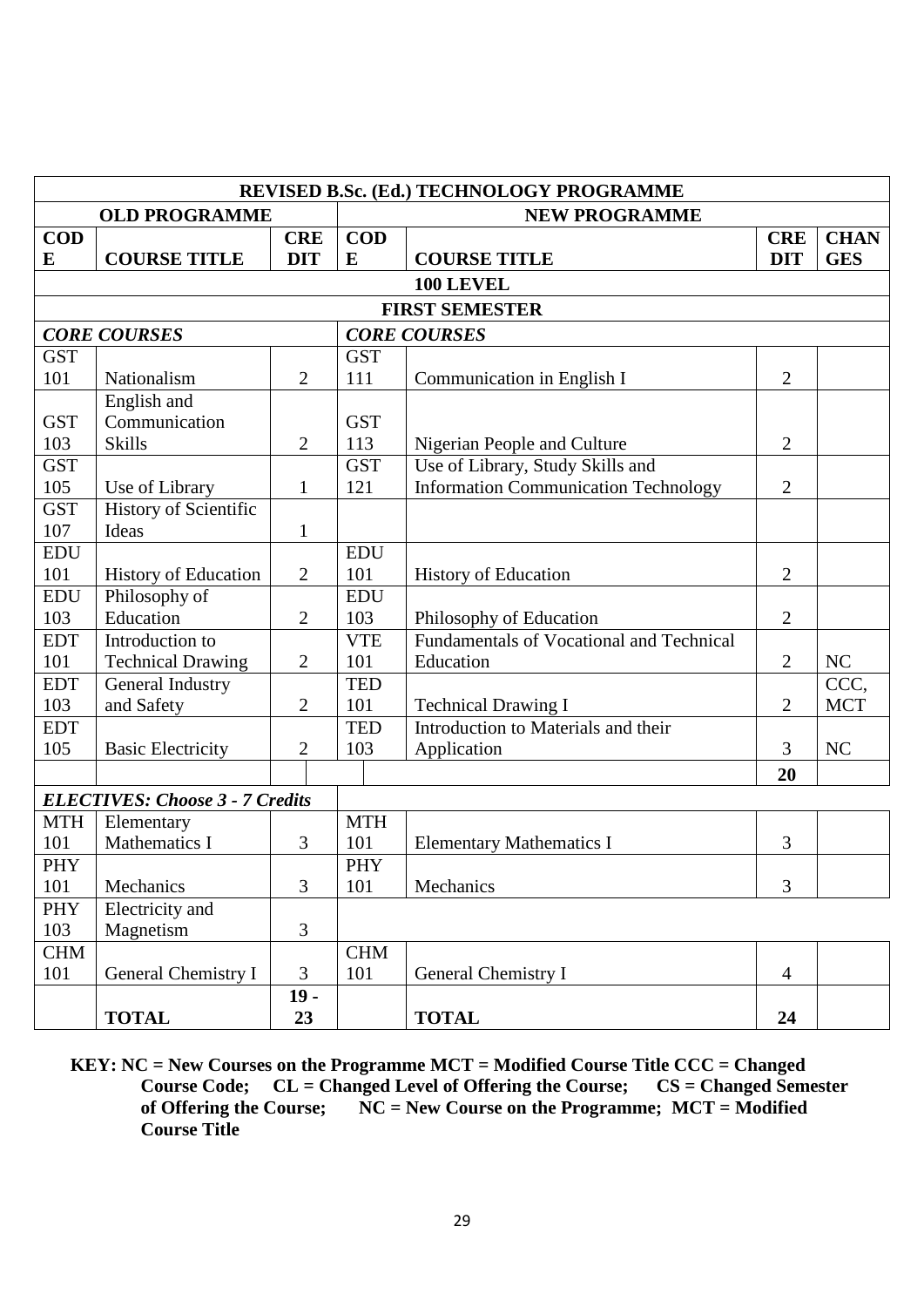| REVISED B.Sc. (Ed.) TECHNOLOGY PROGRAMME | | | | | | |
|---|---|---|---|---|---|---|
| **OLD PROGRAMME** | | | **NEW PROGRAMME** | | | |
| **CODE** | **COURSE TITLE** | **CREDIT** | **CODE** | **COURSE TITLE** | **CREDIT** | **CHANGES** |
| **100 LEVEL** | | | | | | |
| **FIRST SEMESTER** | | | | | | |
| ***CORE COURSES*** | | | ***CORE COURSES*** | | | |
| GST 101 | Nationalism | 2 | GST 111 | Communication in English I | 2 | |
| GST 103 | English and Communication Skills | 2 | GST 113 | Nigerian People and Culture | 2 | |
| GST 105 | Use of Library | 1 | GST 121 | Use of Library, Study Skills and Information Communication Technology | 2 | |
| GST 107 | History of Scientific Ideas | 1 | | | | |
| EDU 101 | History of Education | 2 | EDU 101 | History of Education | 2 | |
| EDU 103 | Philosophy of Education | 2 | EDU 103 | Philosophy of Education | 2 | |
| EDT 101 | Introduction to Technical Drawing | 2 | VTE 101 | Fundamentals of Vocational and Technical Education | 2 | NC |
| EDT 103 | General Industry and Safety | 2 | TED 101 | Technical Drawing I | 2 | CCC, MCT |
| EDT 105 | Basic Electricity | 2 | TED 103 | Introduction to Materials and their Application | 3 | NC |
| | | | | | **20** | |
| ***ELECTIVES: Choose 3 - 7 Credits*** | | | | | | |
| MTH 101 | Elementary Mathematics I | 3 | MTH 101 | Elementary Mathematics I | 3 | |
| PHY 101 | Mechanics | 3 | PHY 101 | Mechanics | 3 | |
| PHY 103 | Electricity and Magnetism | 3 | | | | |
| CHM 101 | General Chemistry I | 3 | CHM 101 | General Chemistry I | 4 | |
| | **TOTAL** | **19 - 23** | | **TOTAL** | **24** | |

**KEY: NC = New Courses on the Programme MCT = Modified Course Title CCC = Changed Course Code; CL = Changed Level of Offering the Course; CS = Changed Semester of Offering the Course; NC = New Course on the Programme; MCT = Modified Course Title**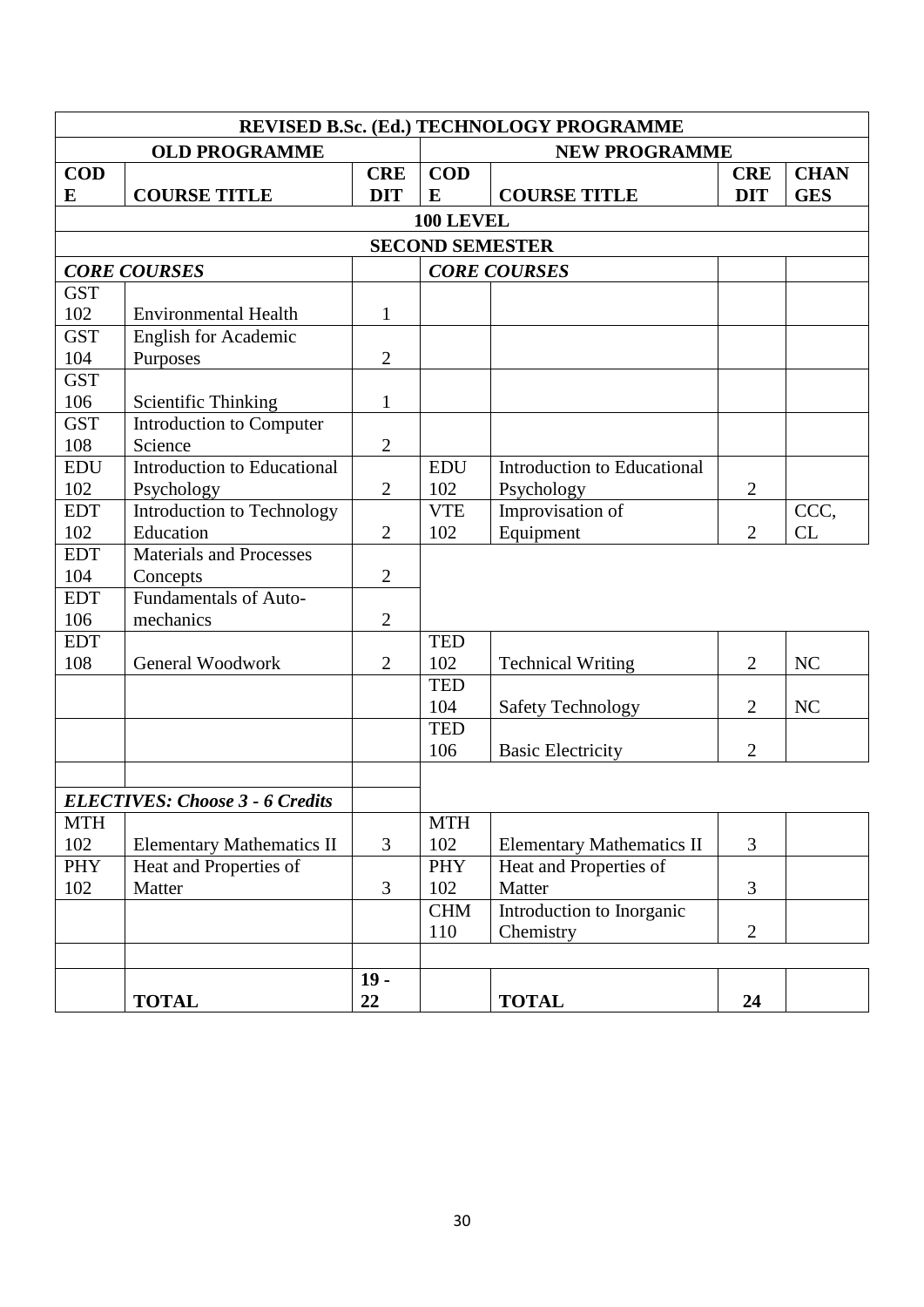| REVISED B.Sc. (Ed.) TECHNOLOGY PROGRAMME | | | | | | |
|---|---|---|---|---|---|---|
| OLD PROGRAMME | | | NEW PROGRAMME | | | |
| **CODE** | **COURSE TITLE** | **CREDIT** | **CODE** | **COURSE TITLE** | **CREDIT** | **CHANGES** |
| **100 LEVEL** | | | | | | |
| **SECOND SEMESTER** | | | | | | |
| ***CORE COURSES*** | | | ***CORE COURSES*** | | | |
| GST 102 | Environmental Health | 1 | | | | |
| GST 104 | English for Academic Purposes | 2 | | | | |
| GST 106 | Scientific Thinking | 1 | | | | |
| GST 108 | Introduction to Computer Science | 2 | | | | |
| EDU 102 | Introduction to Educational Psychology | 2 | EDU 102 | Introduction to Educational Psychology | 2 | |
| EDT 102 | Introduction to Technology Education | 2 | VTE 102 | Improvisation of Equipment | 2 | CCC, CL |
| EDT 104 | Materials and Processes Concepts | 2 | | | | |
| EDT 106 | Fundamentals of Auto-mechanics | 2 | | | | |
| EDT 108 | General Woodwork | 2 | TED 102 | Technical Writing | 2 | NC |
| | | | TED 104 | Safety Technology | 2 | NC |
| | | | TED 106 | Basic Electricity | 2 | |
| | | | | | | |
| ***ELECTIVES: Choose 3 - 6 Credits*** | | | | | | |
| MTH 102 | Elementary Mathematics II | 3 | MTH 102 | Elementary Mathematics II | 3 | |
| PHY 102 | Heat and Properties of Matter | 3 | PHY 102 | Heat and Properties of Matter | 3 | |
| | | | CHM 110 | Introduction to Inorganic Chemistry | 2 | |
| | | | | | | |
| | **TOTAL** | **19 - 22** | | **TOTAL** | **24** | |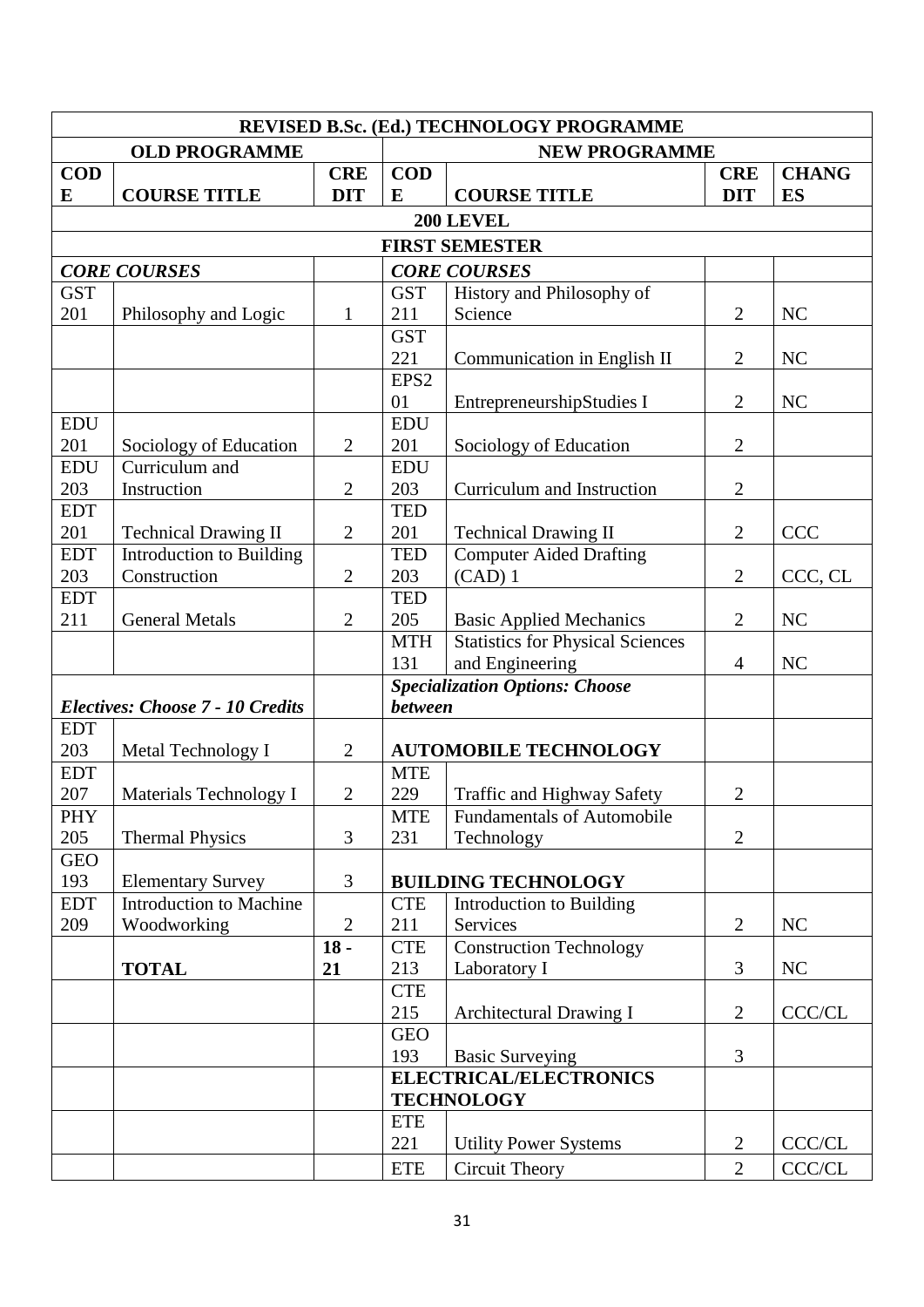| REVISED B.Sc. (Ed.) TECHNOLOGY PROGRAMME | | | | | | |
|---|---|---|---|---|---|---|
| OLD PROGRAMME | | | NEW PROGRAMME | | | |
| CODE | COURSE TITLE | CREDIT | CODE | COURSE TITLE | CREDIT | CHANGES |
| 200 LEVEL | | | | | | |
| FIRST SEMESTER | | | | | | |
| *CORE COURSES* | | | *CORE COURSES* | | | |
| GST 201 | Philosophy and Logic | 1 | GST 211 | History and Philosophy of Science | 2 | NC |
| | | | GST 221 | Communication in English II | 2 | NC |
| | | | EPS201 | EntrepreneurshipStudies I | 2 | NC |
| EDU 201 | Sociology of Education | 2 | EDU 201 | Sociology of Education | 2 | |
| EDU 203 | Curriculum and Instruction | 2 | EDU 203 | Curriculum and Instruction | 2 | |
| EDT 201 | Technical Drawing II | 2 | TED 201 | Technical Drawing II | 2 | CCC |
| EDT 203 | Introduction to Building Construction | 2 | TED 203 | Computer Aided Drafting (CAD) 1 | 2 | CCC, CL |
| EDT 211 | General Metals | 2 | TED 205 | Basic Applied Mechanics | 2 | NC |
| | | | MTH 131 | Statistics for Physical Sciences and Engineering | 4 | NC |
| ***Electives: Choose 7 - 10 Credits*** | | | ***Specialization Options: Choose between*** | | | |
| EDT 203 | Metal Technology I | 2 | **AUTOMOBILE TECHNOLOGY** | | | |
| EDT 207 | Materials Technology I | 2 | MTE 229 | Traffic and Highway Safety | 2 | |
| PHY 205 | Thermal Physics | 3 | MTE 231 | Fundamentals of Automobile Technology | 2 | |
| GEO 193 | Elementary Survey | 3 | **BUILDING TECHNOLOGY** | | | |
| EDT 209 | Introduction to Machine Woodworking | 2 | CTE 211 | Introduction to Building Services | 2 | NC |
| | **TOTAL** | **18 - 21** | CTE 213 | Construction Technology Laboratory I | 3 | NC |
| | | | CTE 215 | Architectural Drawing I | 2 | CCC/CL |
| | | | GEO 193 | Basic Surveying | 3 | |
| | | | **ELECTRICAL/ELECTRONICS TECHNOLOGY** | | | |
| | | | ETE 221 | Utility Power Systems | 2 | CCC/CL |
| | | | ETE | Circuit Theory | 2 | CCC/CL |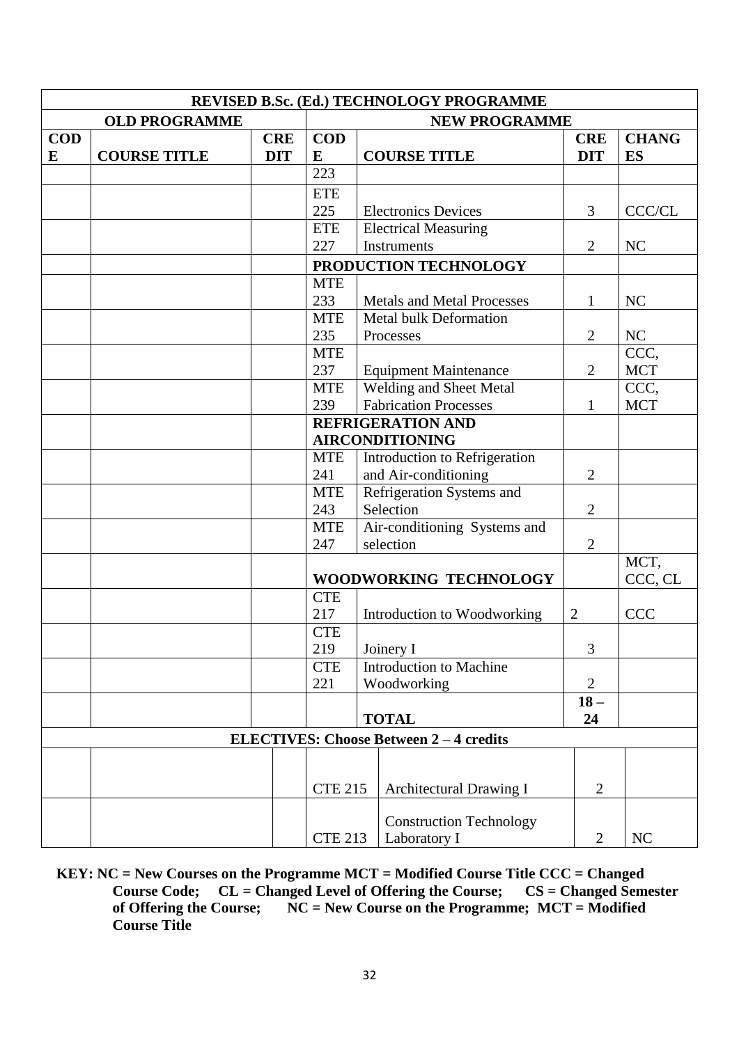| REVISED B.Sc. (Ed.) TECHNOLOGY PROGRAMME | | | | | | |
|---|---|---|---|---|---|---|
| OLD PROGRAMME | | | NEW PROGRAMME | | | |
| CODE | COURSE TITLE | CREDIT | CODE | COURSE TITLE | CREDIT | CHANGES |
| | | | 223 | | | |
| | | | ETE 225 | Electronics Devices | 3 | CCC/CL |
| | | | ETE 227 | Electrical Measuring Instruments | 2 | NC |
| | | | PRODUCTION TECHNOLOGY | | | |
| | | | MTE 233 | Metals and Metal Processes | 1 | NC |
| | | | MTE 235 | Metal bulk Deformation Processes | 2 | NC |
| | | | MTE 237 | Equipment Maintenance | 2 | CCC, MCT |
| | | | MTE 239 | Welding and Sheet Metal Fabrication Processes | 1 | CCC, MCT |
| | | | REFRIGERATION AND AIRCONDITIONING | | | |
| | | | MTE 241 | Introduction to Refrigeration and Air-conditioning | 2 | |
| | | | MTE 243 | Refrigeration Systems and Selection | 2 | |
| | | | MTE 247 | Air-conditioning Systems and selection | 2 | |
| | | | WOODWORKING TECHNOLOGY | | | MCT, CCC, CL |
| | | | CTE 217 | Introduction to Woodworking | 2 | CCC |
| | | | CTE 219 | Joinery I | 3 | |
| | | | CTE 221 | Introduction to Machine Woodworking | 2 | |
| | | | | TOTAL | 18 – 24 | |
| ELECTIVES: Choose Between 2 – 4 credits | | | | | | |
| | | | CTE 215 | Architectural Drawing I | 2 | |
| | | | CTE 213 | Construction Technology Laboratory I | 2 | NC |

**KEY: NC = New Courses on the Programme MCT = Modified Course Title CCC = Changed Course Code; CL = Changed Level of Offering the Course; CS = Changed Semester of Offering the Course; NC = New Course on the Programme; MCT = Modified Course Title**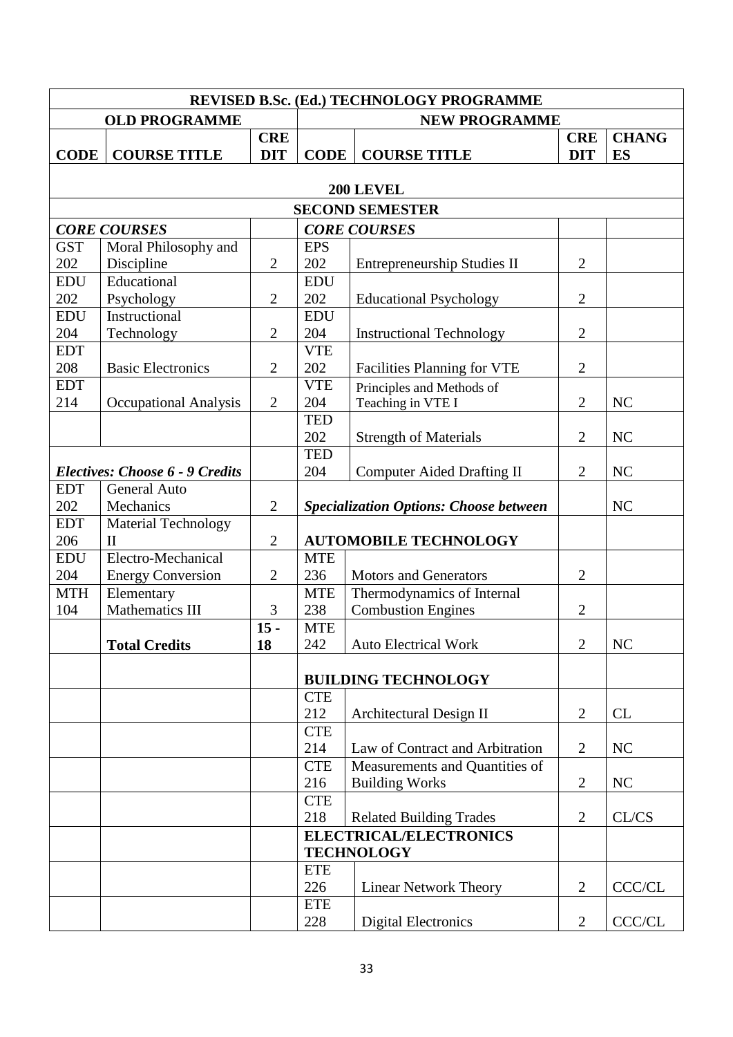| REVISED B.Sc. (Ed.) TECHNOLOGY PROGRAMME | | | | | | |
|---|---|---|---|---|---|---|
| OLD PROGRAMME | | | NEW PROGRAMME | | | |
| **CODE** | **COURSE TITLE** | **CREDIT** | **CODE** | **COURSE TITLE** | **CREDIT** | **CHANGES** |
| | | | **200 LEVEL** | | | |
| | | | **SECOND SEMESTER** | | | |
| ***CORE COURSES*** | | | ***CORE COURSES*** | | | |
| GST 202 | Moral Philosophy and Discipline | 2 | EPS 202 | Entrepreneurship Studies II | 2 | |
| EDU 202 | Educational Psychology | 2 | EDU 202 | Educational Psychology | 2 | |
| EDU 204 | Instructional Technology | 2 | EDU 204 | Instructional Technology | 2 | |
| EDT 208 | Basic Electronics | 2 | VTE 202 | Facilities Planning for VTE | 2 | |
| EDT 214 | Occupational Analysis | 2 | VTE 204 | Principles and Methods of Teaching in VTE I | 2 | NC |
| | | | TED 202 | Strength of Materials | 2 | NC |
| ***Electives: Choose 6 - 9 Credits*** | | | TED 204 | Computer Aided Drafting II | 2 | NC |
| EDT 202 | General Auto Mechanics | 2 | ***Specialization Options: Choose between*** | | | NC |
| EDT 206 | Material Technology II | 2 | **AUTOMOBILE TECHNOLOGY** | | | |
| EDU 204 | Electro-Mechanical Energy Conversion | 2 | MTE 236 | Motors and Generators | 2 | |
| MTH 104 | Elementary Mathematics III | 3 | MTE 238 | Thermodynamics of Internal Combustion Engines | 2 | |
| | **Total Credits** | **15 - 18** | MTE 242 | Auto Electrical Work | 2 | NC |
| | | | **BUILDING TECHNOLOGY** | | | |
| | | | CTE 212 | Architectural Design II | 2 | CL |
| | | | CTE 214 | Law of Contract and Arbitration | 2 | NC |
| | | | CTE 216 | Measurements and Quantities of Building Works | 2 | NC |
| | | | CTE 218 | Related Building Trades | 2 | CL/CS |
| | | | **ELECTRICAL/ELECTRONICS TECHNOLOGY** | | | |
| | | | ETE 226 | Linear Network Theory | 2 | CCC/CL |
| | | | ETE 228 | Digital Electronics | 2 | CCC/CL |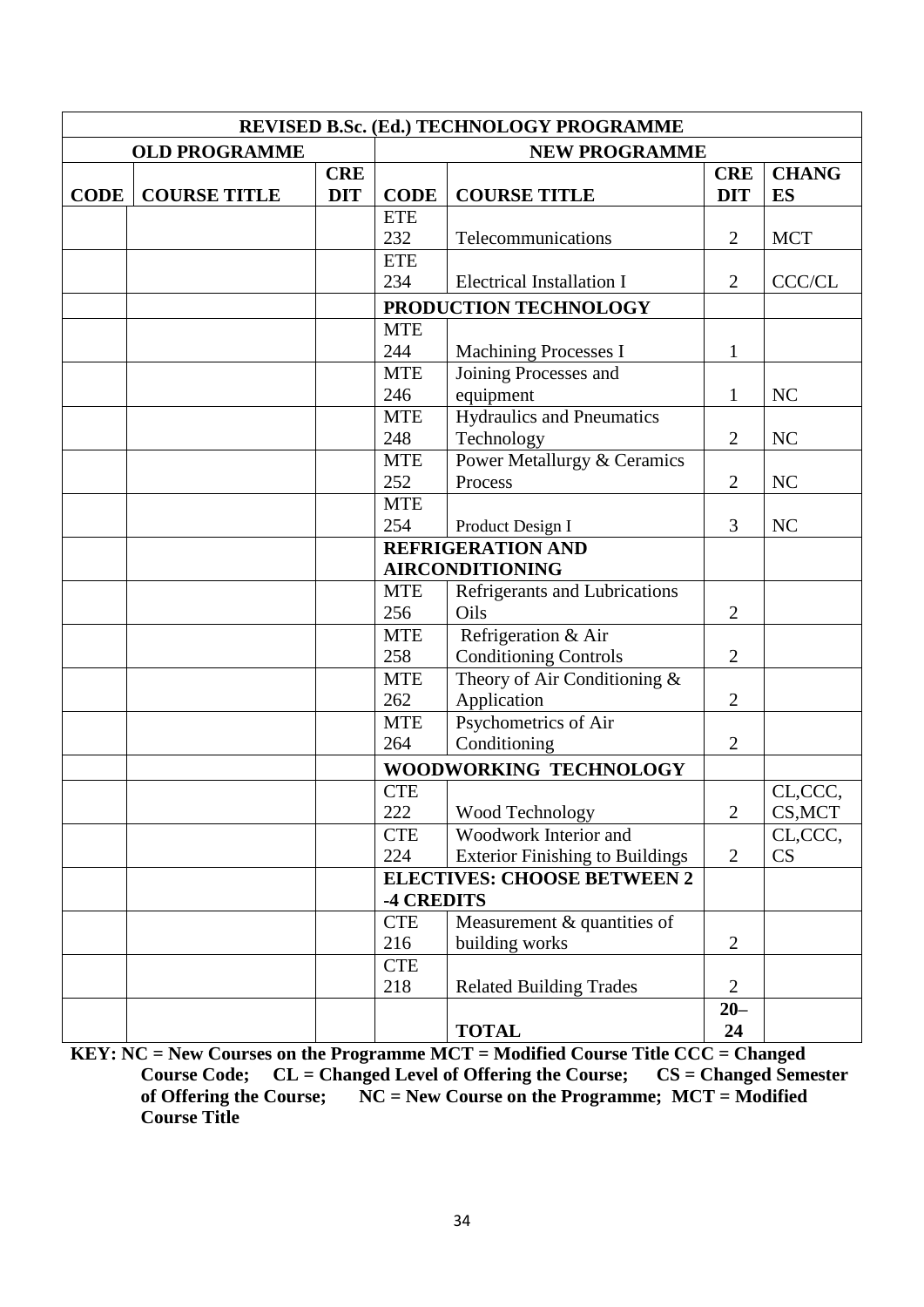| REVISED B.Sc. (Ed.) TECHNOLOGY PROGRAMME | | | | | | |
|---|---|---|---|---|---|---|
| OLD PROGRAMME | | | NEW PROGRAMME | | | |
| CODE | COURSE TITLE | CREDIT | CODE | COURSE TITLE | CREDIT | CHANGES |
| | | | ETE 232 | Telecommunications | 2 | MCT |
| | | | ETE 234 | Electrical Installation I | 2 | CCC/CL |
| | | | **PRODUCTION TECHNOLOGY** | | | |
| | | | MTE 244 | Machining Processes I | 1 | |
| | | | MTE 246 | Joining Processes and equipment | 1 | NC |
| | | | MTE 248 | Hydraulics and Pneumatics Technology | 2 | NC |
| | | | MTE 252 | Power Metallurgy & Ceramics Process | 2 | NC |
| | | | MTE 254 | Product Design I | 3 | NC |
| | | | **REFRIGERATION AND AIRCONDITIONING** | | | |
| | | | MTE 256 | Refrigerants and Lubrications Oils | 2 | |
| | | | MTE 258 | Refrigeration & Air Conditioning Controls | 2 | |
| | | | MTE 262 | Theory of Air Conditioning & Application | 2 | |
| | | | MTE 264 | Psychometrics of Air Conditioning | 2 | |
| | | | **WOODWORKING TECHNOLOGY** | | | |
| | | | CTE 222 | Wood Technology | 2 | CL,CCC, CS,MCT |
| | | | CTE 224 | Woodwork Interior and Exterior Finishing to Buildings | 2 | CL,CCC, CS |
| | | | **ELECTIVES: CHOOSE BETWEEN 2 -4 CREDITS** | | | |
| | | | CTE 216 | Measurement & quantities of building works | 2 | |
| | | | CTE 218 | Related Building Trades | 2 | |
| | | | | **TOTAL** | **20–24** | |

**KEY: NC = New Courses on the Programme MCT = Modified Course Title CCC = Changed Course Code; CL = Changed Level of Offering the Course; CS = Changed Semester of Offering the Course; NC = New Course on the Programme; MCT = Modified Course Title**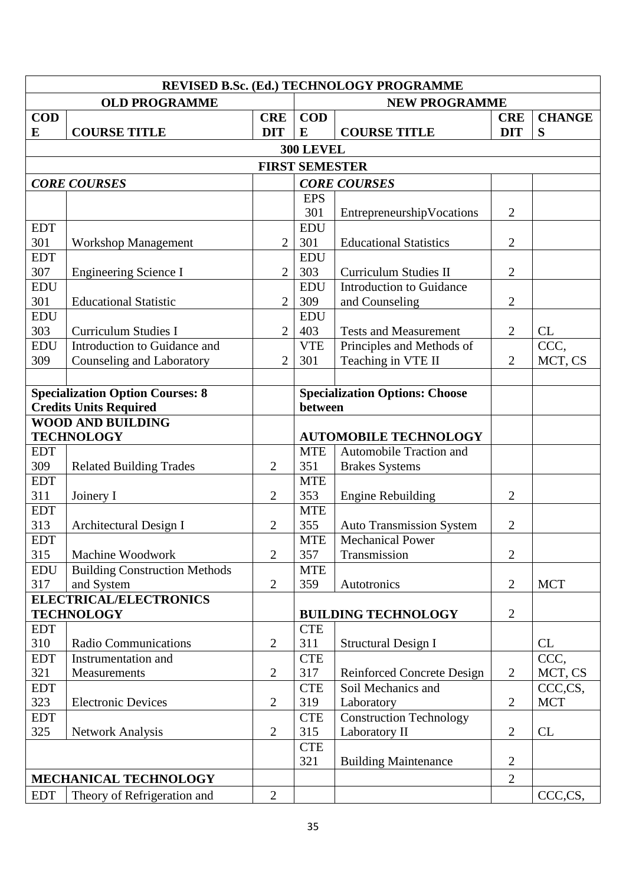| REVISED B.Sc. (Ed.) TECHNOLOGY PROGRAMME | | | | | | |
|---|---|---|---|---|---|---|
| OLD PROGRAMME | | | NEW PROGRAMME | | | |
| CODE | COURSE TITLE | CREDIT | CODE | COURSE TITLE | CREDIT | CHANGES |
| 300 LEVEL | | | | | | |
| FIRST SEMESTER | | | | | | |
| *CORE COURSES* | | | *CORE COURSES* | | | |
| | | | EPS 301 | EntrepreneurshipVocations | 2 | |
| EDT 301 | Workshop Management | 2 | EDU 301 | Educational Statistics | 2 | |
| EDT 307 | Engineering Science I | 2 | EDU 303 | Curriculum Studies II | 2 | |
| EDU 301 | Educational Statistic | 2 | EDU 309 | Introduction to Guidance and Counseling | 2 | |
| EDU 303 | Curriculum Studies I | 2 | EDU 403 | Tests and Measurement | 2 | CL |
| EDU 309 | Introduction to Guidance and Counseling and Laboratory | 2 | VTE 301 | Principles and Methods of Teaching in VTE II | 2 | CCC, MCT, CS |
| | | | | | | |
| **Specialization Option Courses: 8 Credits Units Required** | | | **Specialization Options: Choose between** | | | |
| **WOOD AND BUILDING TECHNOLOGY** | | | **AUTOMOBILE TECHNOLOGY** | | | |
| EDT 309 | Related Building Trades | 2 | MTE 351 | Automobile Traction and Brakes Systems | | |
| EDT 311 | Joinery I | 2 | MTE 353 | Engine Rebuilding | 2 | |
| EDT 313 | Architectural Design I | 2 | MTE 355 | Auto Transmission System | 2 | |
| EDT 315 | Machine Woodwork | 2 | MTE 357 | Mechanical Power Transmission | 2 | |
| EDU 317 | Building Construction Methods and System | 2 | MTE 359 | Autotronics | 2 | MCT |
| **ELECTRICAL/ELECTRONICS TECHNOLOGY** | | | **BUILDING TECHNOLOGY** | | 2 | |
| EDT 310 | Radio Communications | 2 | CTE 311 | Structural Design I | | CL |
| EDT 321 | Instrumentation and Measurements | 2 | CTE 317 | Reinforced Concrete Design | 2 | CCC, MCT, CS |
| EDT 323 | Electronic Devices | 2 | CTE 319 | Soil Mechanics and Laboratory | 2 | CCC,CS, MCT |
| EDT 325 | Network Analysis | 2 | CTE 315 | Construction Technology Laboratory II | 2 | CL |
| | | | CTE 321 | Building Maintenance | 2 | |
| **MECHANICAL TECHNOLOGY** | | | | | 2 | |
| EDT | Theory of Refrigeration and | 2 | | | | CCC,CS, |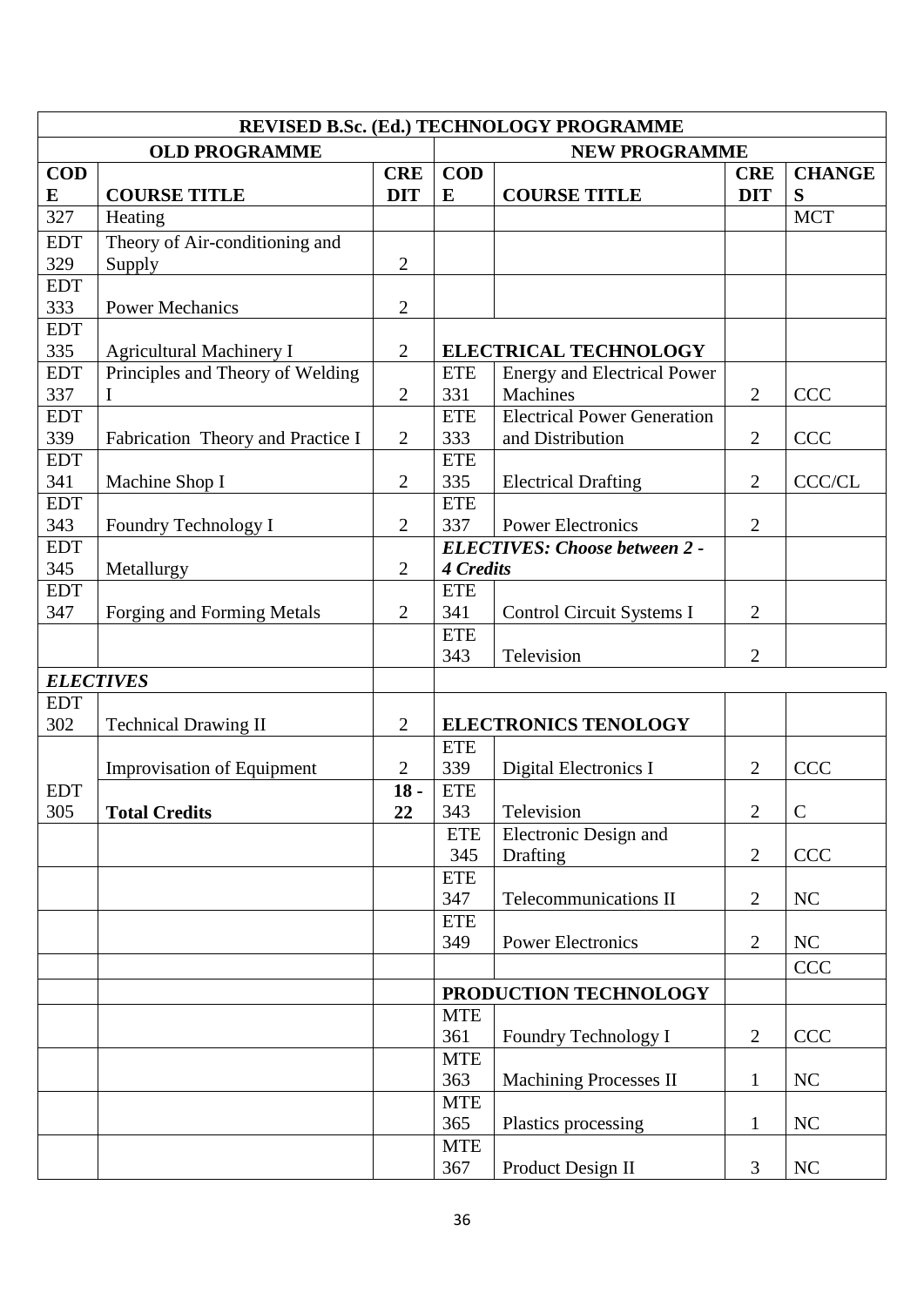| REVISED B.Sc. (Ed.) TECHNOLOGY PROGRAMME | | | | | | |
|---|---|---|---|---|---|---|
| OLD PROGRAMME | | | NEW PROGRAMME | | | |
| CODE | COURSE TITLE | CREDIT | CODE | COURSE TITLE | CREDIT | CHANGES |
| 327 | Heating | | | | | MCT |
| EDT 329 | Theory of Air-conditioning and Supply | 2 | | | | |
| EDT 333 | Power Mechanics | 2 | | | | |
| EDT 335 | Agricultural Machinery I | 2 | **ELECTRICAL TECHNOLOGY** | | | |
| EDT 337 | Principles and Theory of Welding I | 2 | ETE 331 | Energy and Electrical Power Machines | 2 | CCC |
| EDT 339 | Fabrication Theory and Practice I | 2 | ETE 333 | Electrical Power Generation and Distribution | 2 | CCC |
| EDT 341 | Machine Shop I | 2 | ETE 335 | Electrical Drafting | 2 | CCC/CL |
| EDT 343 | Foundry Technology I | 2 | ETE 337 | Power Electronics | 2 | |
| EDT 345 | Metallurgy | 2 | ***ELECTIVES: Choose between 2 - 4 Credits*** | | | |
| EDT 347 | Forging and Forming Metals | 2 | ETE 341 | Control Circuit Systems I | 2 | |
| | | | ETE 343 | Television | 2 | |
| ***ELECTIVES*** | | | | | | |
| EDT 302 | Technical Drawing II | 2 | **ELECTRONICS TENOLOGY** | | | |
| | Improvisation of Equipment | 2 | ETE 339 | Digital Electronics I | 2 | CCC |
| EDT 305 | **Total Credits** | **18 - 22** | ETE 343 | Television | 2 | C |
| | | | ETE 345 | Electronic Design and Drafting | 2 | CCC |
| | | | ETE 347 | Telecommunications II | 2 | NC |
| | | | ETE 349 | Power Electronics | 2 | NC |
| | | | | | | CCC |
| | | | **PRODUCTION TECHNOLOGY** | | | |
| | | | MTE 361 | Foundry Technology I | 2 | CCC |
| | | | MTE 363 | Machining Processes II | 1 | NC |
| | | | MTE 365 | Plastics processing | 1 | NC |
| | | | MTE 367 | Product Design II | 3 | NC |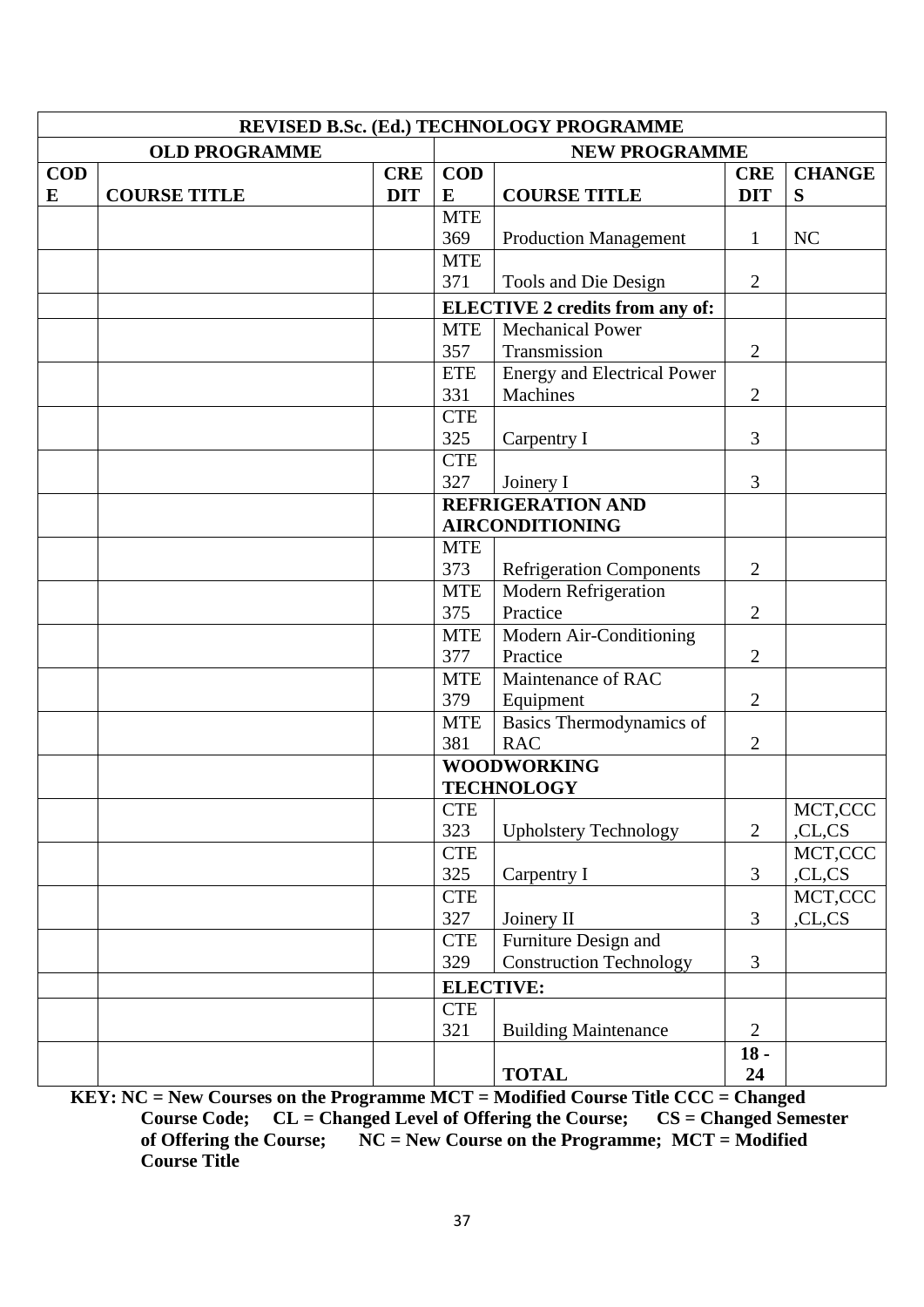| REVISED B.Sc. (Ed.) TECHNOLOGY PROGRAMME | | | | | | |
|---|---|---|---|---|---|---|
| OLD PROGRAMME | | | NEW PROGRAMME | | | |
| CODE | COURSE TITLE | CREDIT | CODE | COURSE TITLE | CREDIT | CHANGES |
| | | | MTE 369 | Production Management | 1 | NC |
| | | | MTE 371 | Tools and Die Design | 2 | |
| | | | **ELECTIVE 2 credits from any of:** | | | |
| | | | MTE 357 | Mechanical Power Transmission | 2 | |
| | | | ETE 331 | Energy and Electrical Power Machines | 2 | |
| | | | CTE 325 | Carpentry I | 3 | |
| | | | CTE 327 | Joinery I | 3 | |
| | | | **REFRIGERATION AND AIRCONDITIONING** | | | |
| | | | MTE 373 | Refrigeration Components | 2 | |
| | | | MTE 375 | Modern Refrigeration Practice | 2 | |
| | | | MTE 377 | Modern Air-Conditioning Practice | 2 | |
| | | | MTE 379 | Maintenance of RAC Equipment | 2 | |
| | | | MTE 381 | Basics Thermodynamics of RAC | 2 | |
| | | | **WOODWORKING TECHNOLOGY** | | | |
| | | | CTE 323 | Upholstery Technology | 2 | MCT,CCC,CL,CS |
| | | | CTE 325 | Carpentry I | 3 | MCT,CCC,CL,CS |
| | | | CTE 327 | Joinery II | 3 | MCT,CCC,CL,CS |
| | | | CTE 329 | Furniture Design and Construction Technology | 3 | |
| | | | **ELECTIVE:** | | | |
| | | | CTE 321 | Building Maintenance | 2 | |
| | | | | **TOTAL** | **18 - 24** | |

**KEY: NC = New Courses on the Programme MCT = Modified Course Title CCC = Changed Course Code; CL = Changed Level of Offering the Course; CS = Changed Semester of Offering the Course; NC = New Course on the Programme; MCT = Modified Course Title**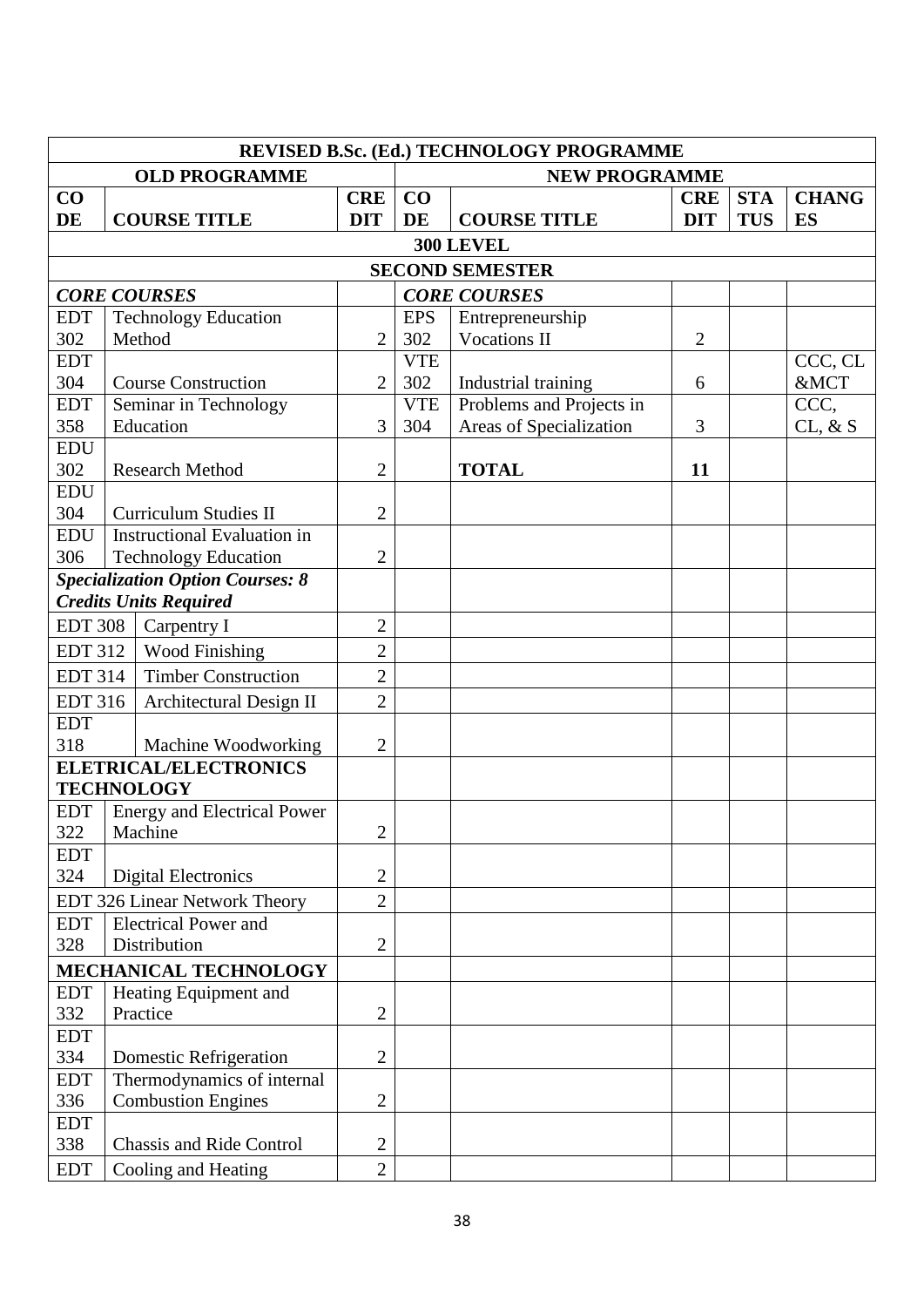| REVISED B.Sc. (Ed.) TECHNOLOGY PROGRAMME | | | | | | | |
|---|---|---|---|---|---|---|---|
| **OLD PROGRAMME** | | | **NEW PROGRAMME** | | | | |
| **CODE** | **COURSE TITLE** | **CREDIT** | **CODE** | **COURSE TITLE** | **CREDIT** | **STATUS** | **CHANGES** |
| **300 LEVEL** | | | | | | | |
| **SECOND SEMESTER** | | | | | | | |
| ***CORE COURSES*** | | | ***CORE COURSES*** | | | | |
| EDT 302 | Technology Education Method | 2 | EPS 302 | Entrepreneurship Vocations II | 2 | | |
| EDT 304 | Course Construction | 2 | VTE 302 | Industrial training | 6 | | CCC, CL &MCT |
| EDT 358 | Seminar in Technology Education | 3 | VTE 304 | Problems and Projects in Areas of Specialization | 3 | | CCC, CL, & S |
| EDU 302 | Research Method | 2 | | **TOTAL** | **11** | | |
| EDU 304 | Curriculum Studies II | 2 | | | | | |
| EDU 306 | Instructional Evaluation in Technology Education | 2 | | | | | |
| ***Specialization Option Courses: 8 Credits Units Required*** | | | | | | | |
| EDT 308 | Carpentry I | 2 | | | | | |
| EDT 312 | Wood Finishing | 2 | | | | | |
| EDT 314 | Timber Construction | 2 | | | | | |
| EDT 316 | Architectural Design II | 2 | | | | | |
| EDT 318 | Machine Woodworking | 2 | | | | | |
| **ELETRICAL/ELECTRONICS TECHNOLOGY** | | | | | | | |
| EDT 322 | Energy and Electrical Power Machine | 2 | | | | | |
| EDT 324 | Digital Electronics | 2 | | | | | |
| EDT 326 | Linear Network Theory | 2 | | | | | |
| EDT 328 | Electrical Power and Distribution | 2 | | | | | |
| **MECHANICAL TECHNOLOGY** | | | | | | | |
| EDT 332 | Heating Equipment and Practice | 2 | | | | | |
| EDT 334 | Domestic Refrigeration | 2 | | | | | |
| EDT 336 | Thermodynamics of internal Combustion Engines | 2 | | | | | |
| EDT 338 | Chassis and Ride Control | 2 | | | | | |
| EDT | Cooling and Heating | 2 | | | | | |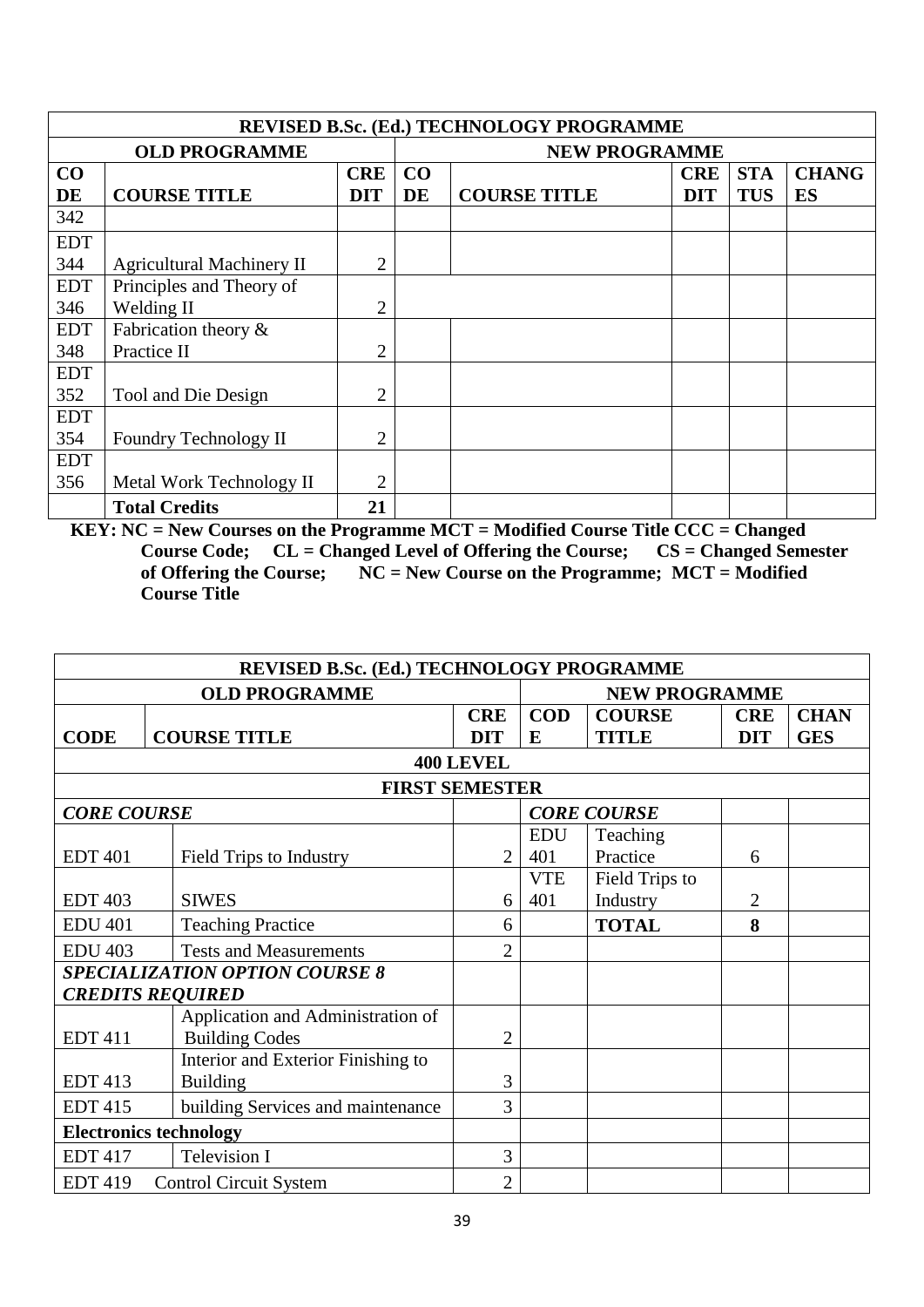| REVISED B.Sc. (Ed.) TECHNOLOGY PROGRAMME | | | | | | | |
|---|---|---|---|---|---|---|---|
| OLD PROGRAMME | | | NEW PROGRAMME | | | | |
| CODE | COURSE TITLE | CREDIT | CODE | COURSE TITLE | CREDIT | STATUS | CHANGES |
| 342 | | | | | | | |
| EDT 344 | Agricultural Machinery II | 2 | | | | | |
| EDT 346 | Principles and Theory of Welding II | 2 | | | | | |
| EDT 348 | Fabrication theory & Practice II | 2 | | | | | |
| EDT 352 | Tool and Die Design | 2 | | | | | |
| EDT 354 | Foundry Technology II | 2 | | | | | |
| EDT 356 | Metal Work Technology II | 2 | | | | | |
| | **Total Credits** | **21** | | | | | |

**KEY: NC = New Courses on the Programme MCT = Modified Course Title CCC = Changed Course Code; CL = Changed Level of Offering the Course; CS = Changed Semester of Offering the Course; NC = New Course on the Programme; MCT = Modified Course Title**

| REVISED B.Sc. (Ed.) TECHNOLOGY PROGRAMME | | | | | | |
|---|---|---|---|---|---|---|
| OLD PROGRAMME | | | NEW PROGRAMME | | | |
| CODE | COURSE TITLE | CREDIT | CODE | COURSE TITLE | CREDIT | CHANGES |
| **400 LEVEL** | | | | | | |
| **FIRST SEMESTER** | | | | | | |
| ***CORE COURSE*** | | | ***CORE COURSE*** | | | |
| EDT 401 | Field Trips to Industry | 2 | EDU 401 | Teaching Practice | 6 | |
| EDT 403 | SIWES | 6 | VTE 401 | Field Trips to Industry | 2 | |
| EDU 401 | Teaching Practice | 6 | | **TOTAL** | **8** | |
| EDU 403 | Tests and Measurements | 2 | | | | |
| ***SPECIALIZATION OPTION COURSE 8 CREDITS REQUIRED*** | | | | | | |
| EDT 411 | Application and Administration of Building Codes | 2 | | | | |
| EDT 413 | Interior and Exterior Finishing to Building | 3 | | | | |
| EDT 415 | building Services and maintenance | 3 | | | | |
| **Electronics technology** | | | | | | |
| EDT 417 | Television I | 3 | | | | |
| EDT 419 | Control Circuit System | 2 | | | | |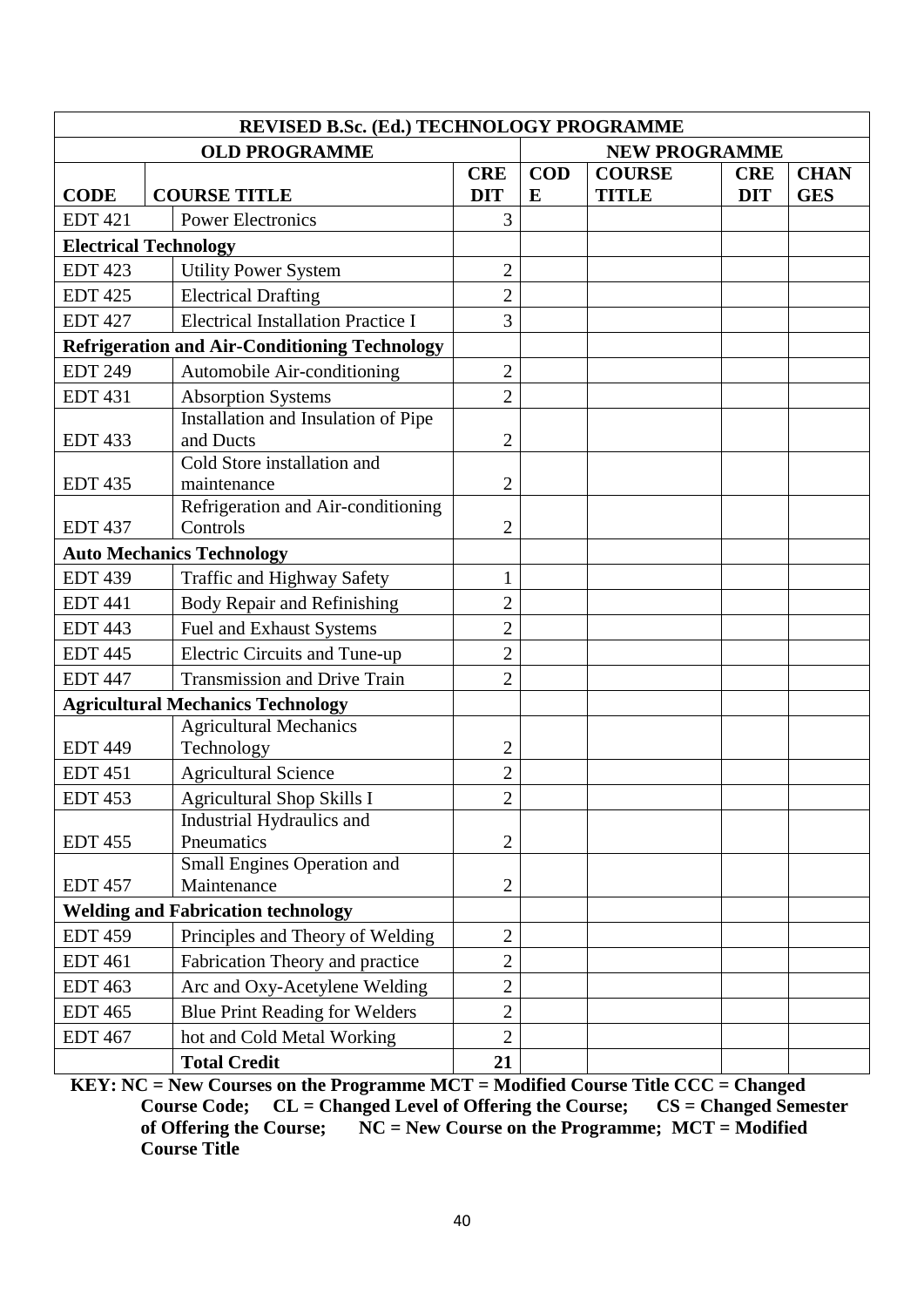| REVISED B.Sc. (Ed.) TECHNOLOGY PROGRAMME | | | | | | |
|---|---|---|---|---|---|---|
| OLD PROGRAMME | | | NEW PROGRAMME | | | |
| CODE | COURSE TITLE | CREDIT | CODE | COURSE TITLE | CREDIT | CHANGES |
| EDT 421 | Power Electronics | 3 | | | | |
| **Electrical Technology** | | | | | | |
| EDT 423 | Utility Power System | 2 | | | | |
| EDT 425 | Electrical Drafting | 2 | | | | |
| EDT 427 | Electrical Installation Practice I | 3 | | | | |
| **Refrigeration and Air-Conditioning Technology** | | | | | | |
| EDT 249 | Automobile Air-conditioning | 2 | | | | |
| EDT 431 | Absorption Systems | 2 | | | | |
| EDT 433 | Installation and Insulation of Pipe and Ducts | 2 | | | | |
| EDT 435 | Cold Store installation and maintenance | 2 | | | | |
| EDT 437 | Refrigeration and Air-conditioning Controls | 2 | | | | |
| **Auto Mechanics Technology** | | | | | | |
| EDT 439 | Traffic and Highway Safety | 1 | | | | |
| EDT 441 | Body Repair and Refinishing | 2 | | | | |
| EDT 443 | Fuel and Exhaust Systems | 2 | | | | |
| EDT 445 | Electric Circuits and Tune-up | 2 | | | | |
| EDT 447 | Transmission and Drive Train | 2 | | | | |
| **Agricultural Mechanics Technology** | | | | | | |
| EDT 449 | Agricultural Mechanics Technology | 2 | | | | |
| EDT 451 | Agricultural Science | 2 | | | | |
| EDT 453 | Agricultural Shop Skills I | 2 | | | | |
| EDT 455 | Industrial Hydraulics and Pneumatics | 2 | | | | |
| EDT 457 | Small Engines Operation and Maintenance | 2 | | | | |
| **Welding and Fabrication technology** | | | | | | |
| EDT 459 | Principles and Theory of Welding | 2 | | | | |
| EDT 461 | Fabrication Theory and practice | 2 | | | | |
| EDT 463 | Arc and Oxy-Acetylene Welding | 2 | | | | |
| EDT 465 | Blue Print Reading for Welders | 2 | | | | |
| EDT 467 | hot and Cold Metal Working | 2 | | | | |
| | **Total Credit** | **21** | | | | |

**KEY: NC = New Courses on the Programme MCT = Modified Course Title CCC = Changed Course Code; CL = Changed Level of Offering the Course; CS = Changed Semester of Offering the Course; NC = New Course on the Programme; MCT = Modified Course Title**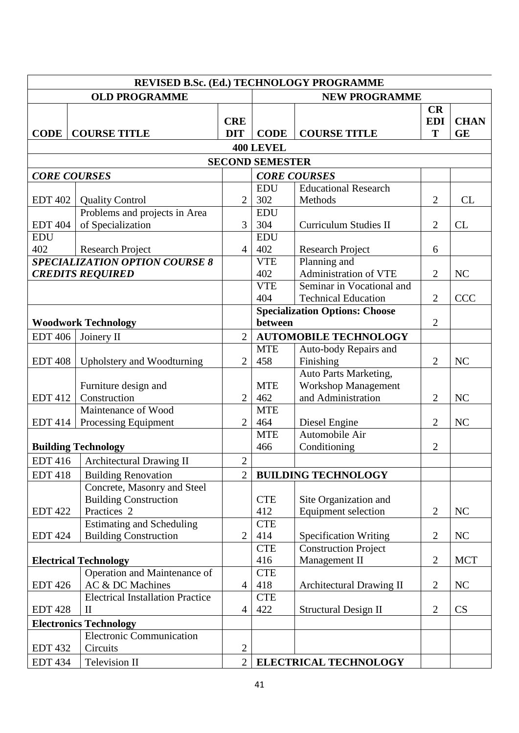| REVISED B.Sc. (Ed.) TECHNOLOGY PROGRAMME | | | | | | |
|---|---|---|---|---|---|---|
| **OLD PROGRAMME** | | | **NEW PROGRAMME** | | | |
| **CODE** | **COURSE TITLE** | **CREDIT** | **CODE** | **COURSE TITLE** | **CREDIT** | **CHANGE** |
| **400 LEVEL** | | | | | | |
| **SECOND SEMESTER** | | | | | | |
| ***CORE COURSES*** | | | ***CORE COURSES*** | | | |
| EDT 402 | Quality Control | 2 | EDU 302 | Educational Research Methods | 2 | CL |
| EDT 404 | Problems and projects in Area of Specialization | 3 | EDU 304 | Curriculum Studies II | 2 | CL |
| EDU 402 | Research Project | 4 | EDU 402 | Research Project | 6 | |
| ***SPECIALIZATION OPTION COURSE 8 CREDITS REQUIRED*** | | | VTE 402 | Planning and Administration of VTE | 2 | NC |
| | | | VTE 404 | Seminar in Vocational and Technical Education | 2 | CCC |
| **Woodwork Technology** | | | **Specialization Options: Choose between** | | 2 | |
| EDT 406 | Joinery II | 2 | **AUTOMOBILE TECHNOLOGY** | | | |
| EDT 408 | Upholstery and Woodturning | 2 | MTE 458 | Auto-body Repairs and Finishing | 2 | NC |
| EDT 412 | Furniture design and Construction | 2 | MTE 462 | Auto Parts Marketing, Workshop Management and Administration | 2 | NC |
| EDT 414 | Maintenance of Wood Processing Equipment | 2 | MTE 464 | Diesel Engine | 2 | NC |
| **Building Technology** | | | MTE 466 | Automobile Air Conditioning | 2 | |
| EDT 416 | Architectural Drawing II | 2 | | | | |
| EDT 418 | Building Renovation | 2 | **BUILDING TECHNOLOGY** | | | |
| EDT 422 | Concrete, Masonry and Steel Building Construction Practices 2 | | CTE 412 | Site Organization and Equipment selection | 2 | NC |
| EDT 424 | Estimating and Scheduling Building Construction | 2 | CTE 414 | Specification Writing | 2 | NC |
| **Electrical Technology** | | | CTE 416 | Construction Project Management II | 2 | MCT |
| EDT 426 | Operation and Maintenance of AC & DC Machines | 4 | CTE 418 | Architectural Drawing II | 2 | NC |
| EDT 428 | Electrical Installation Practice II | 4 | CTE 422 | Structural Design II | 2 | CS |
| **Electronics Technology** | | | | | | |
| EDT 432 | Electronic Communication Circuits | 2 | | | | |
| EDT 434 | Television II | 2 | **ELECTRICAL TECHNOLOGY** | | | |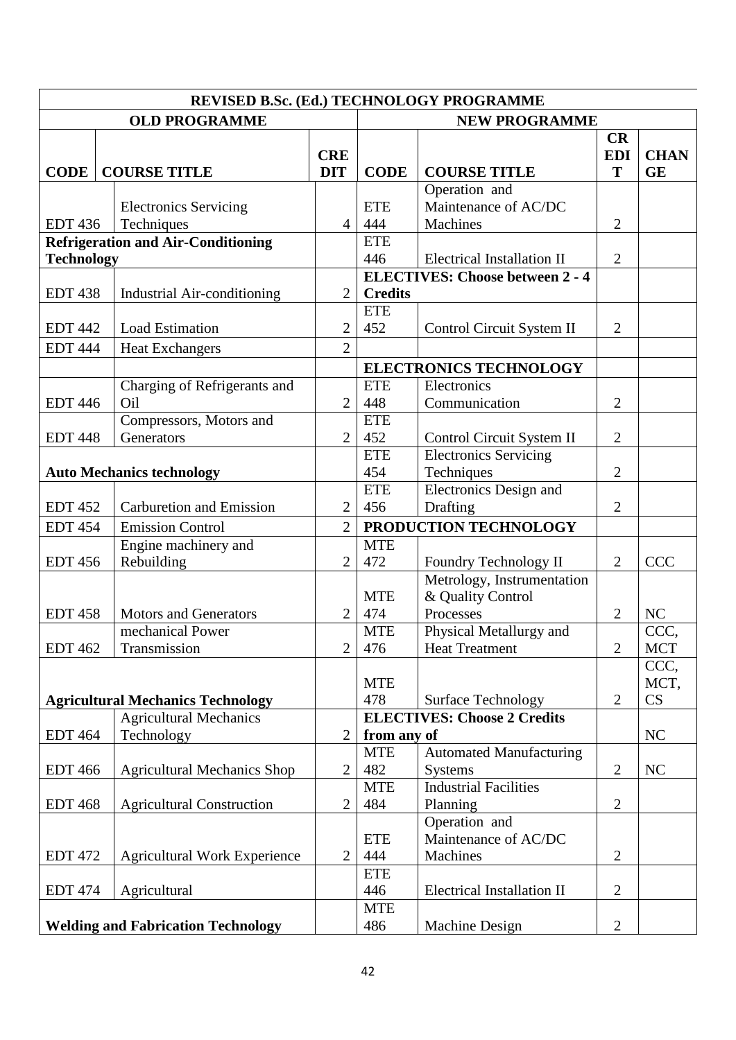| REVISED B.Sc. (Ed.) TECHNOLOGY PROGRAMME | | | | | | |
|---|---|---|---|---|---|---|
| OLD PROGRAMME | | | NEW PROGRAMME | | | |
| CODE | COURSE TITLE | CREDIT | CODE | COURSE TITLE | CREDIT | CHANGE |
| EDT 436 | Electronics Servicing Techniques | 4 | ETE 444 | Operation and Maintenance of AC/DC Machines | 2 | |
| Refrigeration and Air-Conditioning Technology | | | ETE 446 | Electrical Installation II | 2 | |
| EDT 438 | Industrial Air-conditioning | 2 | ELECTIVES: Choose between 2 - 4 Credits | | | |
| EDT 442 | Load Estimation | 2 | ETE 452 | Control Circuit System II | 2 | |
| EDT 444 | Heat Exchangers | 2 | | | | |
| | | | ELECTRONICS TECHNOLOGY | | | |
| EDT 446 | Charging of Refrigerants and Oil | 2 | ETE 448 | Electronics Communication | 2 | |
| EDT 448 | Compressors, Motors and Generators | 2 | ETE 452 | Control Circuit System II | 2 | |
| Auto Mechanics technology | | | ETE 454 | Electronics Servicing Techniques | 2 | |
| EDT 452 | Carburetion and Emission | 2 | ETE 456 | Electronics Design and Drafting | 2 | |
| EDT 454 | Emission Control | 2 | PRODUCTION TECHNOLOGY | | | |
| EDT 456 | Engine machinery and Rebuilding | 2 | MTE 472 | Foundry Technology II | 2 | CCC |
| EDT 458 | Motors and Generators | 2 | MTE 474 | Metrology, Instrumentation & Quality Control Processes | 2 | NC |
| EDT 462 | mechanical Power Transmission | 2 | MTE 476 | Physical Metallurgy and Heat Treatment | 2 | CCC, MCT |
| Agricultural Mechanics Technology | | | MTE 478 | Surface Technology | 2 | CCC, MCT, CS |
| EDT 464 | Agricultural Mechanics Technology | 2 | ELECTIVES: Choose 2 Credits from any of | | | NC |
| EDT 466 | Agricultural Mechanics Shop | 2 | MTE 482 | Automated Manufacturing Systems | 2 | NC |
| EDT 468 | Agricultural Construction | 2 | MTE 484 | Industrial Facilities Planning | 2 | |
| EDT 472 | Agricultural Work Experience | 2 | ETE 444 | Operation and Maintenance of AC/DC Machines | 2 | |
| EDT 474 | Agricultural | | ETE 446 | Electrical Installation II | 2 | |
| Welding and Fabrication Technology | | | MTE 486 | Machine Design | 2 | |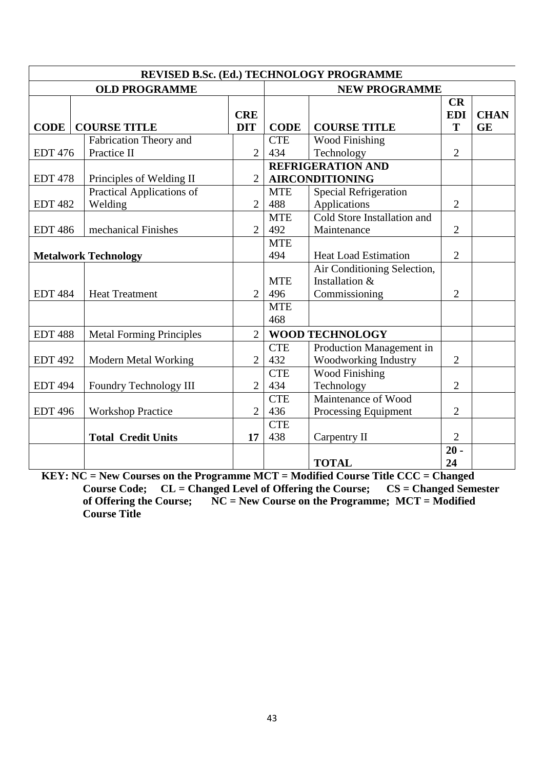| REVISED B.Sc. (Ed.) TECHNOLOGY PROGRAMME | | | | | | |
|---|---|---|---|---|---|---|
| OLD PROGRAMME | | | NEW PROGRAMME | | | |
| CODE | COURSE TITLE | CREDIT | CODE | COURSE TITLE | CREDIT | CHANGE |
| EDT 476 | Fabrication Theory and Practice II | 2 | CTE 434 | Wood Finishing Technology | 2 | |
| EDT 478 | Principles of Welding II | 2 | **REFRIGERATION AND AIRCONDITIONING** | | | |
| EDT 482 | Practical Applications of Welding | 2 | MTE 488 | Special Refrigeration Applications | 2 | |
| EDT 486 | mechanical Finishes | 2 | MTE 492 | Cold Store Installation and Maintenance | 2 | |
| **Metalwork Technology** | | | MTE 494 | Heat Load Estimation | 2 | |
| EDT 484 | Heat Treatment | 2 | MTE 496 | Air Conditioning Selection, Installation & Commissioning | 2 | |
| | | | MTE 468 | | | |
| EDT 488 | Metal Forming Principles | 2 | **WOOD TECHNOLOGY** | | | |
| EDT 492 | Modern Metal Working | 2 | CTE 432 | Production Management in Woodworking Industry | 2 | |
| EDT 494 | Foundry Technology III | 2 | CTE 434 | Wood Finishing Technology | 2 | |
| EDT 496 | Workshop Practice | 2 | CTE 436 | Maintenance of Wood Processing Equipment | 2 | |
| | **Total Credit Units** | **17** | CTE 438 | Carpentry II | 2 | |
| | | | | **TOTAL** | **20 - 24** | |

**KEY: NC = New Courses on the Programme MCT = Modified Course Title CCC = Changed Course Code; CL = Changed Level of Offering the Course; CS = Changed Semester of Offering the Course; NC = New Course on the Programme; MCT = Modified Course Title**